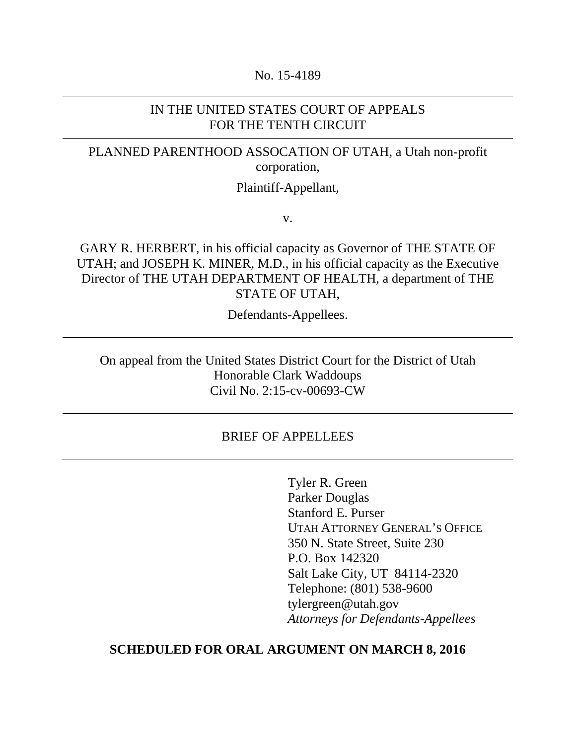No. 15-4189

---

IN THE UNITED STATES COURT OF APPEALS
FOR THE TENTH CIRCUIT

---

PLANNED PARENTHOOD ASSOCATION OF UTAH, a Utah non-profit corporation,

Plaintiff-Appellant,

v.

GARY R. HERBERT, in his official capacity as Governor of THE STATE OF UTAH; and JOSEPH K. MINER, M.D., in his official capacity as the Executive Director of THE UTAH DEPARTMENT OF HEALTH, a department of THE STATE OF UTAH,

Defendants-Appellees.

---

On appeal from the United States District Court for the District of Utah
Honorable Clark Waddoups
Civil No. 2:15-cv-00693-CW

---

BRIEF OF APPELLEES

---

Tyler R. Green
Parker Douglas
Stanford E. Purser
UTAH ATTORNEY GENERAL'S OFFICE
350 N. State Street, Suite 230
P.O. Box 142320
Salt Lake City, UT 84114-2320
Telephone: (801) 538-9600
tylergreen@utah.gov
*Attorneys for Defendants-Appellees*

**SCHEDULED FOR ORAL ARGUMENT ON MARCH 8, 2016**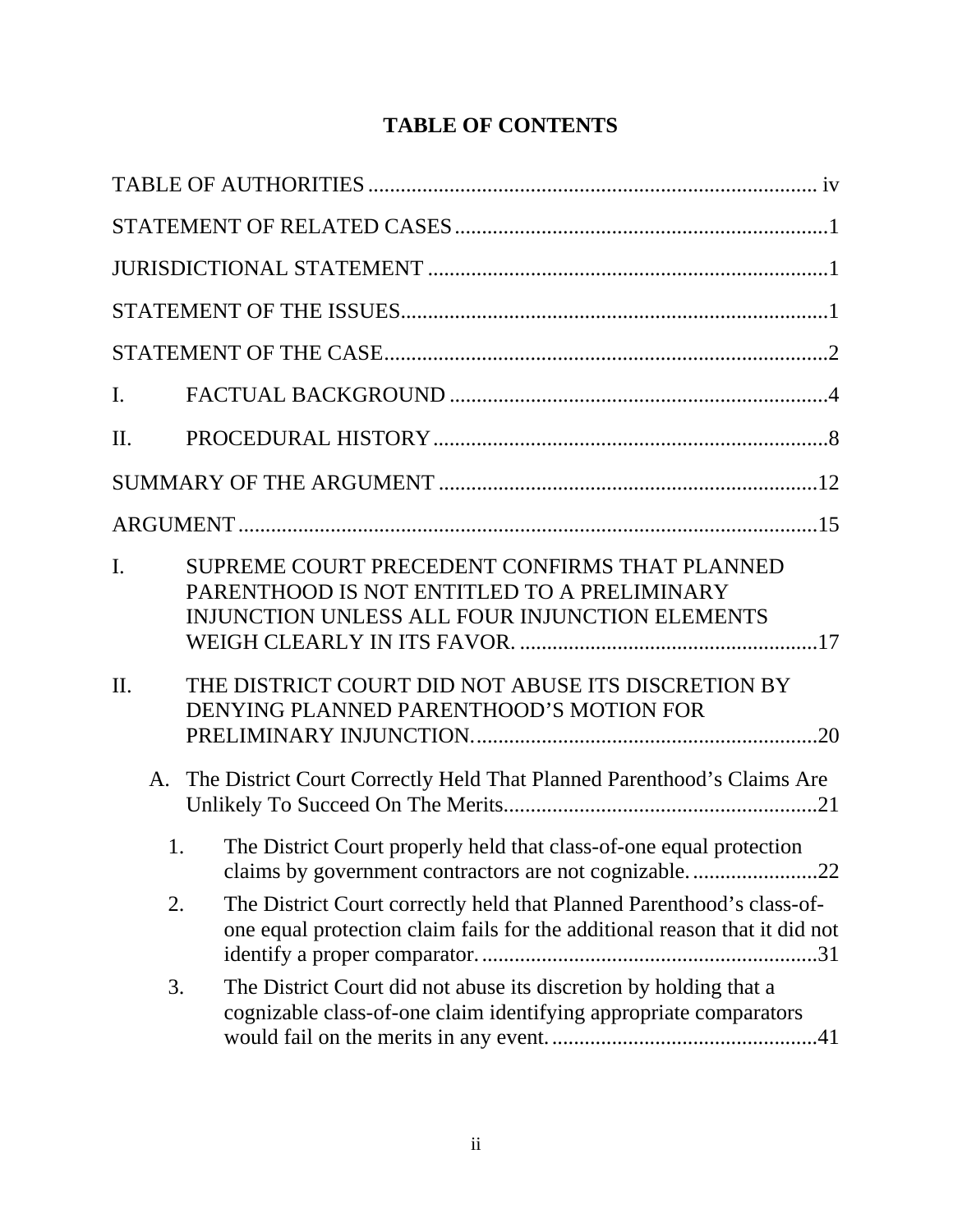# TABLE OF CONTENTS

TABLE OF AUTHORITIES .................................................................................. iv

STATEMENT OF RELATED CASES ....................................................................1

JURISDICTIONAL STATEMENT .........................................................................1

STATEMENT OF THE ISSUES..............................................................................1

STATEMENT OF THE CASE.................................................................................2

I. FACTUAL BACKGROUND .....................................................................4

II. PROCEDURAL HISTORY ........................................................................8

SUMMARY OF THE ARGUMENT .....................................................................12

ARGUMENT..........................................................................................................15

I. SUPREME COURT PRECEDENT CONFIRMS THAT PLANNED PARENTHOOD IS NOT ENTITLED TO A PRELIMINARY INJUNCTION UNLESS ALL FOUR INJUNCTION ELEMENTS WEIGH CLEARLY IN ITS FAVOR. .......................................................17

II. THE DISTRICT COURT DID NOT ABUSE ITS DISCRETION BY DENYING PLANNED PARENTHOOD'S MOTION FOR PRELIMINARY INJUNCTION...............................................................20

   A. The District Court Correctly Held That Planned Parenthood's Claims Are Unlikely To Succeed On The Merits..........................................................21

      1. The District Court properly held that class-of-one equal protection claims by government contractors are not cognizable. .......................22

      2. The District Court correctly held that Planned Parenthood's class-of-one equal protection claim fails for the additional reason that it did not identify a proper comparator. .............................................................31

      3. The District Court did not abuse its discretion by holding that a cognizable class-of-one claim identifying appropriate comparators would fail on the merits in any event. .................................................41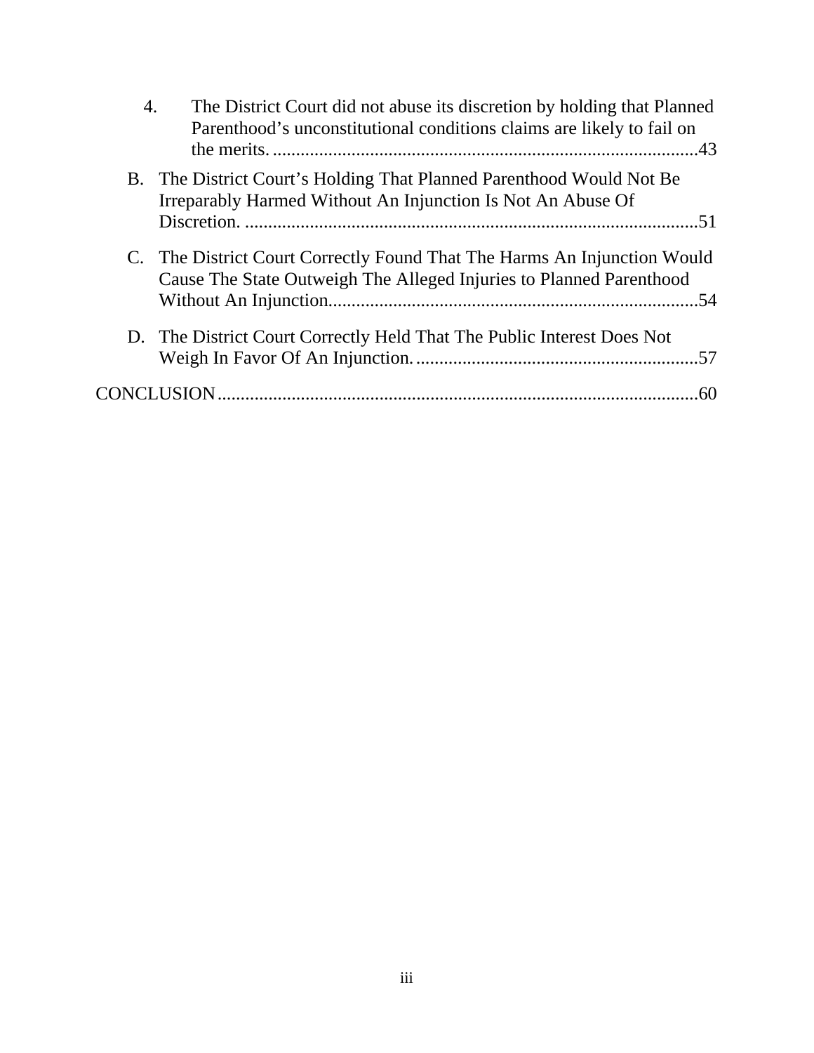4. The District Court did not abuse its discretion by holding that Planned Parenthood's unconstitutional conditions claims are likely to fail on the merits. ....................................................................................43

B. The District Court's Holding That Planned Parenthood Would Not Be Irreparably Harmed Without An Injunction Is Not An Abuse Of Discretion. ..................................................................................................51

C. The District Court Correctly Found That The Harms An Injunction Would Cause The State Outweigh The Alleged Injuries to Planned Parenthood Without An Injunction...............................................................................54

D. The District Court Correctly Held That The Public Interest Does Not Weigh In Favor Of An Injunction. .............................................................57

CONCLUSION.......................................................................................................60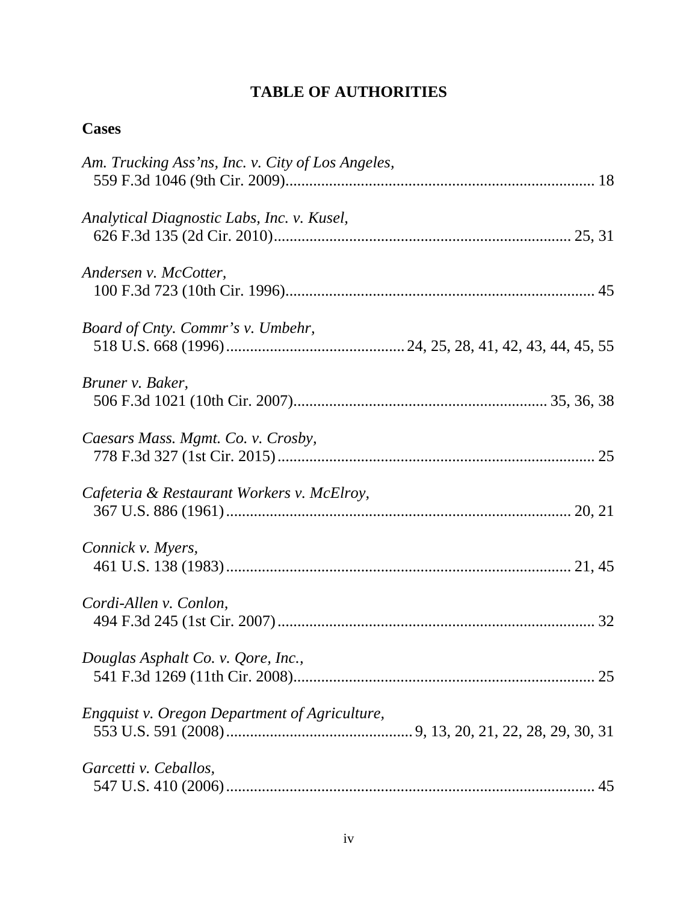# TABLE OF AUTHORITIES

## Cases

*Am. Trucking Ass'ns, Inc. v. City of Los Angeles*,
559 F.3d 1046 (9th Cir. 2009)........................................................................... 18

*Analytical Diagnostic Labs, Inc. v. Kusel*,
626 F.3d 135 (2d Cir. 2010).......................................................................... 25, 31

*Andersen v. McCotter*,
100 F.3d 723 (10th Cir. 1996)............................................................................ 45

*Board of Cnty. Commr's v. Umbehr*,
518 U.S. 668 (1996)............................................ 24, 25, 28, 41, 42, 43, 44, 45, 55

*Bruner v. Baker*,
506 F.3d 1021 (10th Cir. 2007)............................................................... 35, 36, 38

*Caesars Mass. Mgmt. Co. v. Crosby*,
778 F.3d 327 (1st Cir. 2015)............................................................................... 25

*Cafeteria & Restaurant Workers v. McElroy*,
367 U.S. 886 (1961)...................................................................................... 20, 21

*Connick v. Myers*,
461 U.S. 138 (1983)...................................................................................... 21, 45

*Cordi-Allen v. Conlon*,
494 F.3d 245 (1st Cir. 2007)............................................................................... 32

*Douglas Asphalt Co. v. Qore, Inc.*,
541 F.3d 1269 (11th Cir. 2008)........................................................................... 25

*Engquist v. Oregon Department of Agriculture*,
553 U.S. 591 (2008).............................................. 9, 13, 20, 21, 22, 28, 29, 30, 31

*Garcetti v. Ceballos*,
547 U.S. 410 (2006)............................................................................................ 45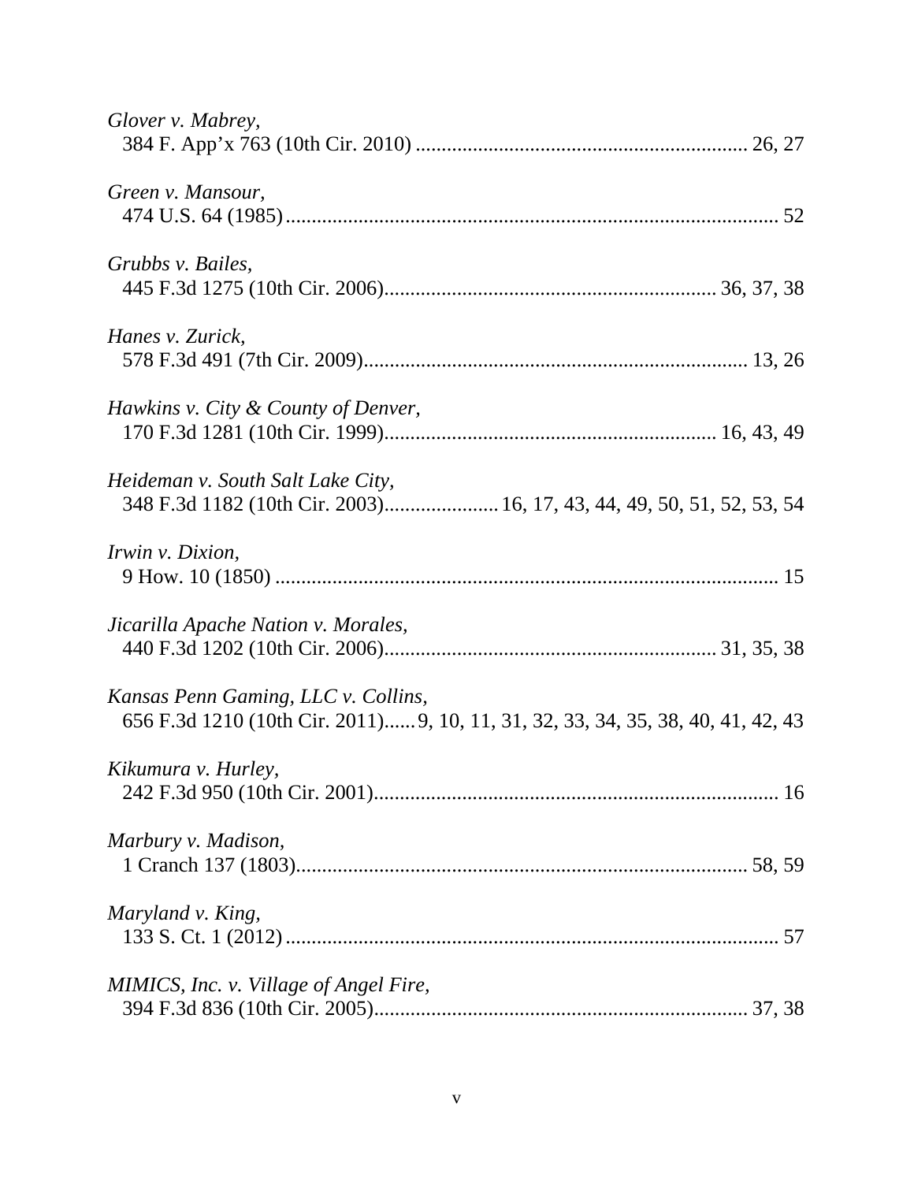*Glover v. Mabrey*,
384 F. App'x 763 (10th Cir. 2010) ............................................................... 26, 27

*Green v. Mansour*,
474 U.S. 64 (1985)............................................................................................. 52

*Grubbs v. Bailes*,
445 F.3d 1275 (10th Cir. 2006)............................................................... 36, 37, 38

*Hanes v. Zurick*,
578 F.3d 491 (7th Cir. 2009)......................................................................... 13, 26

*Hawkins v. City & County of Denver*,
170 F.3d 1281 (10th Cir. 1999)............................................................... 16, 43, 49

*Heideman v. South Salt Lake City*,
348 F.3d 1182 (10th Cir. 2003)...................... 16, 17, 43, 44, 49, 50, 51, 52, 53, 54

*Irwin v. Dixion*,
9 How. 10 (1850) ................................................................................................ 15

*Jicarilla Apache Nation v. Morales*,
440 F.3d 1202 (10th Cir. 2006)............................................................... 31, 35, 38

*Kansas Penn Gaming, LLC v. Collins*,
656 F.3d 1210 (10th Cir. 2011)...... 9, 10, 11, 31, 32, 33, 34, 35, 38, 40, 41, 42, 43

*Kikumura v. Hurley*,
242 F.3d 950 (10th Cir. 2001).............................................................................. 16

*Marbury v. Madison*,
1 Cranch 137 (1803)...................................................................................... 58, 59

*Maryland v. King*,
133 S. Ct. 1 (2012)............................................................................................... 57

*MIMICS, Inc. v. Village of Angel Fire*,
394 F.3d 836 (10th Cir. 2005)....................................................................... 37, 38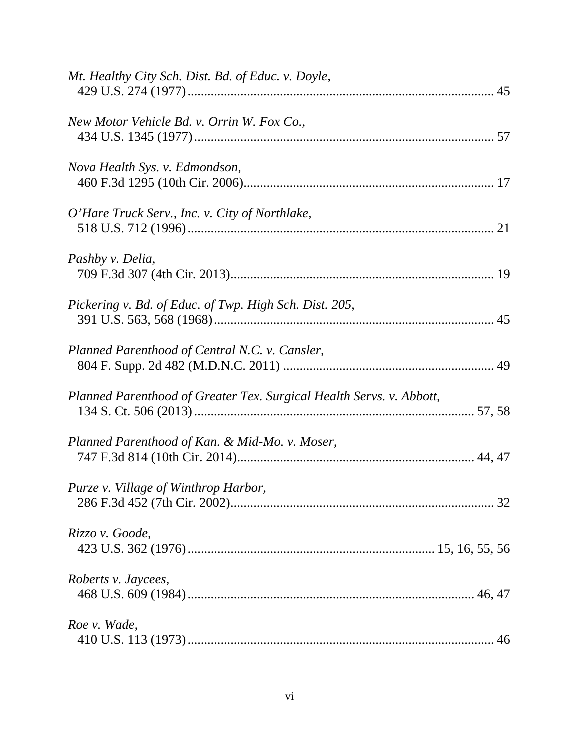*Mt. Healthy City Sch. Dist. Bd. of Educ. v. Doyle*,
429 U.S. 274 (1977)............................................................................................ 45

*New Motor Vehicle Bd. v. Orrin W. Fox Co.*,
434 U.S. 1345 (1977).......................................................................................... 57

*Nova Health Sys. v. Edmondson*,
460 F.3d 1295 (10th Cir. 2006).......................................................................... 17

*O'Hare Truck Serv., Inc. v. City of Northlake*,
518 U.S. 712 (1996)............................................................................................ 21

*Pashby v. Delia*,
709 F.3d 307 (4th Cir. 2013).............................................................................. 19

*Pickering v. Bd. of Educ. of Twp. High Sch. Dist. 205*,
391 U.S. 563, 568 (1968).................................................................................... 45

*Planned Parenthood of Central N.C. v. Cansler*,
804 F. Supp. 2d 482 (M.D.N.C. 2011) ............................................................... 49

*Planned Parenthood of Greater Tex. Surgical Health Servs. v. Abbott*,
134 S. Ct. 506 (2013).................................................................................... 57, 58

*Planned Parenthood of Kan. & Mid-Mo. v. Moser*,
747 F.3d 814 (10th Cir. 2014)....................................................................... 44, 47

*Purze v. Village of Winthrop Harbor*,
286 F.3d 452 (7th Cir. 2002)............................................................................... 32

*Rizzo v. Goode*,
423 U.S. 362 (1976).......................................................................... 15, 16, 55, 56

*Roberts v. Jaycees*,
468 U.S. 609 (1984)....................................................................................... 46, 47

*Roe v. Wade*,
410 U.S. 113 (1973)............................................................................................ 46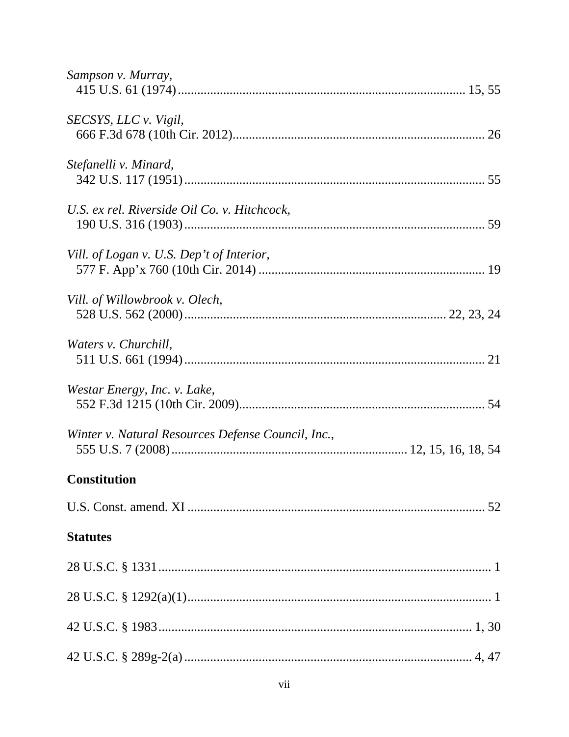*Sampson v. Murray*,
415 U.S. 61 (1974)........................................................................................ 15, 55

*SECSYS, LLC v. Vigil*,
666 F.3d 678 (10th Cir. 2012)............................................................................. 26

*Stefanelli v. Minard*,
342 U.S. 117 (1951)............................................................................................ 55

*U.S. ex rel. Riverside Oil Co. v. Hitchcock*,
190 U.S. 316 (1903)............................................................................................ 59

*Vill. of Logan v. U.S. Dep't of Interior*,
577 F. App'x 760 (10th Cir. 2014) ..................................................................... 19

*Vill. of Willowbrook v. Olech*,
528 U.S. 562 (2000).............................................................................. 22, 23, 24

*Waters v. Churchill*,
511 U.S. 661 (1994)............................................................................................ 21

*Westar Energy, Inc. v. Lake*,
552 F.3d 1215 (10th Cir. 2009)........................................................................... 54

*Winter v. Natural Resources Defense Council, Inc.*,
555 U.S. 7 (2008)....................................................................... 12, 15, 16, 18, 54

**Constitution**

U.S. Const. amend. XI ........................................................................................... 52

**Statutes**

28 U.S.C. § 1331...................................................................................................... 1

28 U.S.C. § 1292(a)(1)............................................................................................. 1

42 U.S.C. § 1983................................................................................................ 1, 30

42 U.S.C. § 289g-2(a)........................................................................................ 4, 47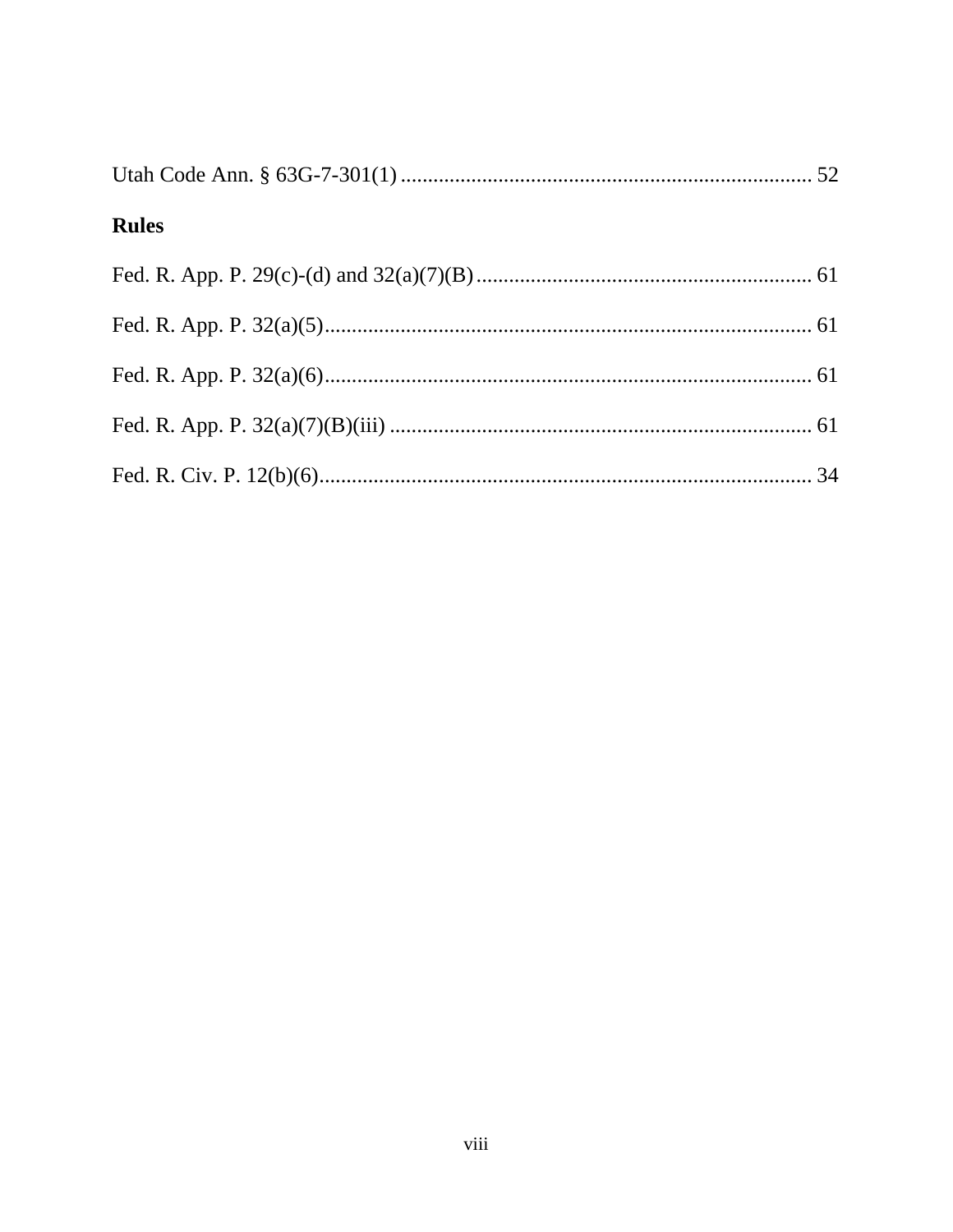Utah Code Ann. § 63G-7-301(1) ............................................................................ 52

**Rules**

Fed. R. App. P. 29(c)-(d) and 32(a)(7)(B) .............................................................. 61

Fed. R. App. P. 32(a)(5)......................................................................................... 61

Fed. R. App. P. 32(a)(6)......................................................................................... 61

Fed. R. App. P. 32(a)(7)(B)(iii) ............................................................................. 61

Fed. R. Civ. P. 12(b)(6).......................................................................................... 34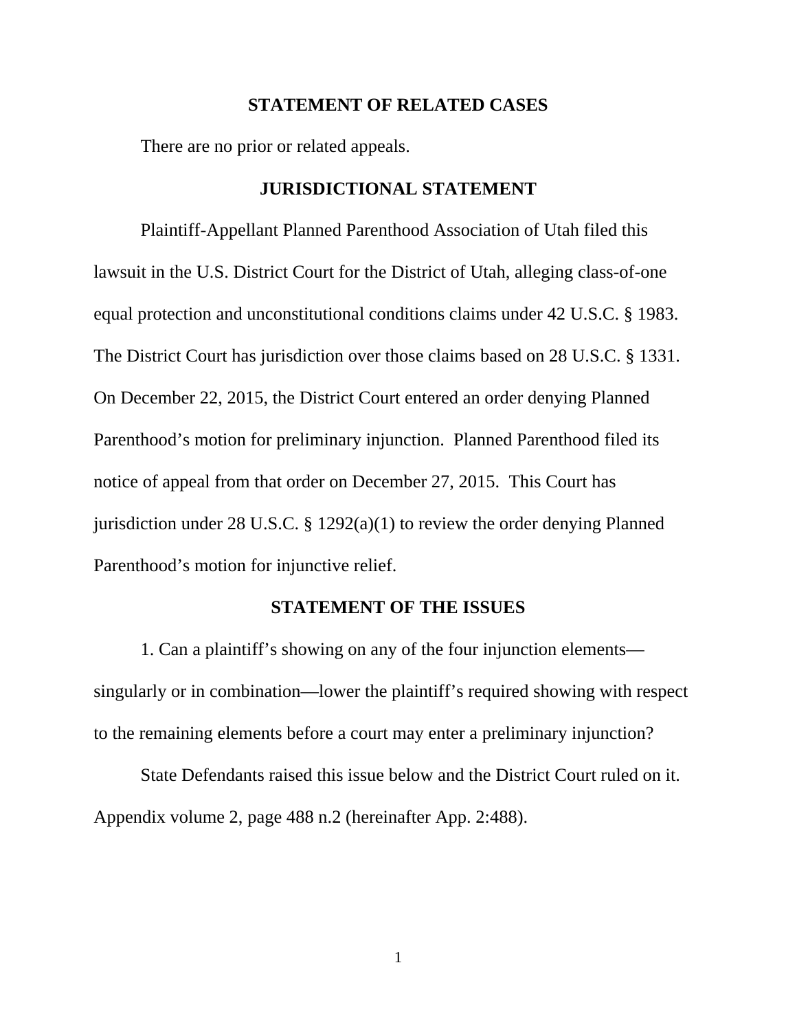## STATEMENT OF RELATED CASES

There are no prior or related appeals.

## JURISDICTIONAL STATEMENT

Plaintiff-Appellant Planned Parenthood Association of Utah filed this lawsuit in the U.S. District Court for the District of Utah, alleging class-of-one equal protection and unconstitutional conditions claims under 42 U.S.C. § 1983. The District Court has jurisdiction over those claims based on 28 U.S.C. § 1331. On December 22, 2015, the District Court entered an order denying Planned Parenthood's motion for preliminary injunction. Planned Parenthood filed its notice of appeal from that order on December 27, 2015. This Court has jurisdiction under 28 U.S.C. § 1292(a)(1) to review the order denying Planned Parenthood's motion for injunctive relief.

## STATEMENT OF THE ISSUES

1. Can a plaintiff's showing on any of the four injunction elements—singularly or in combination—lower the plaintiff's required showing with respect to the remaining elements before a court may enter a preliminary injunction?

State Defendants raised this issue below and the District Court ruled on it. Appendix volume 2, page 488 n.2 (hereinafter App. 2:488).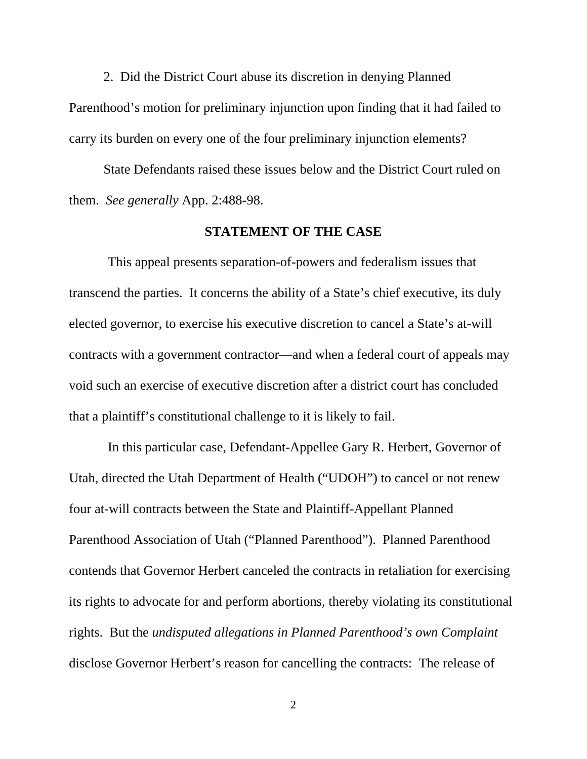2. Did the District Court abuse its discretion in denying Planned Parenthood's motion for preliminary injunction upon finding that it had failed to carry its burden on every one of the four preliminary injunction elements?

State Defendants raised these issues below and the District Court ruled on them. *See generally* App. 2:488-98.

## STATEMENT OF THE CASE

This appeal presents separation-of-powers and federalism issues that transcend the parties. It concerns the ability of a State's chief executive, its duly elected governor, to exercise his executive discretion to cancel a State's at-will contracts with a government contractor—and when a federal court of appeals may void such an exercise of executive discretion after a district court has concluded that a plaintiff's constitutional challenge to it is likely to fail.

In this particular case, Defendant-Appellee Gary R. Herbert, Governor of Utah, directed the Utah Department of Health ("UDOH") to cancel or not renew four at-will contracts between the State and Plaintiff-Appellant Planned Parenthood Association of Utah ("Planned Parenthood"). Planned Parenthood contends that Governor Herbert canceled the contracts in retaliation for exercising its rights to advocate for and perform abortions, thereby violating its constitutional rights. But the *undisputed allegations in Planned Parenthood's own Complaint* disclose Governor Herbert's reason for cancelling the contracts: The release of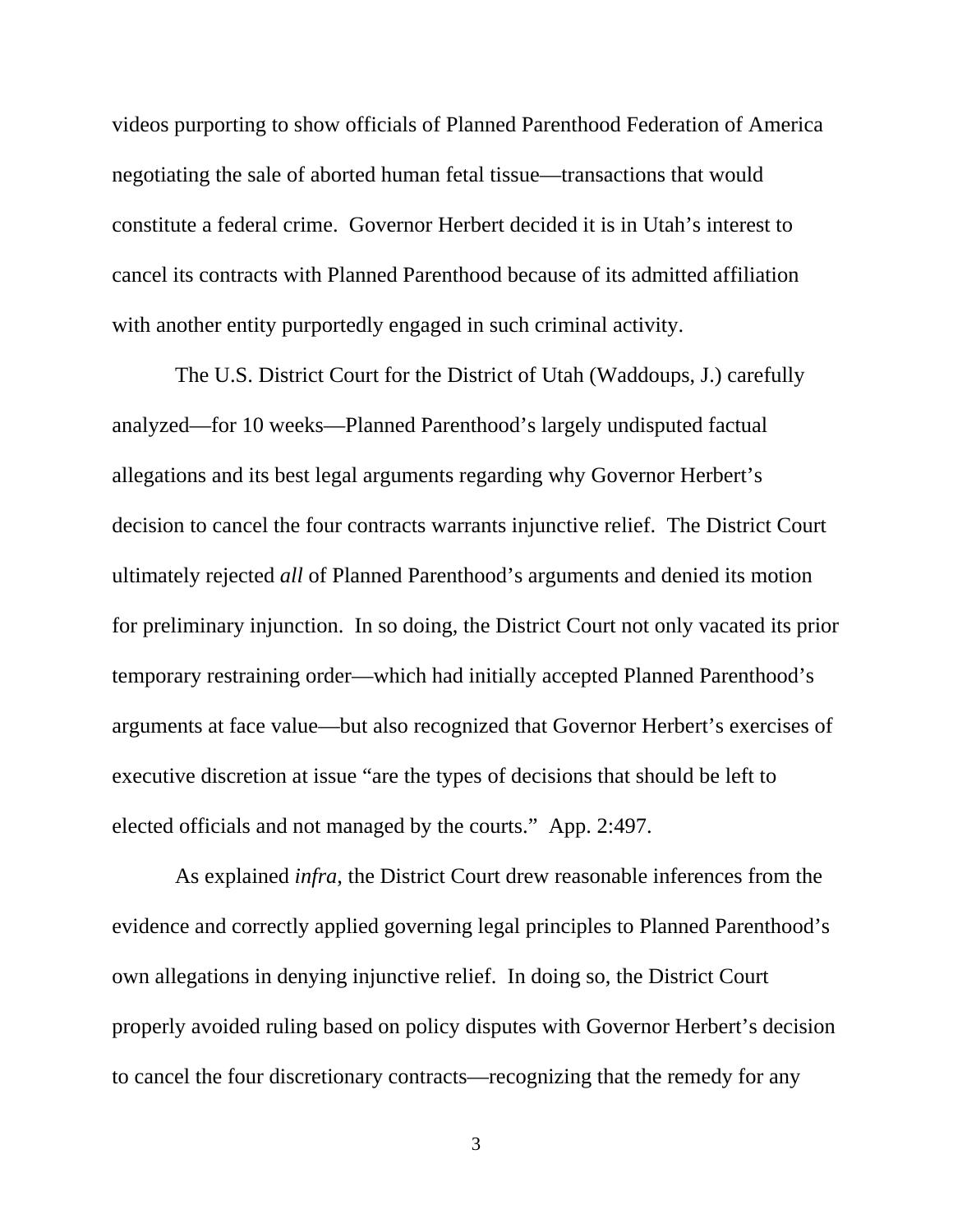videos purporting to show officials of Planned Parenthood Federation of America negotiating the sale of aborted human fetal tissue—transactions that would constitute a federal crime. Governor Herbert decided it is in Utah's interest to cancel its contracts with Planned Parenthood because of its admitted affiliation with another entity purportedly engaged in such criminal activity.

The U.S. District Court for the District of Utah (Waddoups, J.) carefully analyzed—for 10 weeks—Planned Parenthood's largely undisputed factual allegations and its best legal arguments regarding why Governor Herbert's decision to cancel the four contracts warrants injunctive relief. The District Court ultimately rejected *all* of Planned Parenthood's arguments and denied its motion for preliminary injunction. In so doing, the District Court not only vacated its prior temporary restraining order—which had initially accepted Planned Parenthood's arguments at face value—but also recognized that Governor Herbert's exercises of executive discretion at issue "are the types of decisions that should be left to elected officials and not managed by the courts." App. 2:497.

As explained *infra*, the District Court drew reasonable inferences from the evidence and correctly applied governing legal principles to Planned Parenthood's own allegations in denying injunctive relief. In doing so, the District Court properly avoided ruling based on policy disputes with Governor Herbert's decision to cancel the four discretionary contracts—recognizing that the remedy for any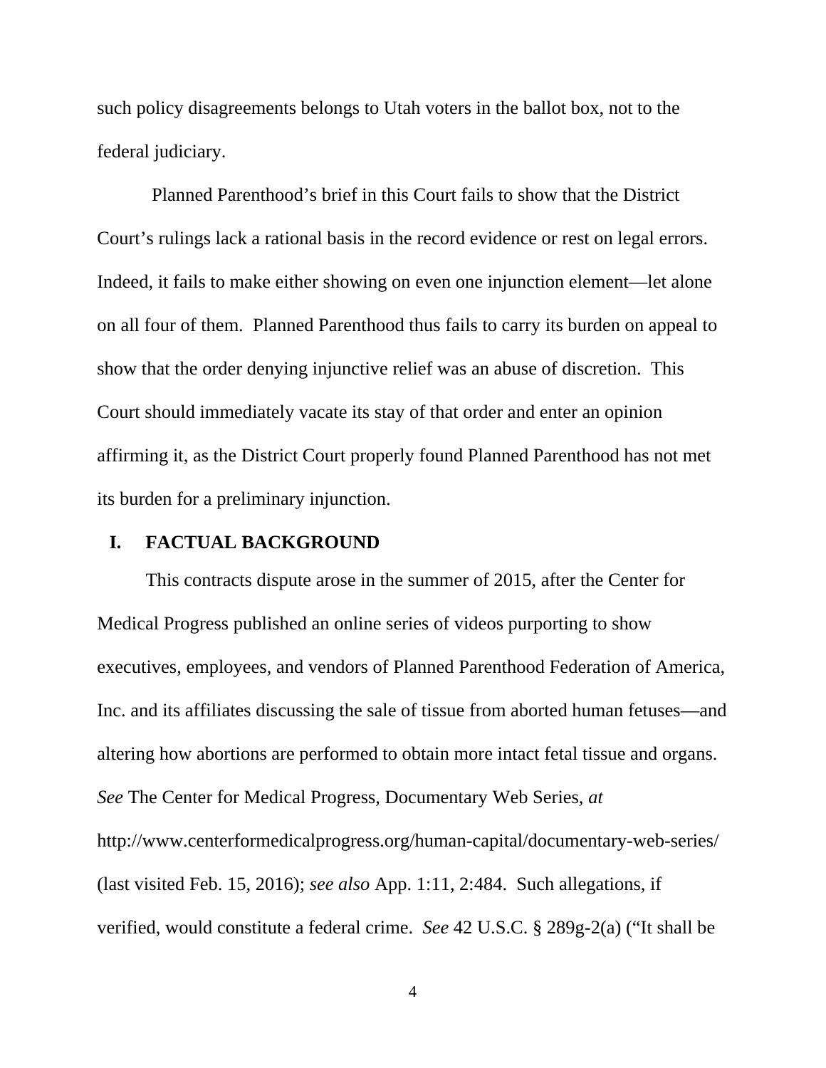such policy disagreements belongs to Utah voters in the ballot box, not to the federal judiciary.

Planned Parenthood's brief in this Court fails to show that the District Court's rulings lack a rational basis in the record evidence or rest on legal errors. Indeed, it fails to make either showing on even one injunction element—let alone on all four of them. Planned Parenthood thus fails to carry its burden on appeal to show that the order denying injunctive relief was an abuse of discretion. This Court should immediately vacate its stay of that order and enter an opinion affirming it, as the District Court properly found Planned Parenthood has not met its burden for a preliminary injunction.

## I. FACTUAL BACKGROUND

This contracts dispute arose in the summer of 2015, after the Center for Medical Progress published an online series of videos purporting to show executives, employees, and vendors of Planned Parenthood Federation of America, Inc. and its affiliates discussing the sale of tissue from aborted human fetuses—and altering how abortions are performed to obtain more intact fetal tissue and organs. *See* The Center for Medical Progress, Documentary Web Series, *at* http://www.centerformedicalprogress.org/human-capital/documentary-web-series/ (last visited Feb. 15, 2016); *see also* App. 1:11, 2:484. Such allegations, if verified, would constitute a federal crime. *See* 42 U.S.C. § 289g-2(a) ("It shall be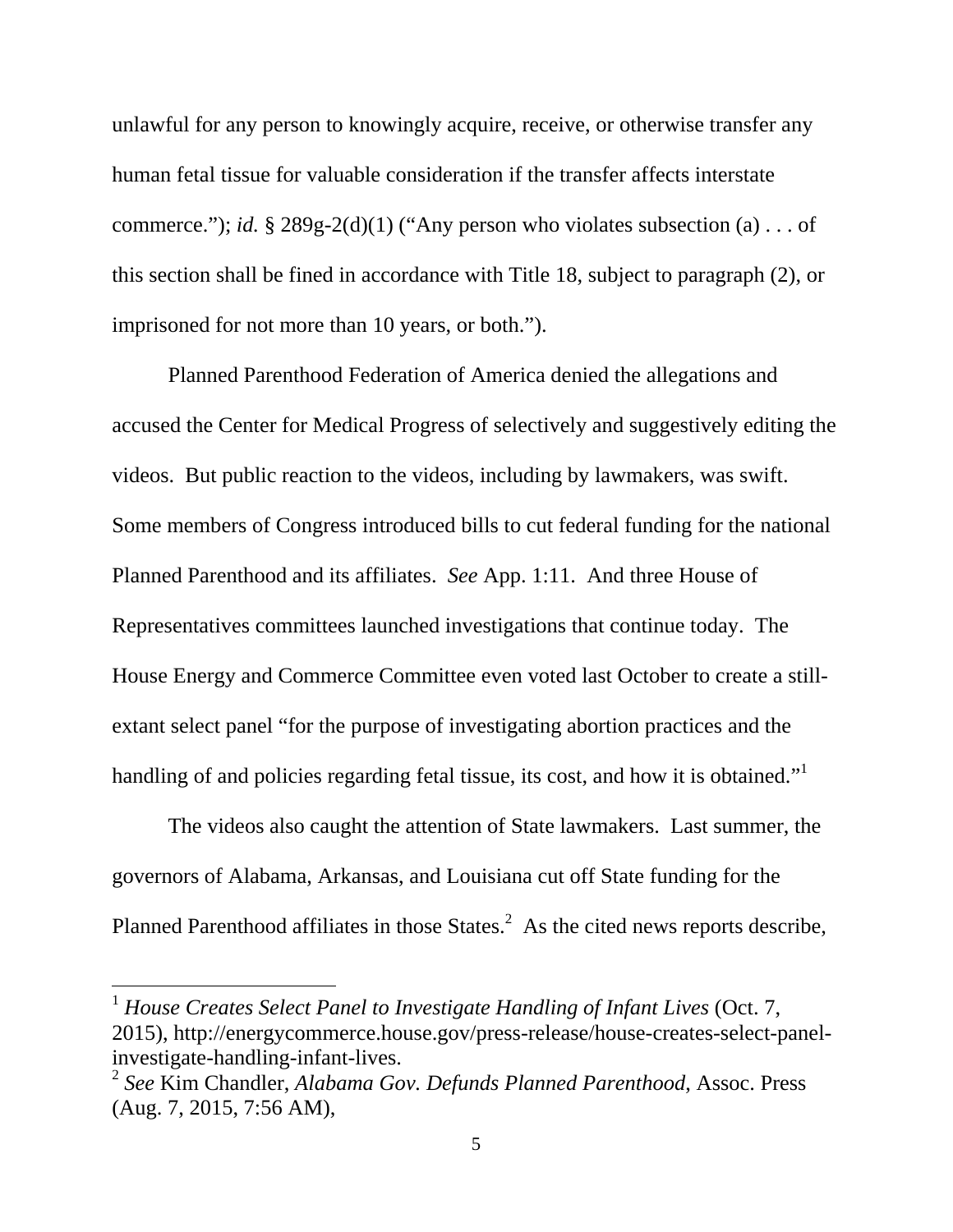unlawful for any person to knowingly acquire, receive, or otherwise transfer any human fetal tissue for valuable consideration if the transfer affects interstate commerce."); *id.* § 289g-2(d)(1) ("Any person who violates subsection (a) . . . of this section shall be fined in accordance with Title 18, subject to paragraph (2), or imprisoned for not more than 10 years, or both.").

Planned Parenthood Federation of America denied the allegations and accused the Center for Medical Progress of selectively and suggestively editing the videos. But public reaction to the videos, including by lawmakers, was swift. Some members of Congress introduced bills to cut federal funding for the national Planned Parenthood and its affiliates. *See* App. 1:11. And three House of Representatives committees launched investigations that continue today. The House Energy and Commerce Committee even voted last October to create a still-extant select panel "for the purpose of investigating abortion practices and the handling of and policies regarding fetal tissue, its cost, and how it is obtained."[1]

The videos also caught the attention of State lawmakers. Last summer, the governors of Alabama, Arkansas, and Louisiana cut off State funding for the Planned Parenthood affiliates in those States.[2] As the cited news reports describe,

---

[1] *House Creates Select Panel to Investigate Handling of Infant Lives* (Oct. 7, 2015), http://energycommerce.house.gov/press-release/house-creates-select-panel-investigate-handling-infant-lives.

[2] *See* Kim Chandler, *Alabama Gov. Defunds Planned Parenthood*, Assoc. Press (Aug. 7, 2015, 7:56 AM),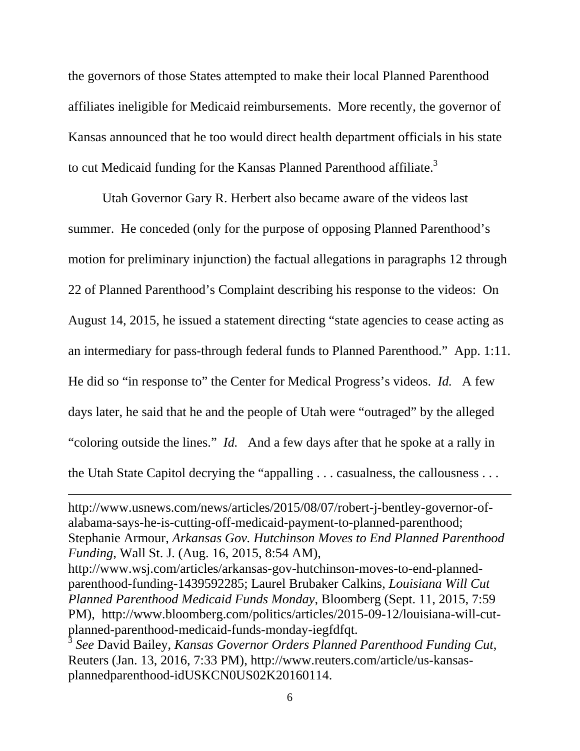the governors of those States attempted to make their local Planned Parenthood affiliates ineligible for Medicaid reimbursements. More recently, the governor of Kansas announced that he too would direct health department officials in his state to cut Medicaid funding for the Kansas Planned Parenthood affiliate.[3]

Utah Governor Gary R. Herbert also became aware of the videos last summer. He conceded (only for the purpose of opposing Planned Parenthood's motion for preliminary injunction) the factual allegations in paragraphs 12 through 22 of Planned Parenthood's Complaint describing his response to the videos: On August 14, 2015, he issued a statement directing "state agencies to cease acting as an intermediary for pass-through federal funds to Planned Parenthood." App. 1:11. He did so "in response to" the Center for Medical Progress's videos. *Id.* A few days later, he said that he and the people of Utah were "outraged" by the alleged "coloring outside the lines." *Id.* And a few days after that he spoke at a rally in the Utah State Capitol decrying the "appalling . . . casualness, the callousness . . .

---

http://www.usnews.com/news/articles/2015/08/07/robert-j-bentley-governor-of-alabama-says-he-is-cutting-off-medicaid-payment-to-planned-parenthood; Stephanie Armour, *Arkansas Gov. Hutchinson Moves to End Planned Parenthood Funding*, Wall St. J. (Aug. 16, 2015, 8:54 AM), http://www.wsj.com/articles/arkansas-gov-hutchinson-moves-to-end-planned-parenthood-funding-1439592285; Laurel Brubaker Calkins, *Louisiana Will Cut Planned Parenthood Medicaid Funds Monday*, Bloomberg (Sept. 11, 2015, 7:59 PM), http://www.bloomberg.com/politics/articles/2015-09-12/louisiana-will-cut-planned-parenthood-medicaid-funds-monday-iegfdfqt.

[3] *See* David Bailey, *Kansas Governor Orders Planned Parenthood Funding Cut*, Reuters (Jan. 13, 2016, 7:33 PM), http://www.reuters.com/article/us-kansas-plannedparenthood-idUSKCN0US02K20160114.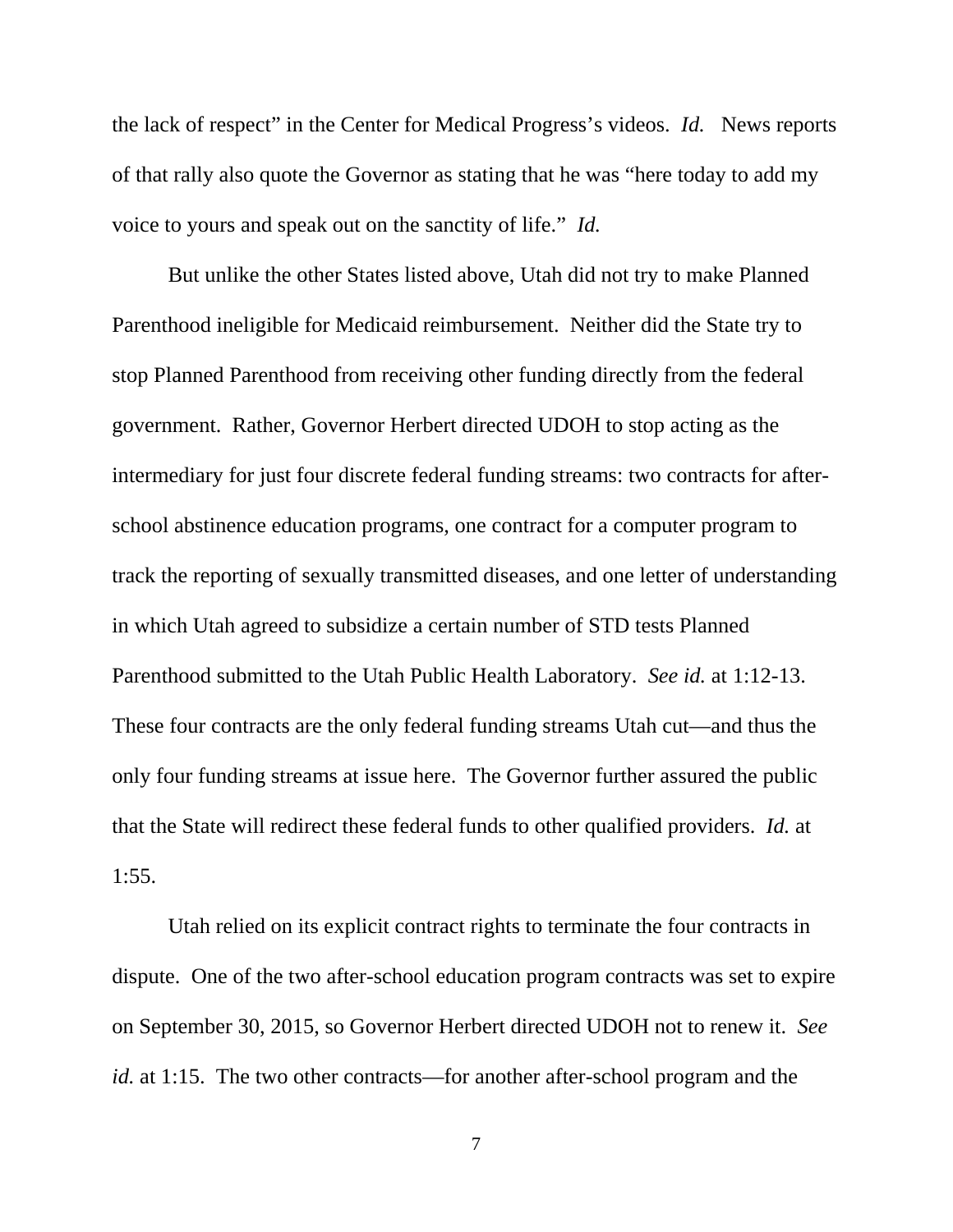the lack of respect" in the Center for Medical Progress's videos. *Id.* News reports of that rally also quote the Governor as stating that he was "here today to add my voice to yours and speak out on the sanctity of life." *Id.*

But unlike the other States listed above, Utah did not try to make Planned Parenthood ineligible for Medicaid reimbursement. Neither did the State try to stop Planned Parenthood from receiving other funding directly from the federal government. Rather, Governor Herbert directed UDOH to stop acting as the intermediary for just four discrete federal funding streams: two contracts for after-school abstinence education programs, one contract for a computer program to track the reporting of sexually transmitted diseases, and one letter of understanding in which Utah agreed to subsidize a certain number of STD tests Planned Parenthood submitted to the Utah Public Health Laboratory. *See id.* at 1:12-13. These four contracts are the only federal funding streams Utah cut—and thus the only four funding streams at issue here. The Governor further assured the public that the State will redirect these federal funds to other qualified providers. *Id.* at 1:55.

Utah relied on its explicit contract rights to terminate the four contracts in dispute. One of the two after-school education program contracts was set to expire on September 30, 2015, so Governor Herbert directed UDOH not to renew it. *See id.* at 1:15. The two other contracts—for another after-school program and the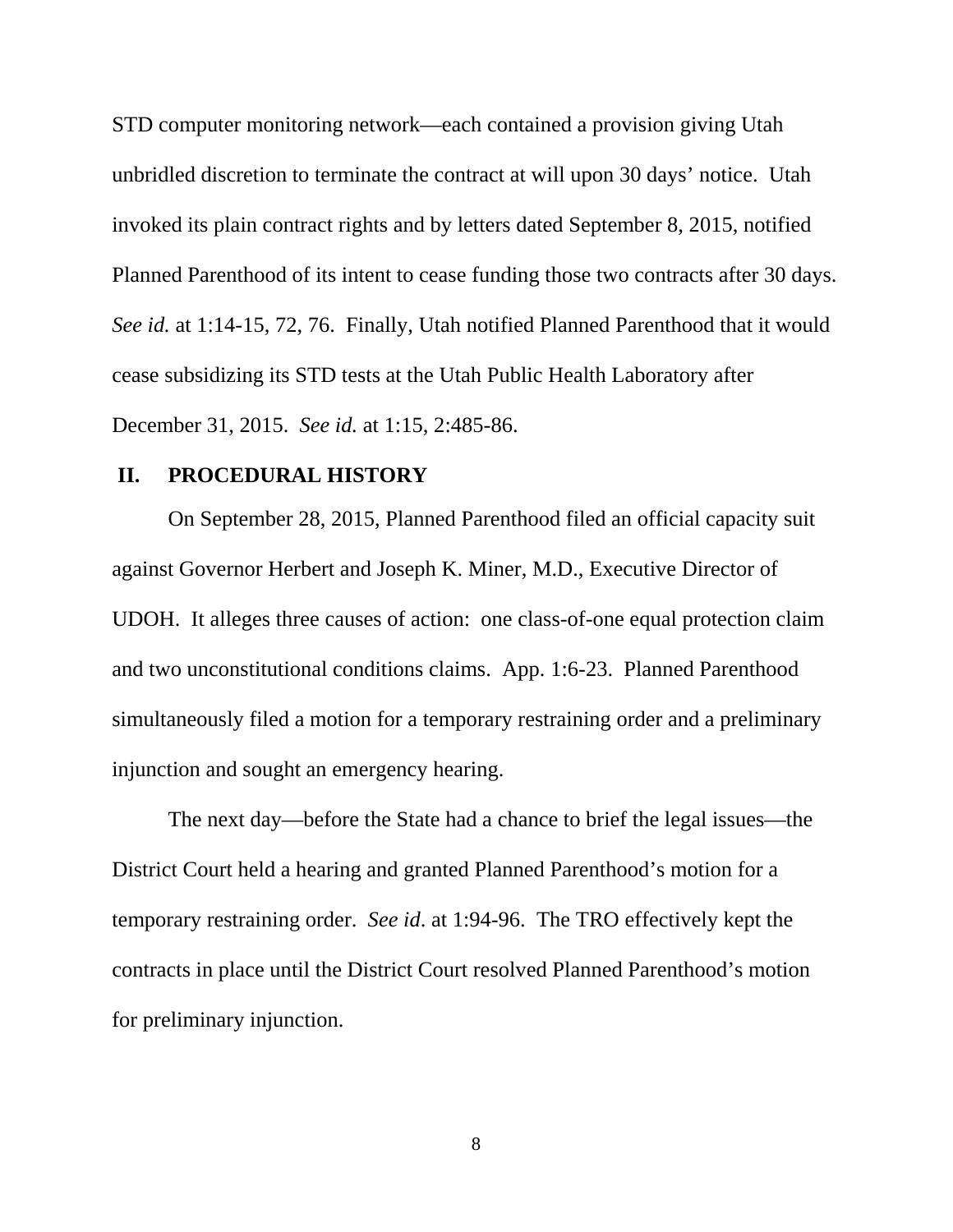STD computer monitoring network—each contained a provision giving Utah unbridled discretion to terminate the contract at will upon 30 days' notice. Utah invoked its plain contract rights and by letters dated September 8, 2015, notified Planned Parenthood of its intent to cease funding those two contracts after 30 days. *See id.* at 1:14-15, 72, 76. Finally, Utah notified Planned Parenthood that it would cease subsidizing its STD tests at the Utah Public Health Laboratory after December 31, 2015. *See id.* at 1:15, 2:485-86.

## II. PROCEDURAL HISTORY

On September 28, 2015, Planned Parenthood filed an official capacity suit against Governor Herbert and Joseph K. Miner, M.D., Executive Director of UDOH. It alleges three causes of action: one class-of-one equal protection claim and two unconstitutional conditions claims. App. 1:6-23. Planned Parenthood simultaneously filed a motion for a temporary restraining order and a preliminary injunction and sought an emergency hearing.

The next day—before the State had a chance to brief the legal issues—the District Court held a hearing and granted Planned Parenthood's motion for a temporary restraining order. *See id*. at 1:94-96. The TRO effectively kept the contracts in place until the District Court resolved Planned Parenthood's motion for preliminary injunction.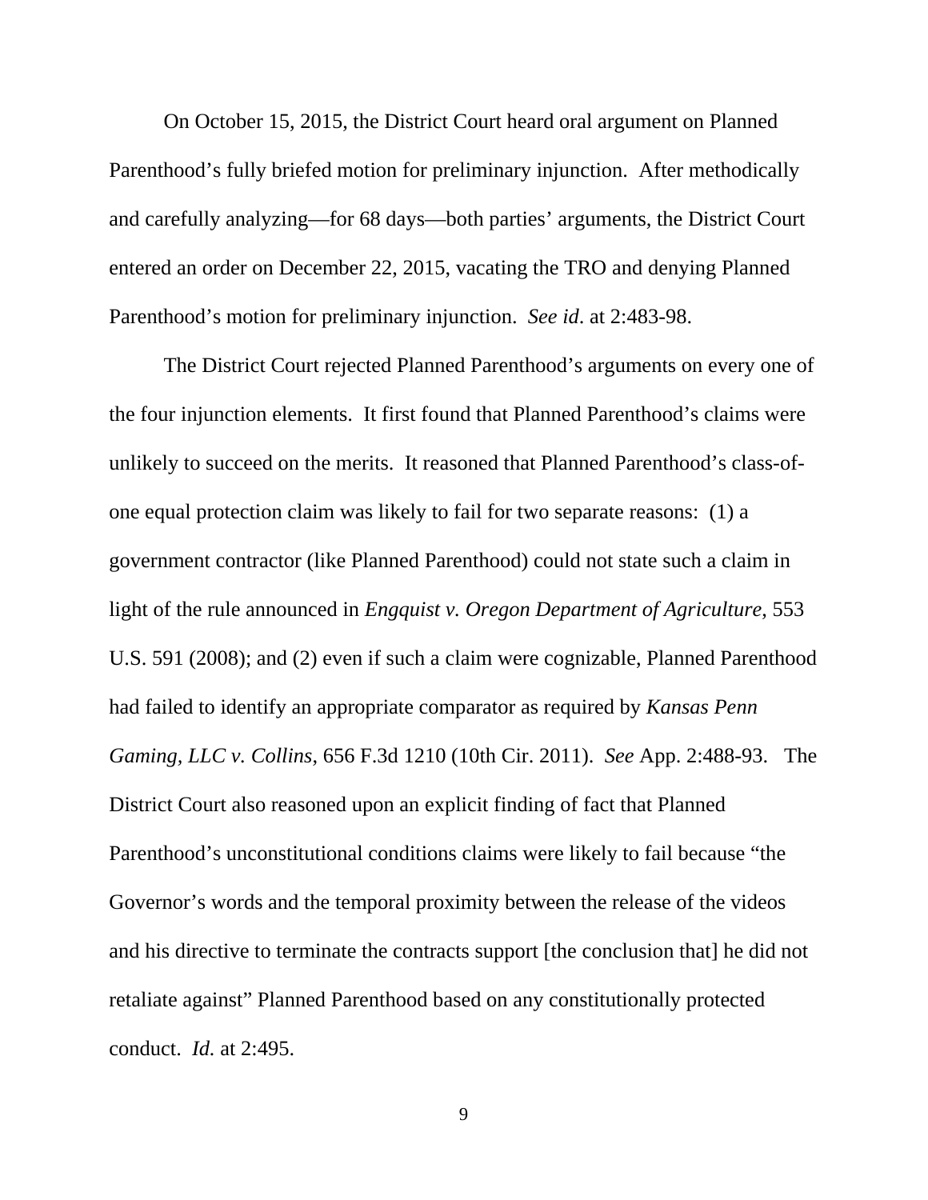On October 15, 2015, the District Court heard oral argument on Planned Parenthood's fully briefed motion for preliminary injunction. After methodically and carefully analyzing—for 68 days—both parties' arguments, the District Court entered an order on December 22, 2015, vacating the TRO and denying Planned Parenthood's motion for preliminary injunction. *See id*. at 2:483-98.

The District Court rejected Planned Parenthood's arguments on every one of the four injunction elements. It first found that Planned Parenthood's claims were unlikely to succeed on the merits. It reasoned that Planned Parenthood's class-of-one equal protection claim was likely to fail for two separate reasons: (1) a government contractor (like Planned Parenthood) could not state such a claim in light of the rule announced in *Engquist v. Oregon Department of Agriculture*, 553 U.S. 591 (2008); and (2) even if such a claim were cognizable, Planned Parenthood had failed to identify an appropriate comparator as required by *Kansas Penn Gaming, LLC v. Collins*, 656 F.3d 1210 (10th Cir. 2011). *See* App. 2:488-93. The District Court also reasoned upon an explicit finding of fact that Planned Parenthood's unconstitutional conditions claims were likely to fail because "the Governor's words and the temporal proximity between the release of the videos and his directive to terminate the contracts support [the conclusion that] he did not retaliate against" Planned Parenthood based on any constitutionally protected conduct. *Id.* at 2:495.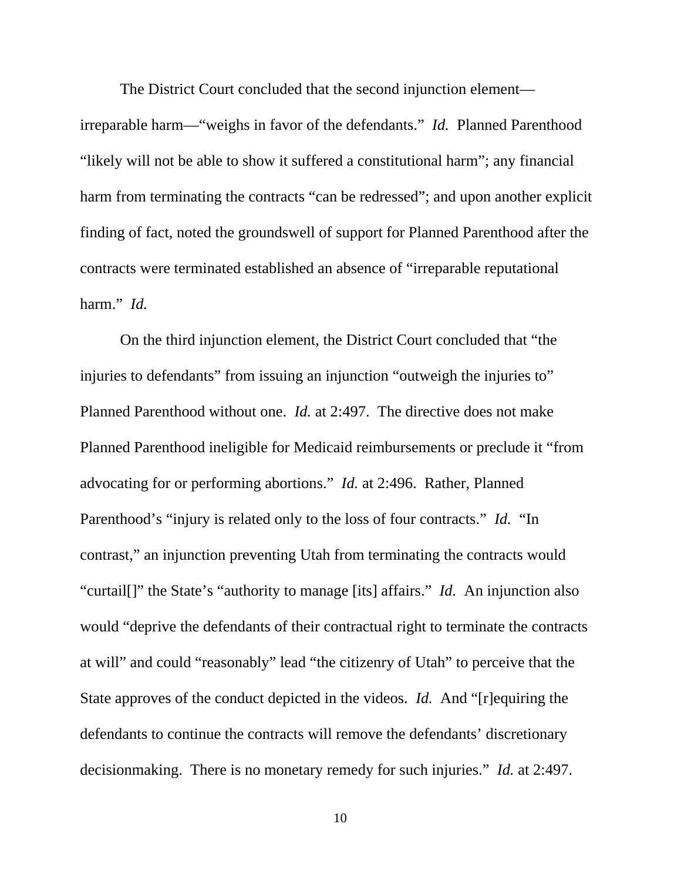The District Court concluded that the second injunction element—irreparable harm—"weighs in favor of the defendants." *Id.* Planned Parenthood "likely will not be able to show it suffered a constitutional harm"; any financial harm from terminating the contracts "can be redressed"; and upon another explicit finding of fact, noted the groundswell of support for Planned Parenthood after the contracts were terminated established an absence of "irreparable reputational harm." *Id.*

On the third injunction element, the District Court concluded that "the injuries to defendants" from issuing an injunction "outweigh the injuries to" Planned Parenthood without one. *Id.* at 2:497. The directive does not make Planned Parenthood ineligible for Medicaid reimbursements or preclude it "from advocating for or performing abortions." *Id.* at 2:496. Rather, Planned Parenthood's "injury is related only to the loss of four contracts." *Id.* "In contrast," an injunction preventing Utah from terminating the contracts would "curtail[]" the State's "authority to manage [its] affairs." *Id.* An injunction also would "deprive the defendants of their contractual right to terminate the contracts at will" and could "reasonably" lead "the citizenry of Utah" to perceive that the State approves of the conduct depicted in the videos. *Id.* And "[r]equiring the defendants to continue the contracts will remove the defendants' discretionary decisionmaking. There is no monetary remedy for such injuries." *Id.* at 2:497.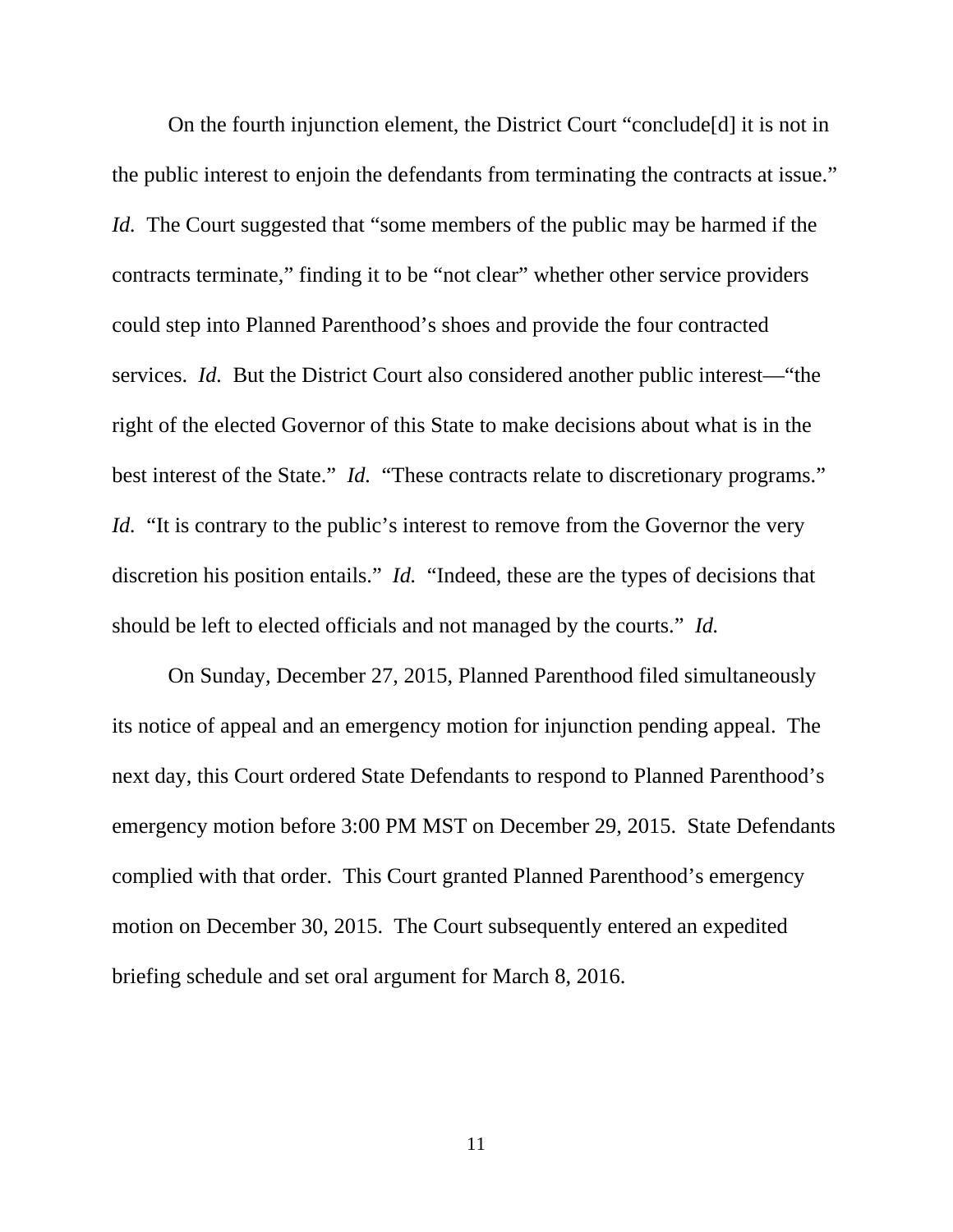On the fourth injunction element, the District Court "conclude[d] it is not in the public interest to enjoin the defendants from terminating the contracts at issue." *Id.* The Court suggested that "some members of the public may be harmed if the contracts terminate," finding it to be "not clear" whether other service providers could step into Planned Parenthood's shoes and provide the four contracted services. *Id.* But the District Court also considered another public interest—"the right of the elected Governor of this State to make decisions about what is in the best interest of the State." *Id.* "These contracts relate to discretionary programs." *Id.* "It is contrary to the public's interest to remove from the Governor the very discretion his position entails." *Id.* "Indeed, these are the types of decisions that should be left to elected officials and not managed by the courts." *Id.*

On Sunday, December 27, 2015, Planned Parenthood filed simultaneously its notice of appeal and an emergency motion for injunction pending appeal. The next day, this Court ordered State Defendants to respond to Planned Parenthood's emergency motion before 3:00 PM MST on December 29, 2015. State Defendants complied with that order. This Court granted Planned Parenthood's emergency motion on December 30, 2015. The Court subsequently entered an expedited briefing schedule and set oral argument for March 8, 2016.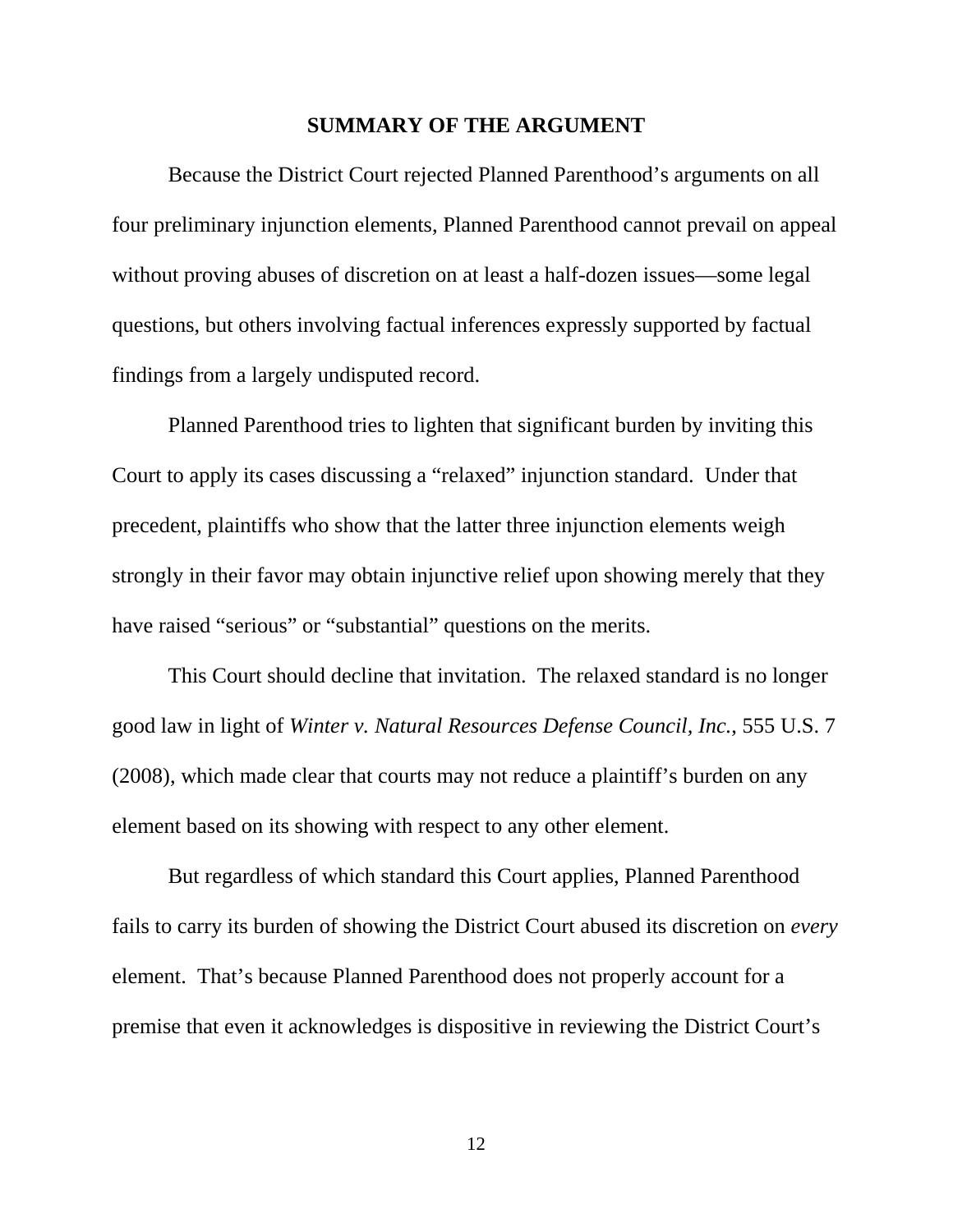## SUMMARY OF THE ARGUMENT

Because the District Court rejected Planned Parenthood's arguments on all four preliminary injunction elements, Planned Parenthood cannot prevail on appeal without proving abuses of discretion on at least a half-dozen issues—some legal questions, but others involving factual inferences expressly supported by factual findings from a largely undisputed record.

Planned Parenthood tries to lighten that significant burden by inviting this Court to apply its cases discussing a "relaxed" injunction standard. Under that precedent, plaintiffs who show that the latter three injunction elements weigh strongly in their favor may obtain injunctive relief upon showing merely that they have raised "serious" or "substantial" questions on the merits.

This Court should decline that invitation. The relaxed standard is no longer good law in light of *Winter v. Natural Resources Defense Council, Inc.*, 555 U.S. 7 (2008), which made clear that courts may not reduce a plaintiff's burden on any element based on its showing with respect to any other element.

But regardless of which standard this Court applies, Planned Parenthood fails to carry its burden of showing the District Court abused its discretion on *every* element. That's because Planned Parenthood does not properly account for a premise that even it acknowledges is dispositive in reviewing the District Court's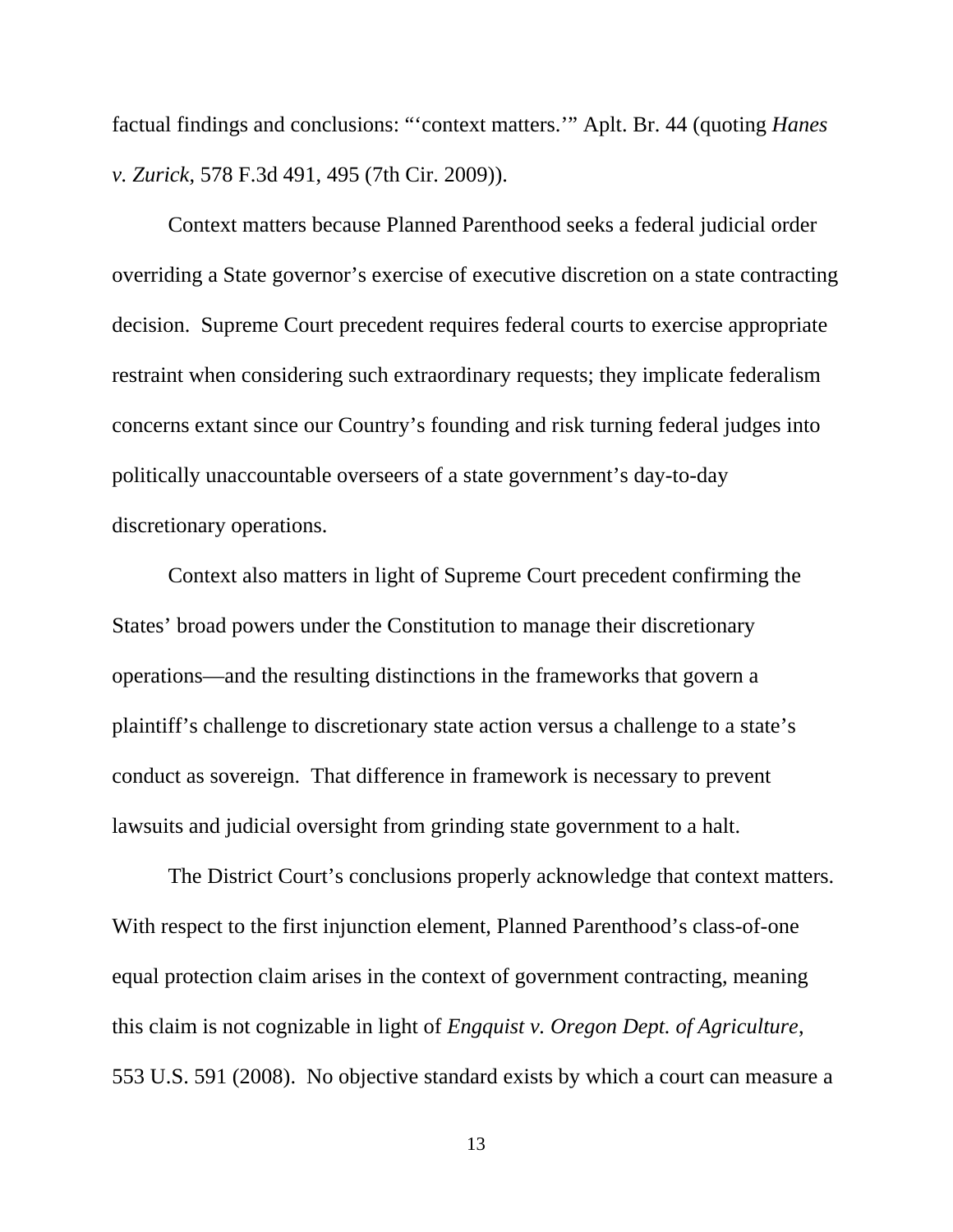factual findings and conclusions: "'context matters.'" Aplt. Br. 44 (quoting *Hanes v. Zurick*, 578 F.3d 491, 495 (7th Cir. 2009)).

Context matters because Planned Parenthood seeks a federal judicial order overriding a State governor's exercise of executive discretion on a state contracting decision. Supreme Court precedent requires federal courts to exercise appropriate restraint when considering such extraordinary requests; they implicate federalism concerns extant since our Country's founding and risk turning federal judges into politically unaccountable overseers of a state government's day-to-day discretionary operations.

Context also matters in light of Supreme Court precedent confirming the States' broad powers under the Constitution to manage their discretionary operations—and the resulting distinctions in the frameworks that govern a plaintiff's challenge to discretionary state action versus a challenge to a state's conduct as sovereign. That difference in framework is necessary to prevent lawsuits and judicial oversight from grinding state government to a halt.

The District Court's conclusions properly acknowledge that context matters. With respect to the first injunction element, Planned Parenthood's class-of-one equal protection claim arises in the context of government contracting, meaning this claim is not cognizable in light of *Engquist v. Oregon Dept. of Agriculture*, 553 U.S. 591 (2008). No objective standard exists by which a court can measure a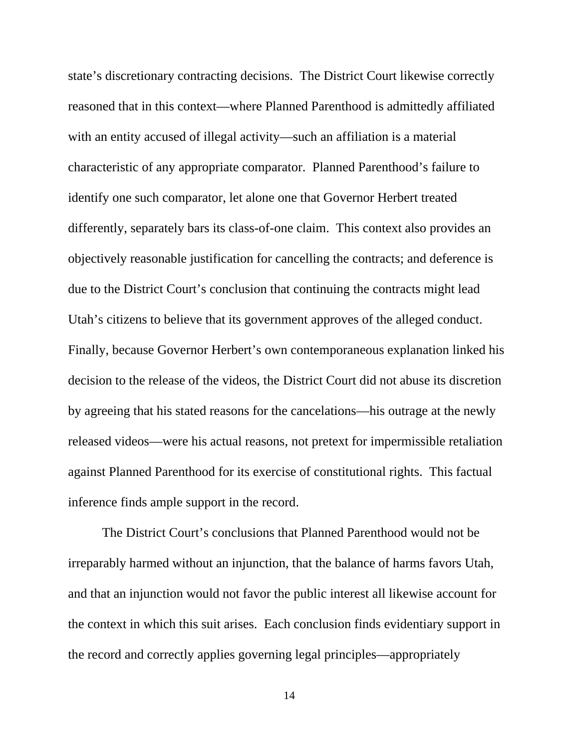state's discretionary contracting decisions. The District Court likewise correctly reasoned that in this context—where Planned Parenthood is admittedly affiliated with an entity accused of illegal activity—such an affiliation is a material characteristic of any appropriate comparator. Planned Parenthood's failure to identify one such comparator, let alone one that Governor Herbert treated differently, separately bars its class-of-one claim. This context also provides an objectively reasonable justification for cancelling the contracts; and deference is due to the District Court's conclusion that continuing the contracts might lead Utah's citizens to believe that its government approves of the alleged conduct. Finally, because Governor Herbert's own contemporaneous explanation linked his decision to the release of the videos, the District Court did not abuse its discretion by agreeing that his stated reasons for the cancelations—his outrage at the newly released videos—were his actual reasons, not pretext for impermissible retaliation against Planned Parenthood for its exercise of constitutional rights. This factual inference finds ample support in the record.

The District Court's conclusions that Planned Parenthood would not be irreparably harmed without an injunction, that the balance of harms favors Utah, and that an injunction would not favor the public interest all likewise account for the context in which this suit arises. Each conclusion finds evidentiary support in the record and correctly applies governing legal principles—appropriately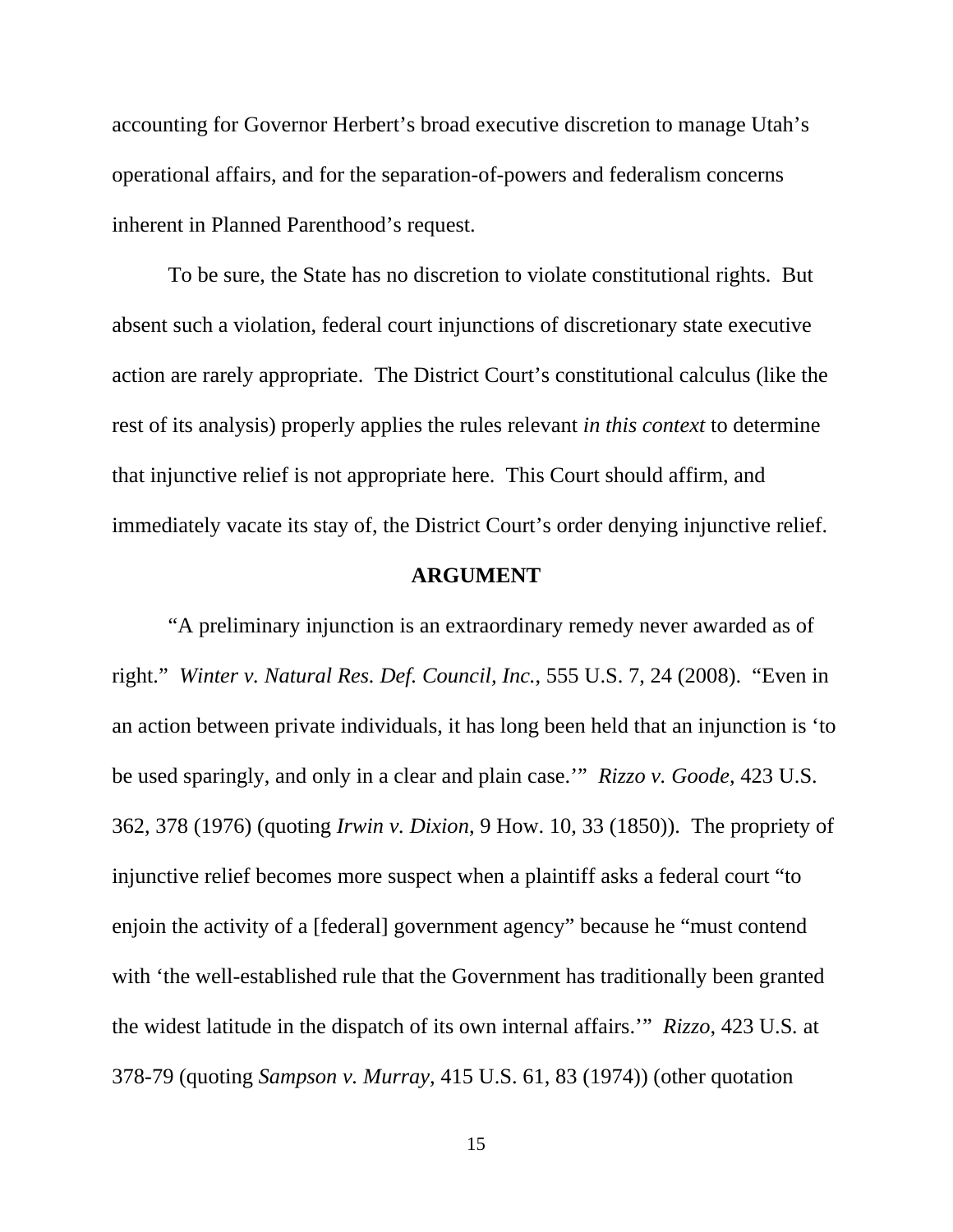accounting for Governor Herbert's broad executive discretion to manage Utah's operational affairs, and for the separation-of-powers and federalism concerns inherent in Planned Parenthood's request.

To be sure, the State has no discretion to violate constitutional rights. But absent such a violation, federal court injunctions of discretionary state executive action are rarely appropriate. The District Court's constitutional calculus (like the rest of its analysis) properly applies the rules relevant *in this context* to determine that injunctive relief is not appropriate here. This Court should affirm, and immediately vacate its stay of, the District Court's order denying injunctive relief.

## ARGUMENT

"A preliminary injunction is an extraordinary remedy never awarded as of right." *Winter v. Natural Res. Def. Council, Inc.*, 555 U.S. 7, 24 (2008). "Even in an action between private individuals, it has long been held that an injunction is 'to be used sparingly, and only in a clear and plain case.'" *Rizzo v. Goode*, 423 U.S. 362, 378 (1976) (quoting *Irwin v. Dixion*, 9 How. 10, 33 (1850)). The propriety of injunctive relief becomes more suspect when a plaintiff asks a federal court "to enjoin the activity of a [federal] government agency" because he "must contend with 'the well-established rule that the Government has traditionally been granted the widest latitude in the dispatch of its own internal affairs.'" *Rizzo*, 423 U.S. at 378-79 (quoting *Sampson v. Murray*, 415 U.S. 61, 83 (1974)) (other quotation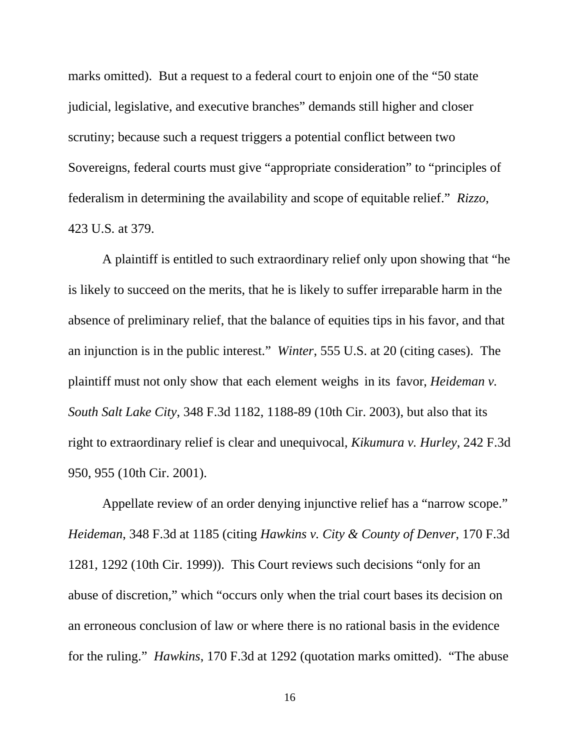marks omitted). But a request to a federal court to enjoin one of the "50 state judicial, legislative, and executive branches" demands still higher and closer scrutiny; because such a request triggers a potential conflict between two Sovereigns, federal courts must give "appropriate consideration" to "principles of federalism in determining the availability and scope of equitable relief." *Rizzo*, 423 U.S. at 379.

A plaintiff is entitled to such extraordinary relief only upon showing that "he is likely to succeed on the merits, that he is likely to suffer irreparable harm in the absence of preliminary relief, that the balance of equities tips in his favor, and that an injunction is in the public interest." *Winter*, 555 U.S. at 20 (citing cases). The plaintiff must not only show that each element weighs in its favor, *Heideman v. South Salt Lake City*, 348 F.3d 1182, 1188-89 (10th Cir. 2003), but also that its right to extraordinary relief is clear and unequivocal, *Kikumura v. Hurley*, 242 F.3d 950, 955 (10th Cir. 2001).

Appellate review of an order denying injunctive relief has a "narrow scope." *Heideman*, 348 F.3d at 1185 (citing *Hawkins v. City & County of Denver*, 170 F.3d 1281, 1292 (10th Cir. 1999)). This Court reviews such decisions "only for an abuse of discretion," which "occurs only when the trial court bases its decision on an erroneous conclusion of law or where there is no rational basis in the evidence for the ruling." *Hawkins*, 170 F.3d at 1292 (quotation marks omitted). "The abuse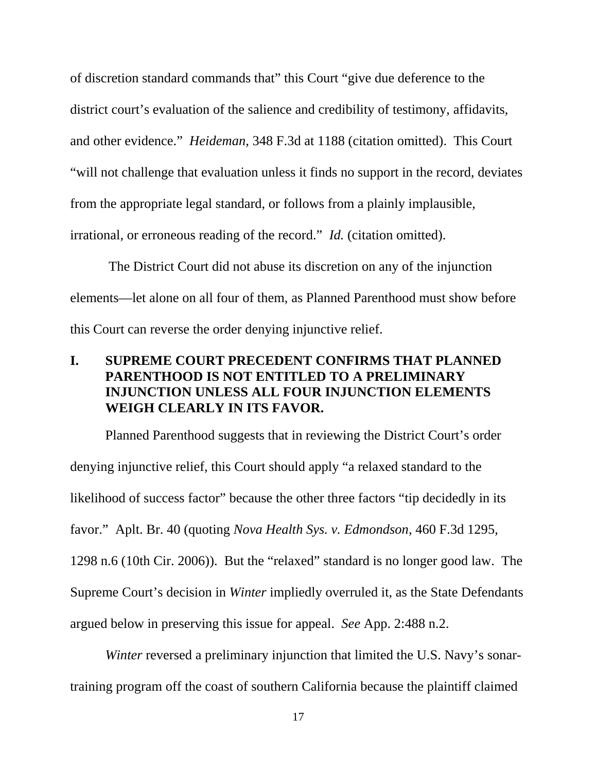of discretion standard commands that" this Court "give due deference to the district court's evaluation of the salience and credibility of testimony, affidavits, and other evidence." *Heideman*, 348 F.3d at 1188 (citation omitted). This Court "will not challenge that evaluation unless it finds no support in the record, deviates from the appropriate legal standard, or follows from a plainly implausible, irrational, or erroneous reading of the record." *Id.* (citation omitted).

The District Court did not abuse its discretion on any of the injunction elements—let alone on all four of them, as Planned Parenthood must show before this Court can reverse the order denying injunctive relief.

## I. SUPREME COURT PRECEDENT CONFIRMS THAT PLANNED PARENTHOOD IS NOT ENTITLED TO A PRELIMINARY INJUNCTION UNLESS ALL FOUR INJUNCTION ELEMENTS WEIGH CLEARLY IN ITS FAVOR.

Planned Parenthood suggests that in reviewing the District Court's order denying injunctive relief, this Court should apply "a relaxed standard to the likelihood of success factor" because the other three factors "tip decidedly in its favor." Aplt. Br. 40 (quoting *Nova Health Sys. v. Edmondson*, 460 F.3d 1295, 1298 n.6 (10th Cir. 2006)). But the "relaxed" standard is no longer good law. The Supreme Court's decision in *Winter* impliedly overruled it, as the State Defendants argued below in preserving this issue for appeal. *See* App. 2:488 n.2.

*Winter* reversed a preliminary injunction that limited the U.S. Navy's sonar-training program off the coast of southern California because the plaintiff claimed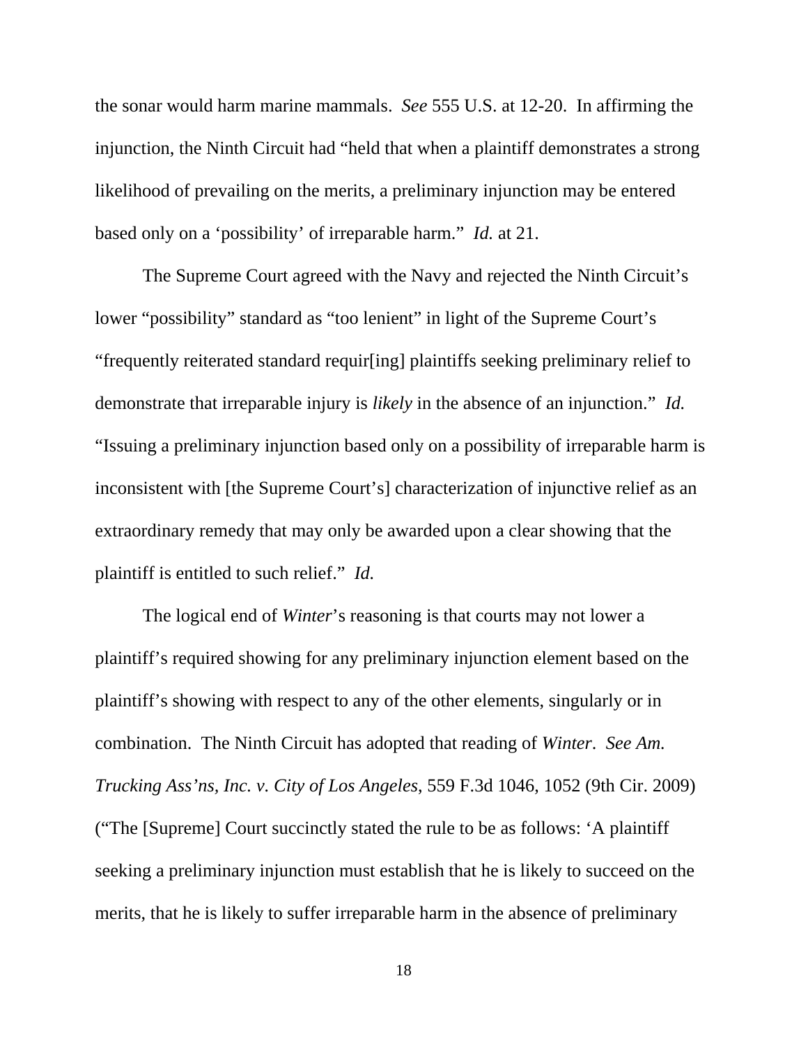the sonar would harm marine mammals. *See* 555 U.S. at 12-20. In affirming the injunction, the Ninth Circuit had "held that when a plaintiff demonstrates a strong likelihood of prevailing on the merits, a preliminary injunction may be entered based only on a 'possibility' of irreparable harm." *Id.* at 21.

The Supreme Court agreed with the Navy and rejected the Ninth Circuit's lower "possibility" standard as "too lenient" in light of the Supreme Court's "frequently reiterated standard requir[ing] plaintiffs seeking preliminary relief to demonstrate that irreparable injury is *likely* in the absence of an injunction." *Id.* "Issuing a preliminary injunction based only on a possibility of irreparable harm is inconsistent with [the Supreme Court's] characterization of injunctive relief as an extraordinary remedy that may only be awarded upon a clear showing that the plaintiff is entitled to such relief." *Id.*

The logical end of *Winter*'s reasoning is that courts may not lower a plaintiff's required showing for any preliminary injunction element based on the plaintiff's showing with respect to any of the other elements, singularly or in combination. The Ninth Circuit has adopted that reading of *Winter*. *See Am. Trucking Ass'ns, Inc. v. City of Los Angeles*, 559 F.3d 1046, 1052 (9th Cir. 2009) ("The [Supreme] Court succinctly stated the rule to be as follows: 'A plaintiff seeking a preliminary injunction must establish that he is likely to succeed on the merits, that he is likely to suffer irreparable harm in the absence of preliminary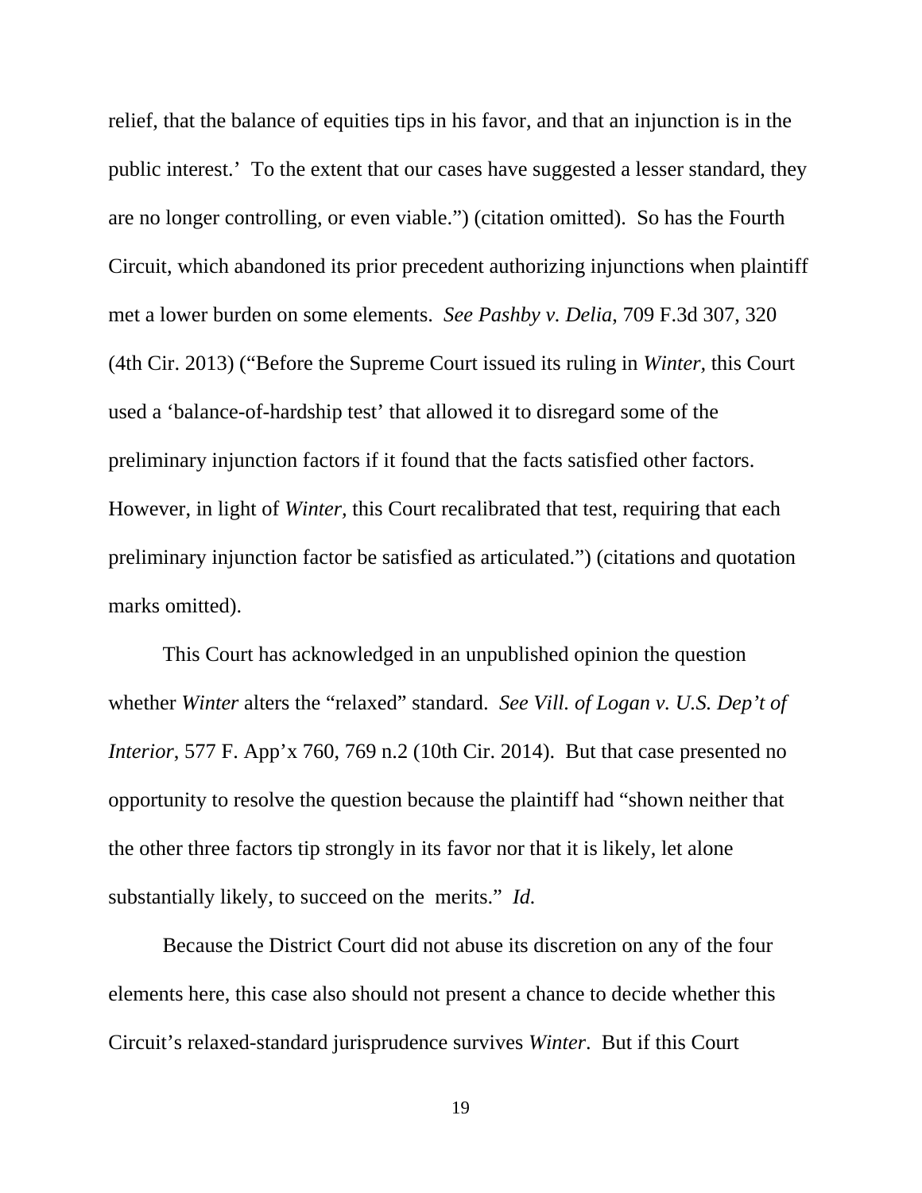relief, that the balance of equities tips in his favor, and that an injunction is in the public interest.' To the extent that our cases have suggested a lesser standard, they are no longer controlling, or even viable.") (citation omitted). So has the Fourth Circuit, which abandoned its prior precedent authorizing injunctions when plaintiff met a lower burden on some elements. *See Pashby v. Delia*, 709 F.3d 307, 320 (4th Cir. 2013) ("Before the Supreme Court issued its ruling in *Winter,* this Court used a 'balance-of-hardship test' that allowed it to disregard some of the preliminary injunction factors if it found that the facts satisfied other factors. However, in light of *Winter,* this Court recalibrated that test, requiring that each preliminary injunction factor be satisfied as articulated.") (citations and quotation marks omitted).

This Court has acknowledged in an unpublished opinion the question whether *Winter* alters the "relaxed" standard. *See Vill. of Logan v. U.S. Dep't of Interior*, 577 F. App'x 760, 769 n.2 (10th Cir. 2014). But that case presented no opportunity to resolve the question because the plaintiff had "shown neither that the other three factors tip strongly in its favor nor that it is likely, let alone substantially likely, to succeed on the merits." *Id.*

Because the District Court did not abuse its discretion on any of the four elements here, this case also should not present a chance to decide whether this Circuit's relaxed-standard jurisprudence survives *Winter*. But if this Court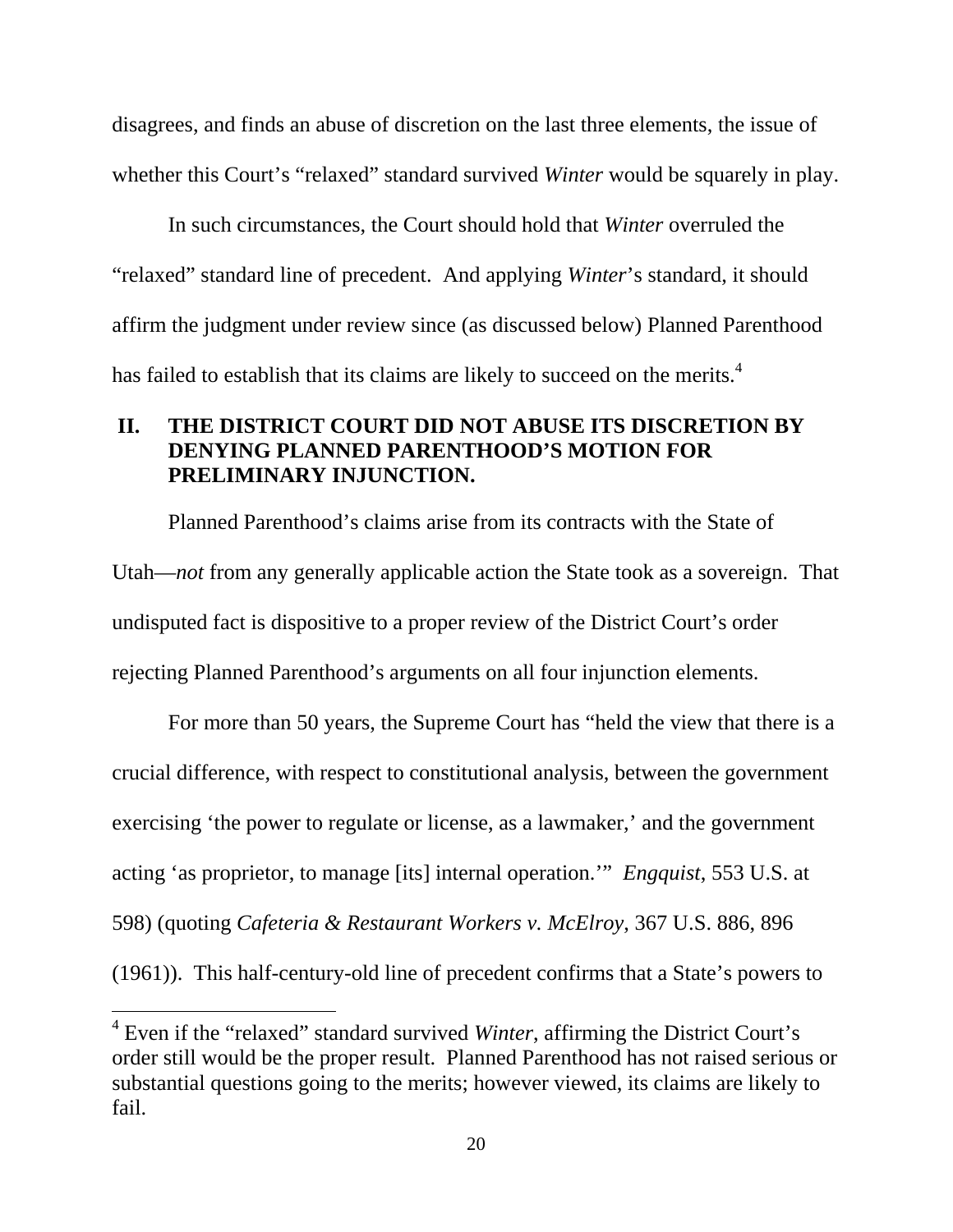disagrees, and finds an abuse of discretion on the last three elements, the issue of whether this Court's "relaxed" standard survived *Winter* would be squarely in play.

In such circumstances, the Court should hold that *Winter* overruled the "relaxed" standard line of precedent. And applying *Winter*'s standard, it should affirm the judgment under review since (as discussed below) Planned Parenthood has failed to establish that its claims are likely to succeed on the merits.[4]

## II. THE DISTRICT COURT DID NOT ABUSE ITS DISCRETION BY DENYING PLANNED PARENTHOOD'S MOTION FOR PRELIMINARY INJUNCTION.

Planned Parenthood's claims arise from its contracts with the State of Utah—*not* from any generally applicable action the State took as a sovereign. That undisputed fact is dispositive to a proper review of the District Court's order rejecting Planned Parenthood's arguments on all four injunction elements.

For more than 50 years, the Supreme Court has "held the view that there is a crucial difference, with respect to constitutional analysis, between the government exercising 'the power to regulate or license, as a lawmaker,' and the government acting 'as proprietor, to manage [its] internal operation.'" *Engquist*, 553 U.S. at 598) (quoting *Cafeteria & Restaurant Workers v. McElroy*, 367 U.S. 886, 896 (1961)). This half-century-old line of precedent confirms that a State's powers to

[4] Even if the "relaxed" standard survived *Winter*, affirming the District Court's order still would be the proper result. Planned Parenthood has not raised serious or substantial questions going to the merits; however viewed, its claims are likely to fail.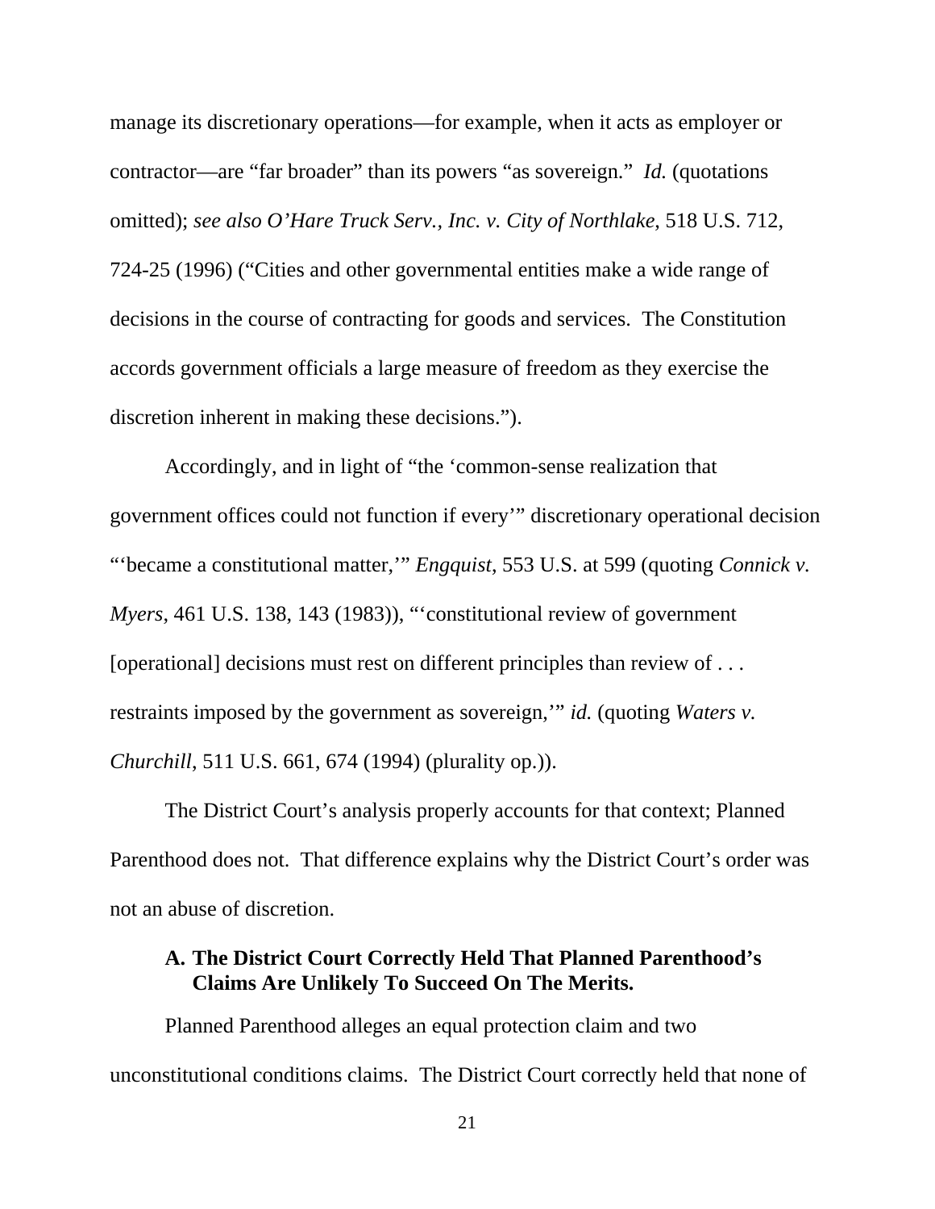manage its discretionary operations—for example, when it acts as employer or contractor—are "far broader" than its powers "as sovereign." *Id.* (quotations omitted); *see also O'Hare Truck Serv., Inc. v. City of Northlake*, 518 U.S. 712, 724-25 (1996) ("Cities and other governmental entities make a wide range of decisions in the course of contracting for goods and services. The Constitution accords government officials a large measure of freedom as they exercise the discretion inherent in making these decisions.").

Accordingly, and in light of "the 'common-sense realization that government offices could not function if every'" discretionary operational decision "'became a constitutional matter,'" *Engquist*, 553 U.S. at 599 (quoting *Connick v. Myers*, 461 U.S. 138, 143 (1983)), "'constitutional review of government [operational] decisions must rest on different principles than review of . . . restraints imposed by the government as sovereign,'" *id.* (quoting *Waters v. Churchill*, 511 U.S. 661, 674 (1994) (plurality op.)).

The District Court's analysis properly accounts for that context; Planned Parenthood does not. That difference explains why the District Court's order was not an abuse of discretion.

### A. The District Court Correctly Held That Planned Parenthood's Claims Are Unlikely To Succeed On The Merits.

Planned Parenthood alleges an equal protection claim and two unconstitutional conditions claims. The District Court correctly held that none of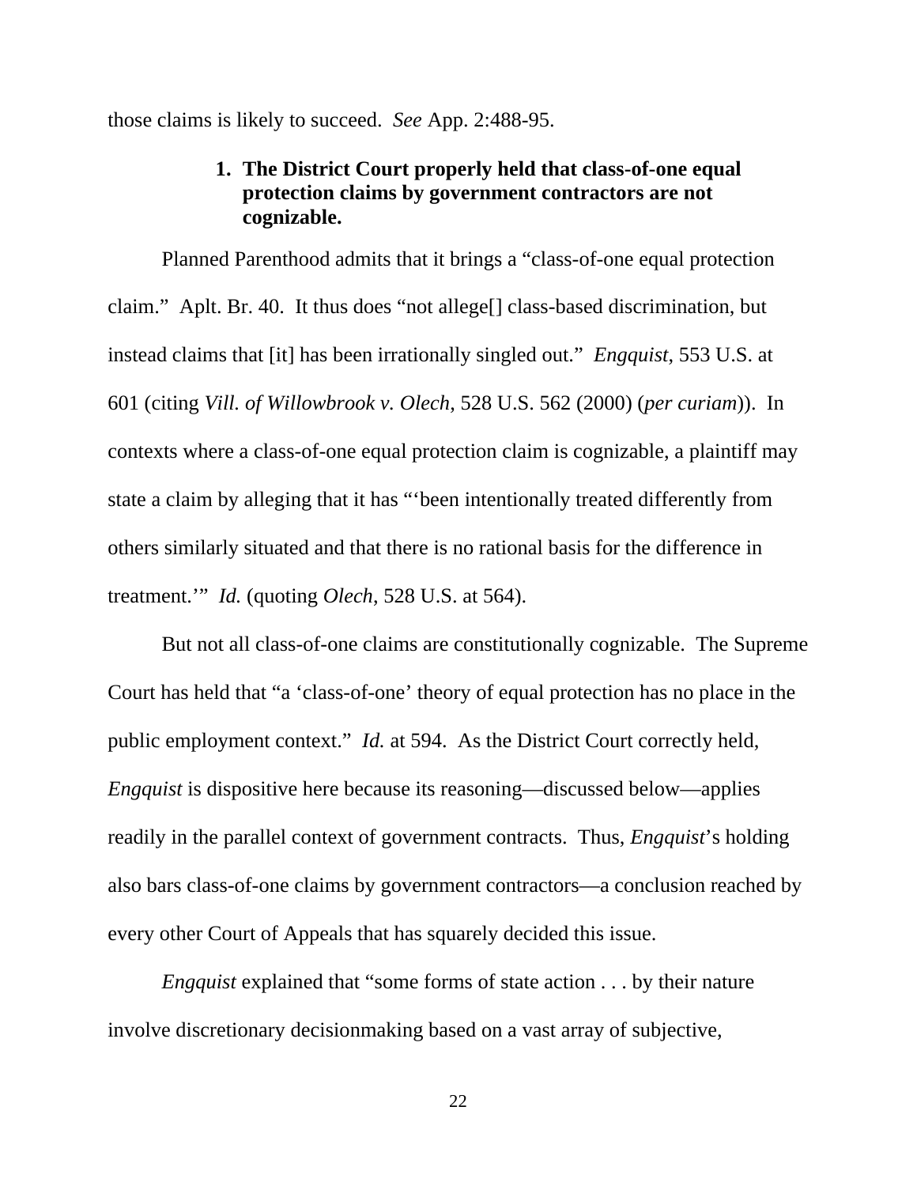those claims is likely to succeed. *See* App. 2:488-95.

### 1. The District Court properly held that class-of-one equal protection claims by government contractors are not cognizable.

Planned Parenthood admits that it brings a "class-of-one equal protection claim." Aplt. Br. 40. It thus does "not allege[] class-based discrimination, but instead claims that [it] has been irrationally singled out." *Engquist*, 553 U.S. at 601 (citing *Vill. of Willowbrook v. Olech*, 528 U.S. 562 (2000) (*per curiam*)). In contexts where a class-of-one equal protection claim is cognizable, a plaintiff may state a claim by alleging that it has "'been intentionally treated differently from others similarly situated and that there is no rational basis for the difference in treatment.'" *Id.* (quoting *Olech*, 528 U.S. at 564).

But not all class-of-one claims are constitutionally cognizable. The Supreme Court has held that "a 'class-of-one' theory of equal protection has no place in the public employment context." *Id.* at 594. As the District Court correctly held, *Engquist* is dispositive here because its reasoning—discussed below—applies readily in the parallel context of government contracts. Thus, *Engquist*'s holding also bars class-of-one claims by government contractors—a conclusion reached by every other Court of Appeals that has squarely decided this issue.

*Engquist* explained that "some forms of state action . . . by their nature involve discretionary decisionmaking based on a vast array of subjective,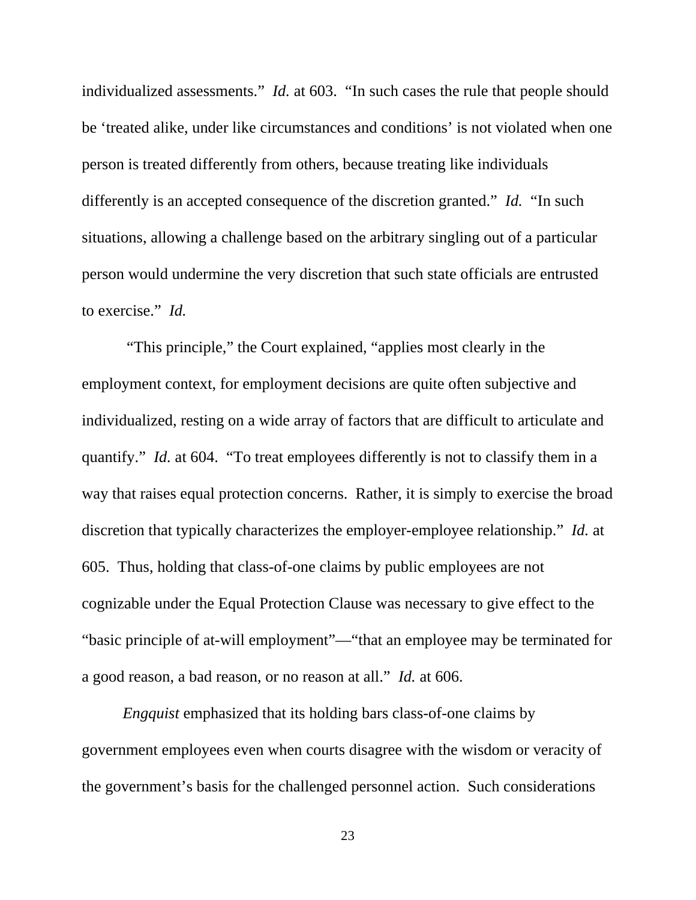individualized assessments." *Id.* at 603. "In such cases the rule that people should be 'treated alike, under like circumstances and conditions' is not violated when one person is treated differently from others, because treating like individuals differently is an accepted consequence of the discretion granted." *Id.* "In such situations, allowing a challenge based on the arbitrary singling out of a particular person would undermine the very discretion that such state officials are entrusted to exercise." *Id.*

"This principle," the Court explained, "applies most clearly in the employment context, for employment decisions are quite often subjective and individualized, resting on a wide array of factors that are difficult to articulate and quantify." *Id.* at 604. "To treat employees differently is not to classify them in a way that raises equal protection concerns. Rather, it is simply to exercise the broad discretion that typically characterizes the employer-employee relationship." *Id.* at 605. Thus, holding that class-of-one claims by public employees are not cognizable under the Equal Protection Clause was necessary to give effect to the "basic principle of at-will employment"—"that an employee may be terminated for a good reason, a bad reason, or no reason at all." *Id.* at 606.

*Engquist* emphasized that its holding bars class-of-one claims by government employees even when courts disagree with the wisdom or veracity of the government's basis for the challenged personnel action. Such considerations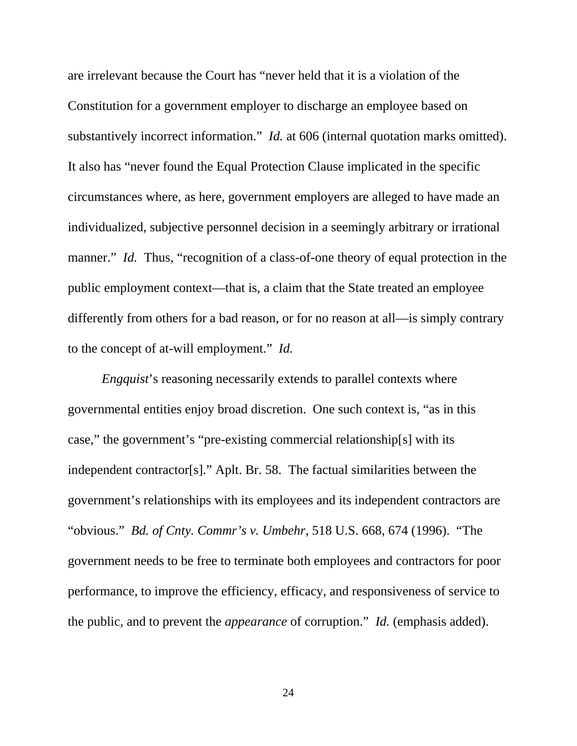are irrelevant because the Court has "never held that it is a violation of the Constitution for a government employer to discharge an employee based on substantively incorrect information." *Id.* at 606 (internal quotation marks omitted). It also has "never found the Equal Protection Clause implicated in the specific circumstances where, as here, government employers are alleged to have made an individualized, subjective personnel decision in a seemingly arbitrary or irrational manner." *Id.* Thus, "recognition of a class-of-one theory of equal protection in the public employment context—that is, a claim that the State treated an employee differently from others for a bad reason, or for no reason at all—is simply contrary to the concept of at-will employment." *Id.*

*Engquist*'s reasoning necessarily extends to parallel contexts where governmental entities enjoy broad discretion. One such context is, "as in this case," the government's "pre-existing commercial relationship[s] with its independent contractor[s]." Aplt. Br. 58. The factual similarities between the government's relationships with its employees and its independent contractors are "obvious." *Bd. of Cnty. Commr's v. Umbehr*, 518 U.S. 668, 674 (1996). "The government needs to be free to terminate both employees and contractors for poor performance, to improve the efficiency, efficacy, and responsiveness of service to the public, and to prevent the *appearance* of corruption." *Id.* (emphasis added).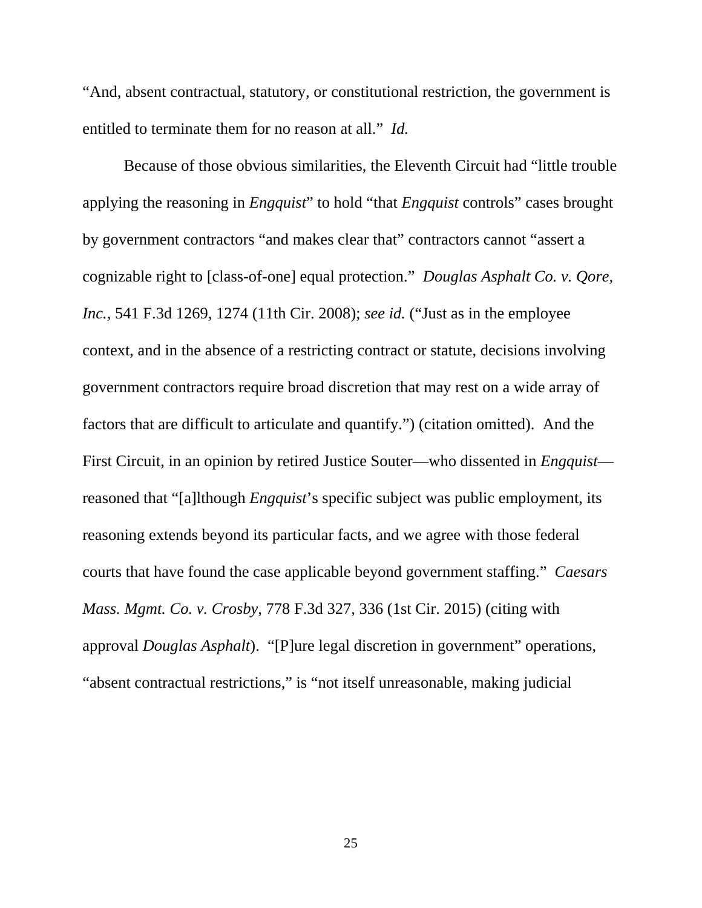"And, absent contractual, statutory, or constitutional restriction, the government is entitled to terminate them for no reason at all." *Id.*

Because of those obvious similarities, the Eleventh Circuit had "little trouble applying the reasoning in *Engquist*" to hold "that *Engquist* controls" cases brought by government contractors "and makes clear that" contractors cannot "assert a cognizable right to [class-of-one] equal protection." *Douglas Asphalt Co. v. Qore, Inc.*, 541 F.3d 1269, 1274 (11th Cir. 2008); *see id.* ("Just as in the employee context, and in the absence of a restricting contract or statute, decisions involving government contractors require broad discretion that may rest on a wide array of factors that are difficult to articulate and quantify.") (citation omitted). And the First Circuit, in an opinion by retired Justice Souter—who dissented in *Engquist*—reasoned that "[a]lthough *Engquist*'s specific subject was public employment, its reasoning extends beyond its particular facts, and we agree with those federal courts that have found the case applicable beyond government staffing." *Caesars Mass. Mgmt. Co. v. Crosby*, 778 F.3d 327, 336 (1st Cir. 2015) (citing with approval *Douglas Asphalt*). "[P]ure legal discretion in government" operations, "absent contractual restrictions," is "not itself unreasonable, making judicial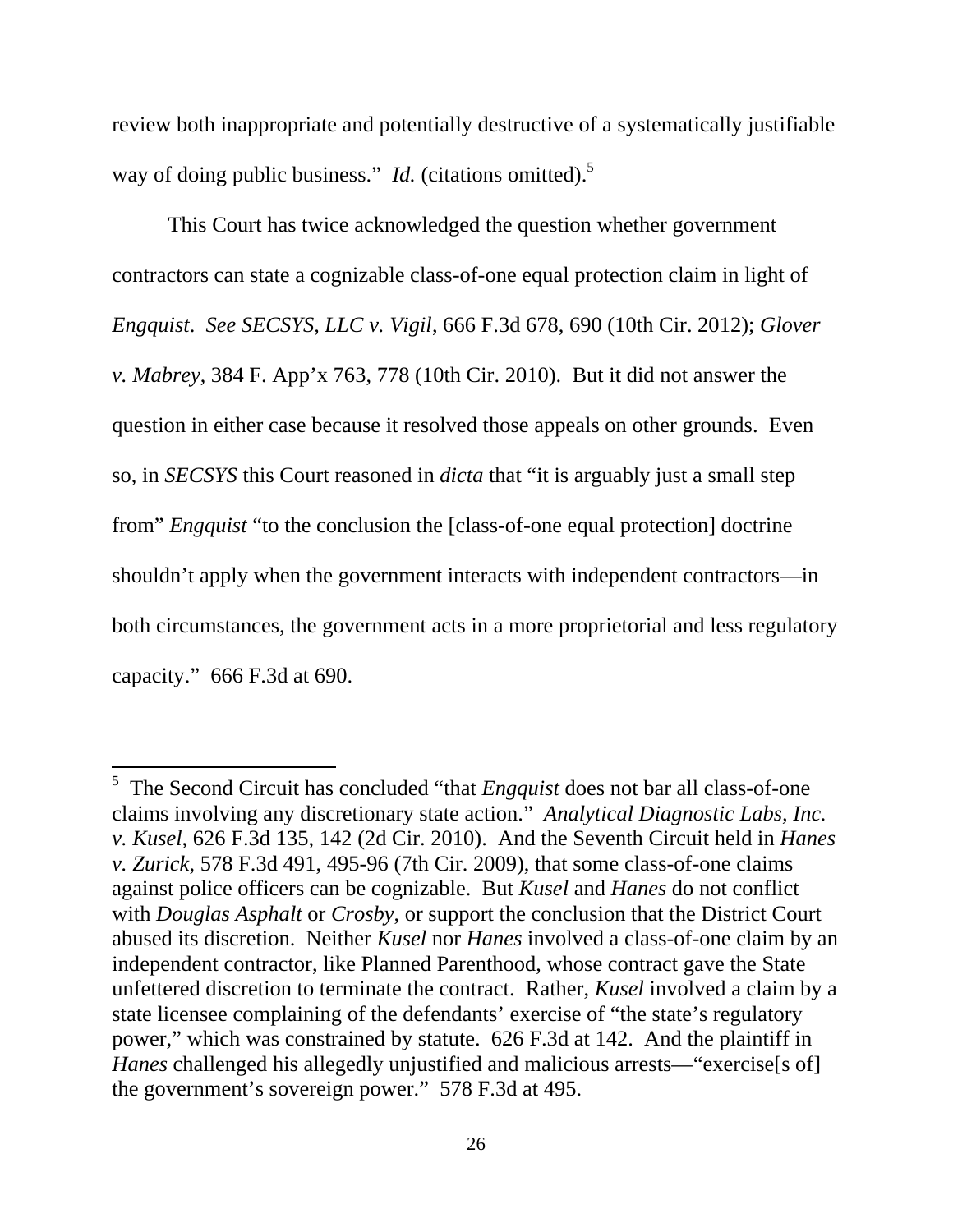review both inappropriate and potentially destructive of a systematically justifiable way of doing public business." *Id.* (citations omitted).[5]

This Court has twice acknowledged the question whether government contractors can state a cognizable class-of-one equal protection claim in light of *Engquist*. *See SECSYS, LLC v. Vigil*, 666 F.3d 678, 690 (10th Cir. 2012); *Glover v. Mabrey*, 384 F. App'x 763, 778 (10th Cir. 2010). But it did not answer the question in either case because it resolved those appeals on other grounds. Even so, in *SECSYS* this Court reasoned in *dicta* that "it is arguably just a small step from" *Engquist* "to the conclusion the [class-of-one equal protection] doctrine shouldn't apply when the government interacts with independent contractors—in both circumstances, the government acts in a more proprietorial and less regulatory capacity." 666 F.3d at 690.

---

[5] The Second Circuit has concluded "that *Engquist* does not bar all class-of-one claims involving any discretionary state action." *Analytical Diagnostic Labs, Inc. v. Kusel*, 626 F.3d 135, 142 (2d Cir. 2010). And the Seventh Circuit held in *Hanes v. Zurick*, 578 F.3d 491, 495-96 (7th Cir. 2009), that some class-of-one claims against police officers can be cognizable. But *Kusel* and *Hanes* do not conflict with *Douglas Asphalt* or *Crosby*, or support the conclusion that the District Court abused its discretion. Neither *Kusel* nor *Hanes* involved a class-of-one claim by an independent contractor, like Planned Parenthood, whose contract gave the State unfettered discretion to terminate the contract. Rather, *Kusel* involved a claim by a state licensee complaining of the defendants' exercise of "the state's regulatory power," which was constrained by statute. 626 F.3d at 142. And the plaintiff in *Hanes* challenged his allegedly unjustified and malicious arrests—"exercise[s of] the government's sovereign power." 578 F.3d at 495.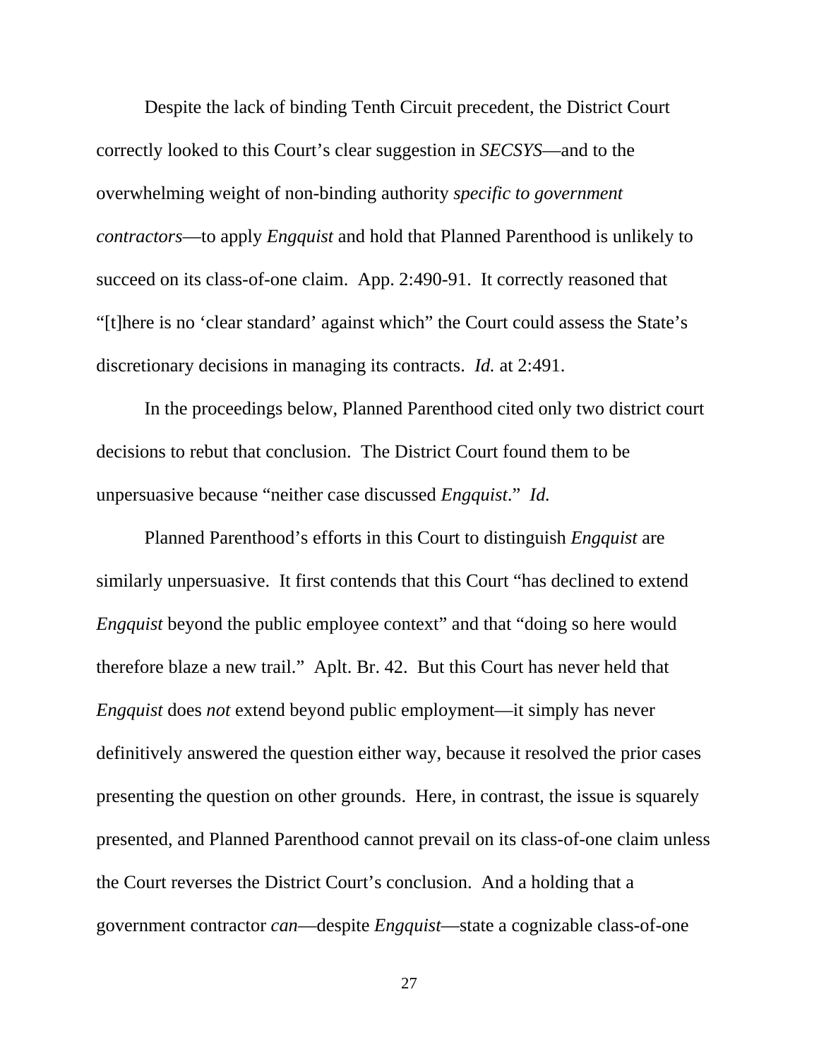Despite the lack of binding Tenth Circuit precedent, the District Court correctly looked to this Court's clear suggestion in *SECSYS*—and to the overwhelming weight of non-binding authority *specific to government contractors*—to apply *Engquist* and hold that Planned Parenthood is unlikely to succeed on its class-of-one claim. App. 2:490-91. It correctly reasoned that "[t]here is no 'clear standard' against which" the Court could assess the State's discretionary decisions in managing its contracts. *Id.* at 2:491.

In the proceedings below, Planned Parenthood cited only two district court decisions to rebut that conclusion. The District Court found them to be unpersuasive because "neither case discussed *Engquist*." *Id.*

Planned Parenthood's efforts in this Court to distinguish *Engquist* are similarly unpersuasive. It first contends that this Court "has declined to extend *Engquist* beyond the public employee context" and that "doing so here would therefore blaze a new trail." Aplt. Br. 42. But this Court has never held that *Engquist* does *not* extend beyond public employment—it simply has never definitively answered the question either way, because it resolved the prior cases presenting the question on other grounds. Here, in contrast, the issue is squarely presented, and Planned Parenthood cannot prevail on its class-of-one claim unless the Court reverses the District Court's conclusion. And a holding that a government contractor *can*—despite *Engquist*—state a cognizable class-of-one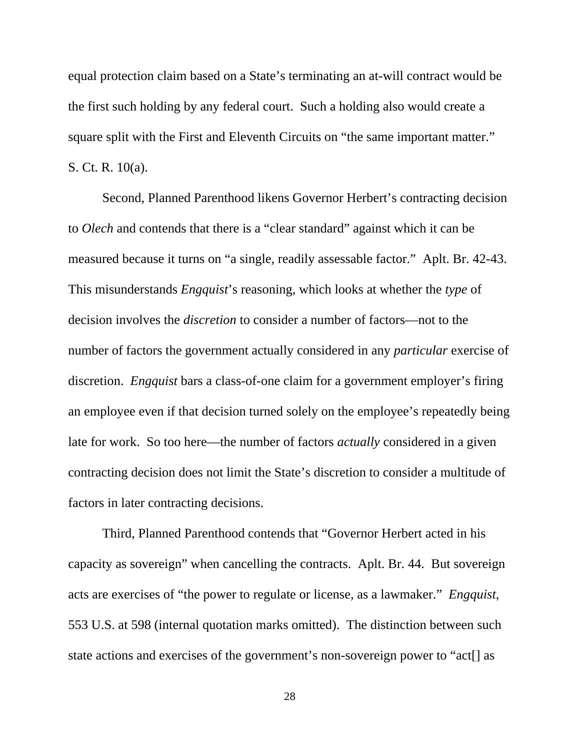equal protection claim based on a State's terminating an at-will contract would be the first such holding by any federal court. Such a holding also would create a square split with the First and Eleventh Circuits on "the same important matter." S. Ct. R. 10(a).

Second, Planned Parenthood likens Governor Herbert's contracting decision to *Olech* and contends that there is a "clear standard" against which it can be measured because it turns on "a single, readily assessable factor." Aplt. Br. 42-43. This misunderstands *Engquist*'s reasoning, which looks at whether the *type* of decision involves the *discretion* to consider a number of factors—not to the number of factors the government actually considered in any *particular* exercise of discretion. *Engquist* bars a class-of-one claim for a government employer's firing an employee even if that decision turned solely on the employee's repeatedly being late for work. So too here—the number of factors *actually* considered in a given contracting decision does not limit the State's discretion to consider a multitude of factors in later contracting decisions.

Third, Planned Parenthood contends that "Governor Herbert acted in his capacity as sovereign" when cancelling the contracts. Aplt. Br. 44. But sovereign acts are exercises of "the power to regulate or license, as a lawmaker." *Engquist*, 553 U.S. at 598 (internal quotation marks omitted). The distinction between such state actions and exercises of the government's non-sovereign power to "act[] as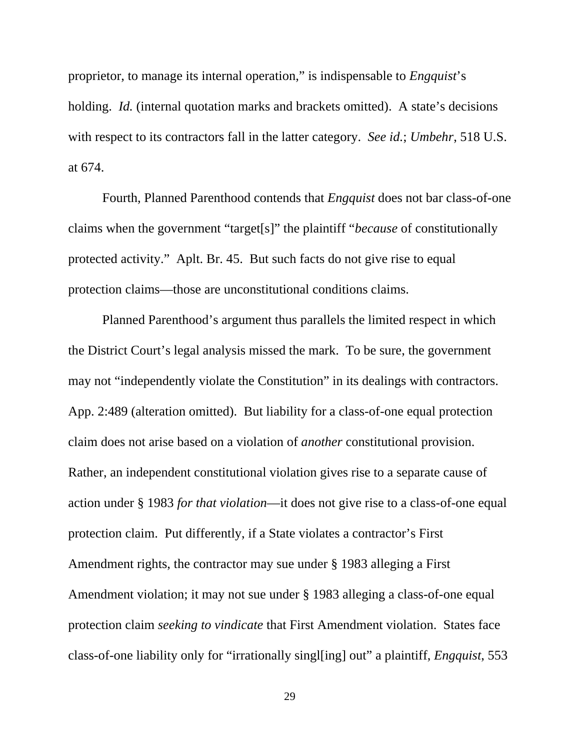proprietor, to manage its internal operation," is indispensable to *Engquist*'s holding. *Id.* (internal quotation marks and brackets omitted). A state's decisions with respect to its contractors fall in the latter category. *See id.*; *Umbehr*, 518 U.S. at 674.

Fourth, Planned Parenthood contends that *Engquist* does not bar class-of-one claims when the government "target[s]" the plaintiff "*because* of constitutionally protected activity." Aplt. Br. 45. But such facts do not give rise to equal protection claims—those are unconstitutional conditions claims.

Planned Parenthood's argument thus parallels the limited respect in which the District Court's legal analysis missed the mark. To be sure, the government may not "independently violate the Constitution" in its dealings with contractors. App. 2:489 (alteration omitted). But liability for a class-of-one equal protection claim does not arise based on a violation of *another* constitutional provision. Rather, an independent constitutional violation gives rise to a separate cause of action under § 1983 *for that violation*—it does not give rise to a class-of-one equal protection claim. Put differently, if a State violates a contractor's First Amendment rights, the contractor may sue under § 1983 alleging a First Amendment violation; it may not sue under § 1983 alleging a class-of-one equal protection claim *seeking to vindicate* that First Amendment violation. States face class-of-one liability only for "irrationally singl[ing] out" a plaintiff, *Engquist*, 553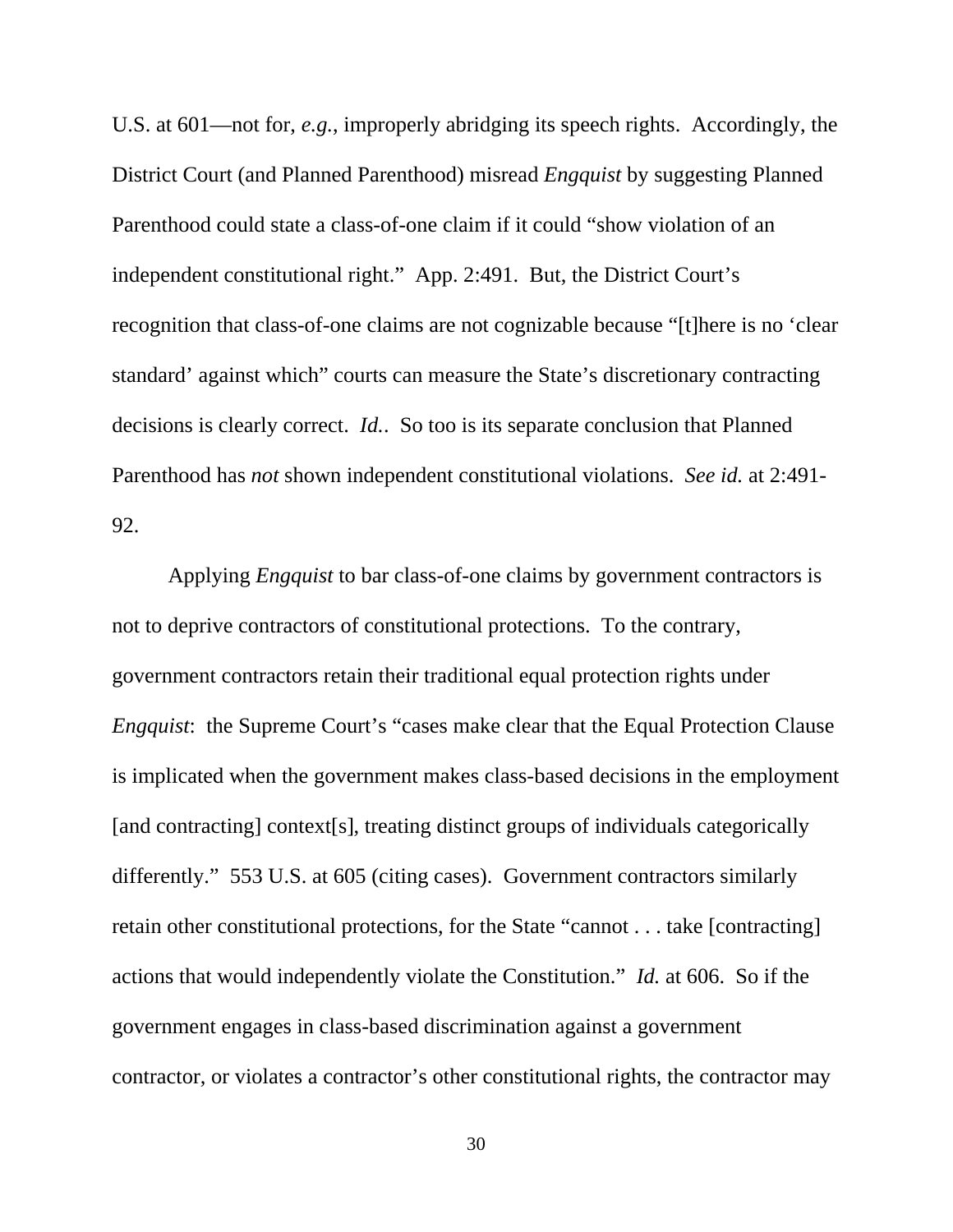U.S. at 601—not for, *e.g.*, improperly abridging its speech rights. Accordingly, the District Court (and Planned Parenthood) misread *Engquist* by suggesting Planned Parenthood could state a class-of-one claim if it could "show violation of an independent constitutional right." App. 2:491. But, the District Court's recognition that class-of-one claims are not cognizable because "[t]here is no 'clear standard' against which" courts can measure the State's discretionary contracting decisions is clearly correct. *Id.*. So too is its separate conclusion that Planned Parenthood has *not* shown independent constitutional violations. *See id.* at 2:491-92.

Applying *Engquist* to bar class-of-one claims by government contractors is not to deprive contractors of constitutional protections. To the contrary, government contractors retain their traditional equal protection rights under *Engquist*: the Supreme Court's "cases make clear that the Equal Protection Clause is implicated when the government makes class-based decisions in the employment [and contracting] context[s], treating distinct groups of individuals categorically differently." 553 U.S. at 605 (citing cases). Government contractors similarly retain other constitutional protections, for the State "cannot . . . take [contracting] actions that would independently violate the Constitution." *Id.* at 606. So if the government engages in class-based discrimination against a government contractor, or violates a contractor's other constitutional rights, the contractor may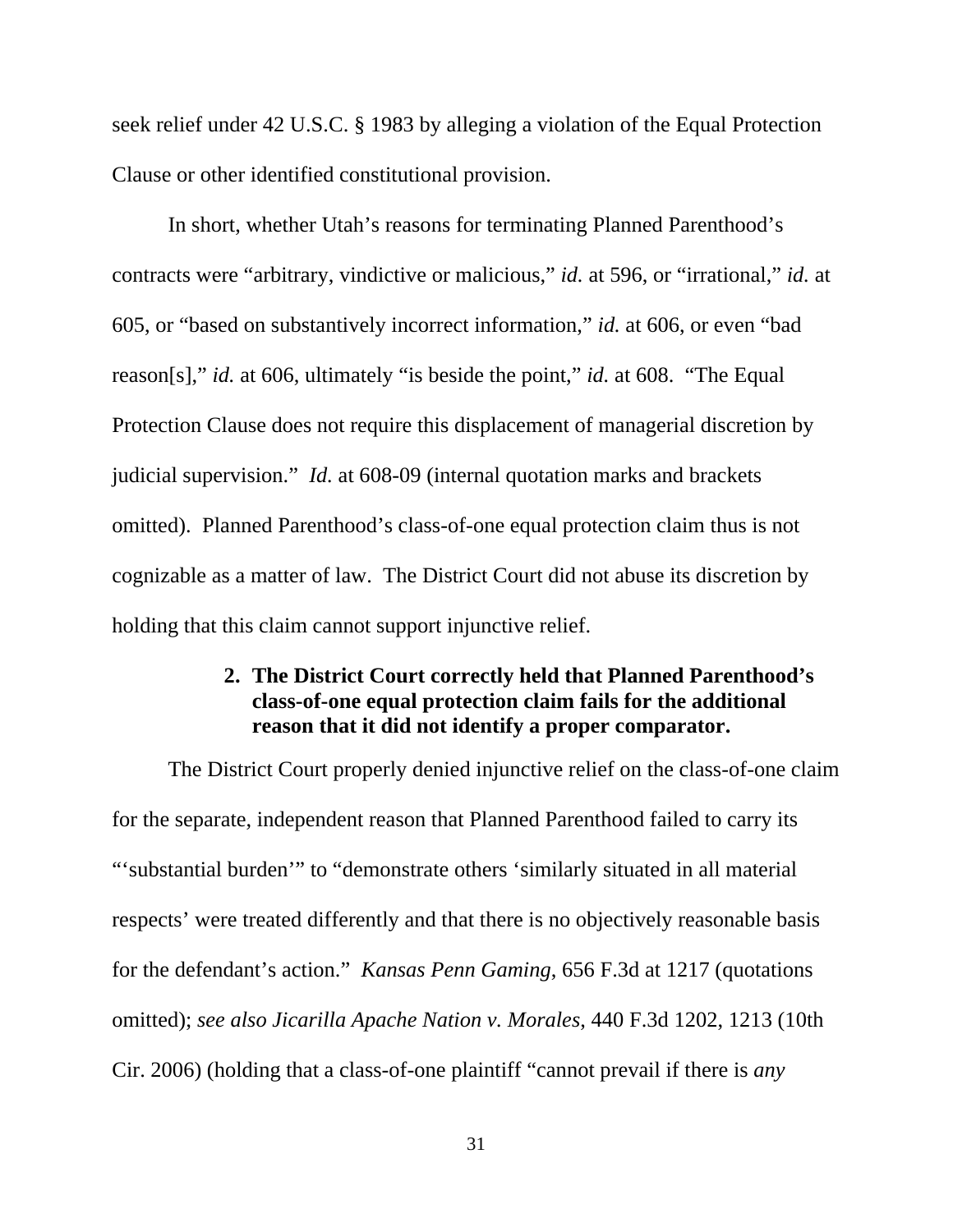seek relief under 42 U.S.C. § 1983 by alleging a violation of the Equal Protection Clause or other identified constitutional provision.

In short, whether Utah's reasons for terminating Planned Parenthood's contracts were "arbitrary, vindictive or malicious," *id.* at 596, or "irrational," *id.* at 605, or "based on substantively incorrect information," *id.* at 606, or even "bad reason[s]," *id.* at 606, ultimately "is beside the point," *id.* at 608. "The Equal Protection Clause does not require this displacement of managerial discretion by judicial supervision." *Id.* at 608-09 (internal quotation marks and brackets omitted). Planned Parenthood's class-of-one equal protection claim thus is not cognizable as a matter of law. The District Court did not abuse its discretion by holding that this claim cannot support injunctive relief.

**2. The District Court correctly held that Planned Parenthood's class-of-one equal protection claim fails for the additional reason that it did not identify a proper comparator.**

The District Court properly denied injunctive relief on the class-of-one claim for the separate, independent reason that Planned Parenthood failed to carry its "'substantial burden'" to "demonstrate others 'similarly situated in all material respects' were treated differently and that there is no objectively reasonable basis for the defendant's action." *Kansas Penn Gaming*, 656 F.3d at 1217 (quotations omitted); *see also Jicarilla Apache Nation v. Morales*, 440 F.3d 1202, 1213 (10th Cir. 2006) (holding that a class-of-one plaintiff "cannot prevail if there is *any*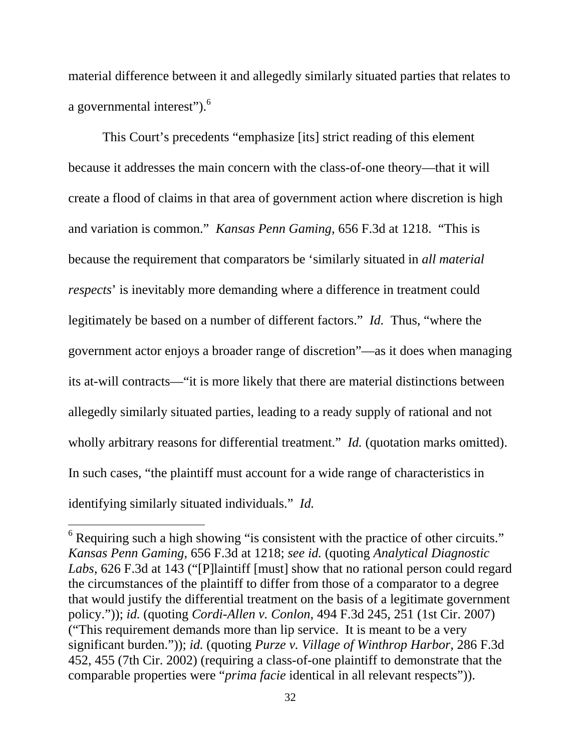material difference between it and allegedly similarly situated parties that relates to a governmental interest").[6]

This Court's precedents "emphasize [its] strict reading of this element because it addresses the main concern with the class-of-one theory—that it will create a flood of claims in that area of government action where discretion is high and variation is common." *Kansas Penn Gaming*, 656 F.3d at 1218. "This is because the requirement that comparators be 'similarly situated in *all material respects*' is inevitably more demanding where a difference in treatment could legitimately be based on a number of different factors." *Id.* Thus, "where the government actor enjoys a broader range of discretion"—as it does when managing its at-will contracts—"it is more likely that there are material distinctions between allegedly similarly situated parties, leading to a ready supply of rational and not wholly arbitrary reasons for differential treatment." *Id.* (quotation marks omitted). In such cases, "the plaintiff must account for a wide range of characteristics in identifying similarly situated individuals." *Id.*

---

[6] Requiring such a high showing "is consistent with the practice of other circuits." *Kansas Penn Gaming*, 656 F.3d at 1218; *see id.* (quoting *Analytical Diagnostic Labs*, 626 F.3d at 143 ("[P]laintiff [must] show that no rational person could regard the circumstances of the plaintiff to differ from those of a comparator to a degree that would justify the differential treatment on the basis of a legitimate government policy.")); *id.* (quoting *Cordi-Allen v. Conlon*, 494 F.3d 245, 251 (1st Cir. 2007) ("This requirement demands more than lip service. It is meant to be a very significant burden.")); *id.* (quoting *Purze v. Village of Winthrop Harbor*, 286 F.3d 452, 455 (7th Cir. 2002) (requiring a class-of-one plaintiff to demonstrate that the comparable properties were "*prima facie* identical in all relevant respects")).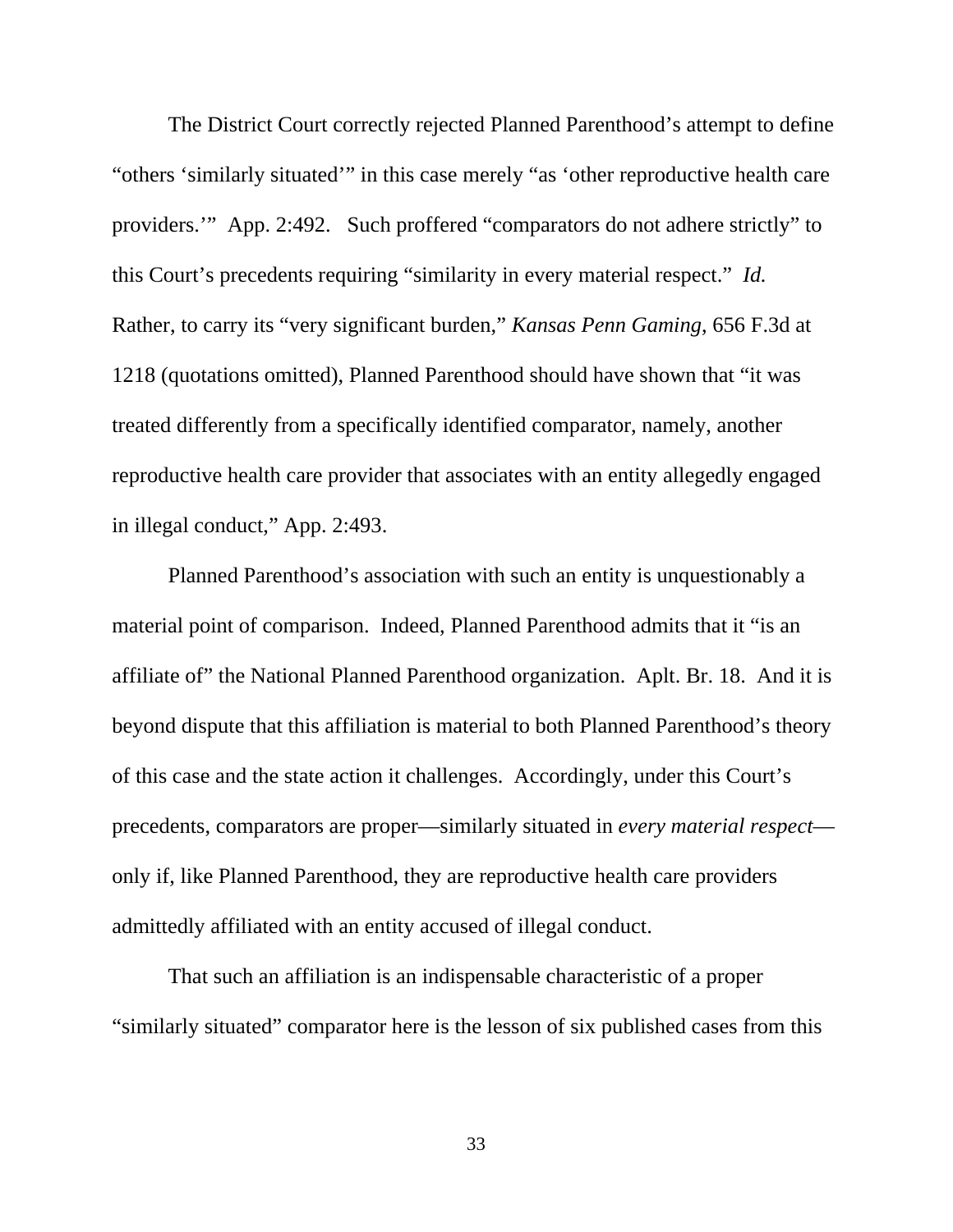The District Court correctly rejected Planned Parenthood's attempt to define "others 'similarly situated'" in this case merely "as 'other reproductive health care providers.'" App. 2:492. Such proffered "comparators do not adhere strictly" to this Court's precedents requiring "similarity in every material respect." *Id.* Rather, to carry its "very significant burden," *Kansas Penn Gaming*, 656 F.3d at 1218 (quotations omitted), Planned Parenthood should have shown that "it was treated differently from a specifically identified comparator, namely, another reproductive health care provider that associates with an entity allegedly engaged in illegal conduct," App. 2:493.

Planned Parenthood's association with such an entity is unquestionably a material point of comparison. Indeed, Planned Parenthood admits that it "is an affiliate of" the National Planned Parenthood organization. Aplt. Br. 18. And it is beyond dispute that this affiliation is material to both Planned Parenthood's theory of this case and the state action it challenges. Accordingly, under this Court's precedents, comparators are proper—similarly situated in *every material respect*—only if, like Planned Parenthood, they are reproductive health care providers admittedly affiliated with an entity accused of illegal conduct.

That such an affiliation is an indispensable characteristic of a proper "similarly situated" comparator here is the lesson of six published cases from this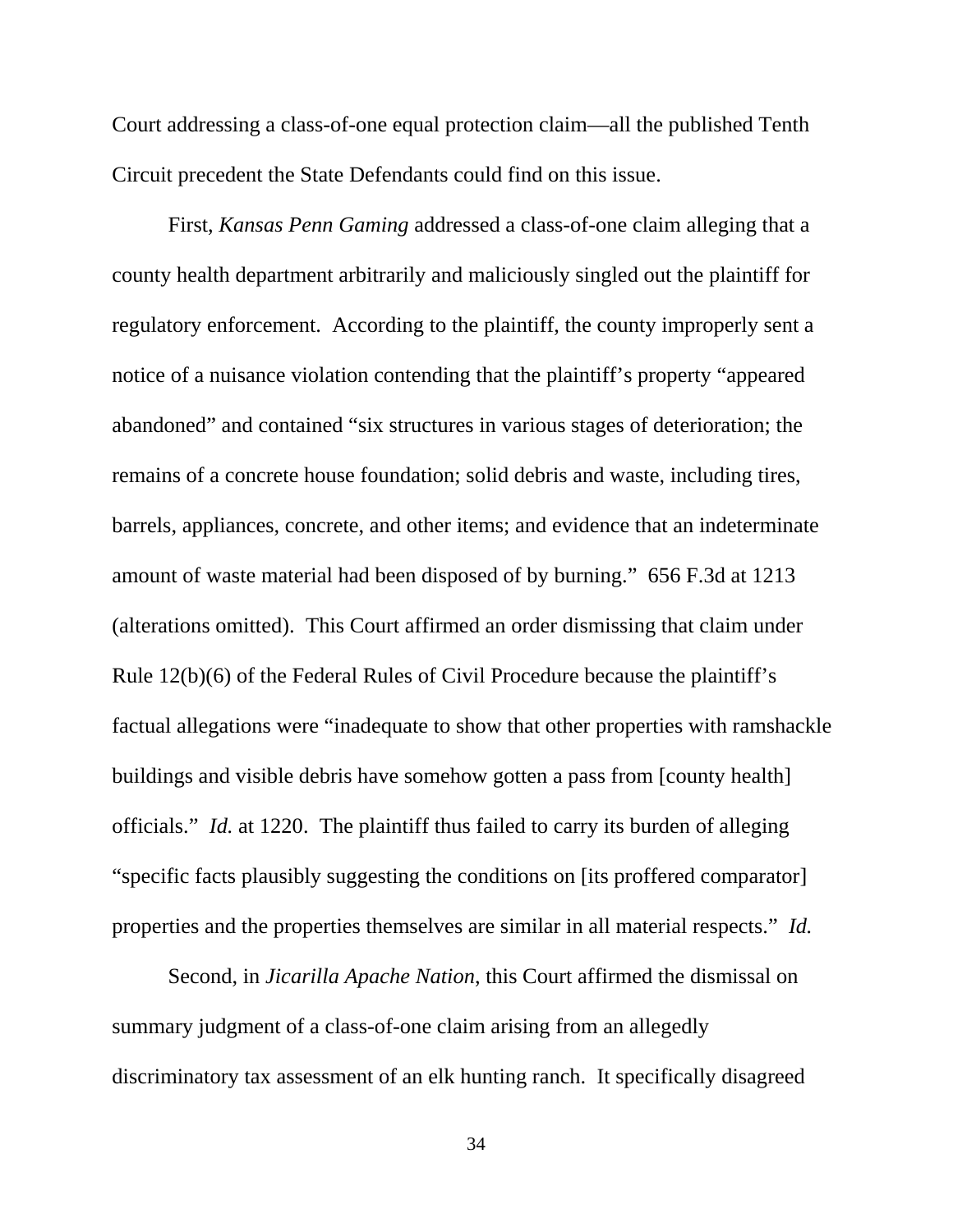Court addressing a class-of-one equal protection claim—all the published Tenth Circuit precedent the State Defendants could find on this issue.

First, *Kansas Penn Gaming* addressed a class-of-one claim alleging that a county health department arbitrarily and maliciously singled out the plaintiff for regulatory enforcement. According to the plaintiff, the county improperly sent a notice of a nuisance violation contending that the plaintiff's property "appeared abandoned" and contained "six structures in various stages of deterioration; the remains of a concrete house foundation; solid debris and waste, including tires, barrels, appliances, concrete, and other items; and evidence that an indeterminate amount of waste material had been disposed of by burning." 656 F.3d at 1213 (alterations omitted). This Court affirmed an order dismissing that claim under Rule 12(b)(6) of the Federal Rules of Civil Procedure because the plaintiff's factual allegations were "inadequate to show that other properties with ramshackle buildings and visible debris have somehow gotten a pass from [county health] officials." *Id.* at 1220. The plaintiff thus failed to carry its burden of alleging "specific facts plausibly suggesting the conditions on [its proffered comparator] properties and the properties themselves are similar in all material respects." *Id.*

Second, in *Jicarilla Apache Nation*, this Court affirmed the dismissal on summary judgment of a class-of-one claim arising from an allegedly discriminatory tax assessment of an elk hunting ranch. It specifically disagreed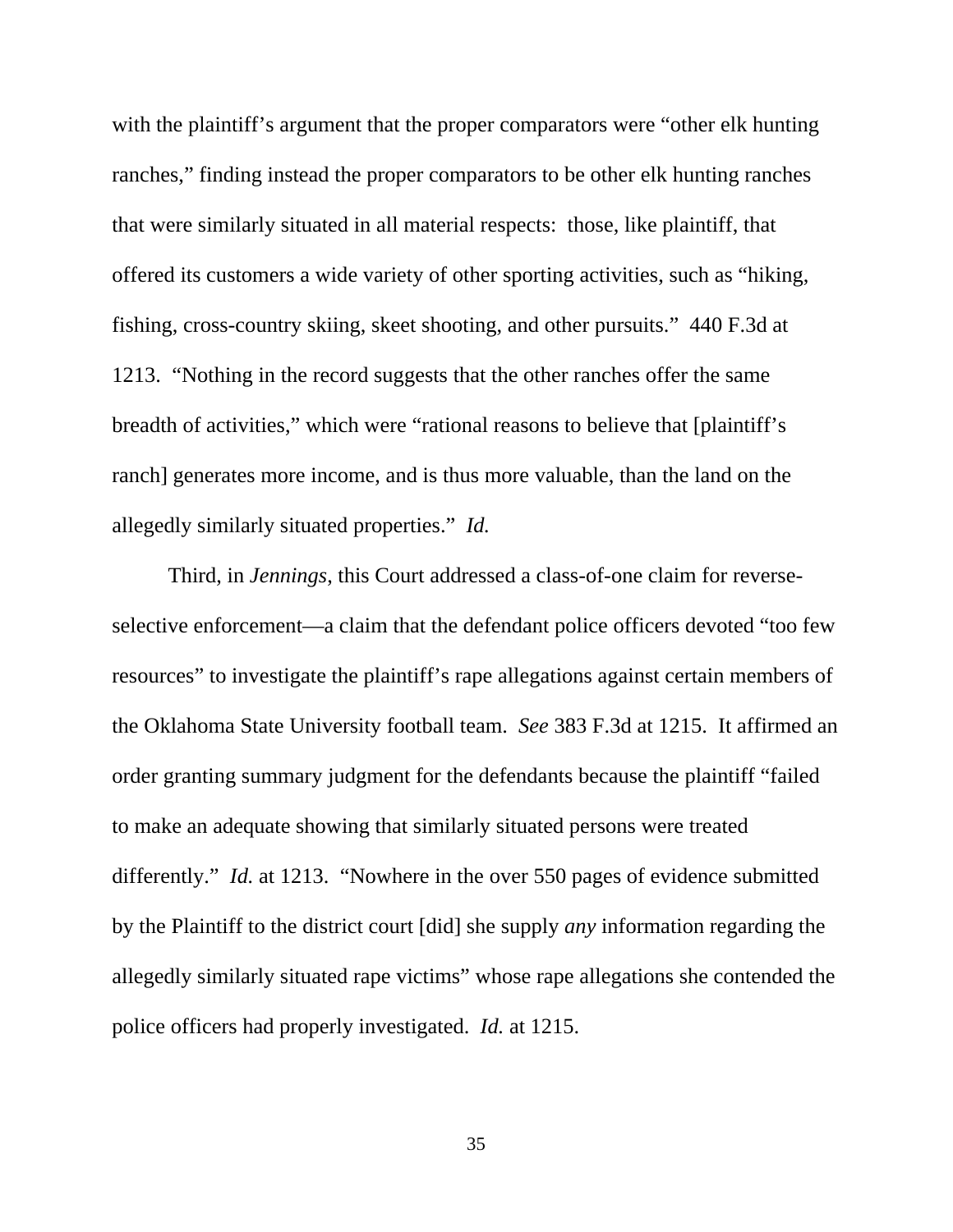with the plaintiff's argument that the proper comparators were "other elk hunting ranches," finding instead the proper comparators to be other elk hunting ranches that were similarly situated in all material respects: those, like plaintiff, that offered its customers a wide variety of other sporting activities, such as "hiking, fishing, cross-country skiing, skeet shooting, and other pursuits." 440 F.3d at 1213. "Nothing in the record suggests that the other ranches offer the same breadth of activities," which were "rational reasons to believe that [plaintiff's ranch] generates more income, and is thus more valuable, than the land on the allegedly similarly situated properties." *Id.*

Third, in *Jennings*, this Court addressed a class-of-one claim for reverse-selective enforcement—a claim that the defendant police officers devoted "too few resources" to investigate the plaintiff's rape allegations against certain members of the Oklahoma State University football team. *See* 383 F.3d at 1215. It affirmed an order granting summary judgment for the defendants because the plaintiff "failed to make an adequate showing that similarly situated persons were treated differently." *Id.* at 1213. "Nowhere in the over 550 pages of evidence submitted by the Plaintiff to the district court [did] she supply *any* information regarding the allegedly similarly situated rape victims" whose rape allegations she contended the police officers had properly investigated. *Id.* at 1215.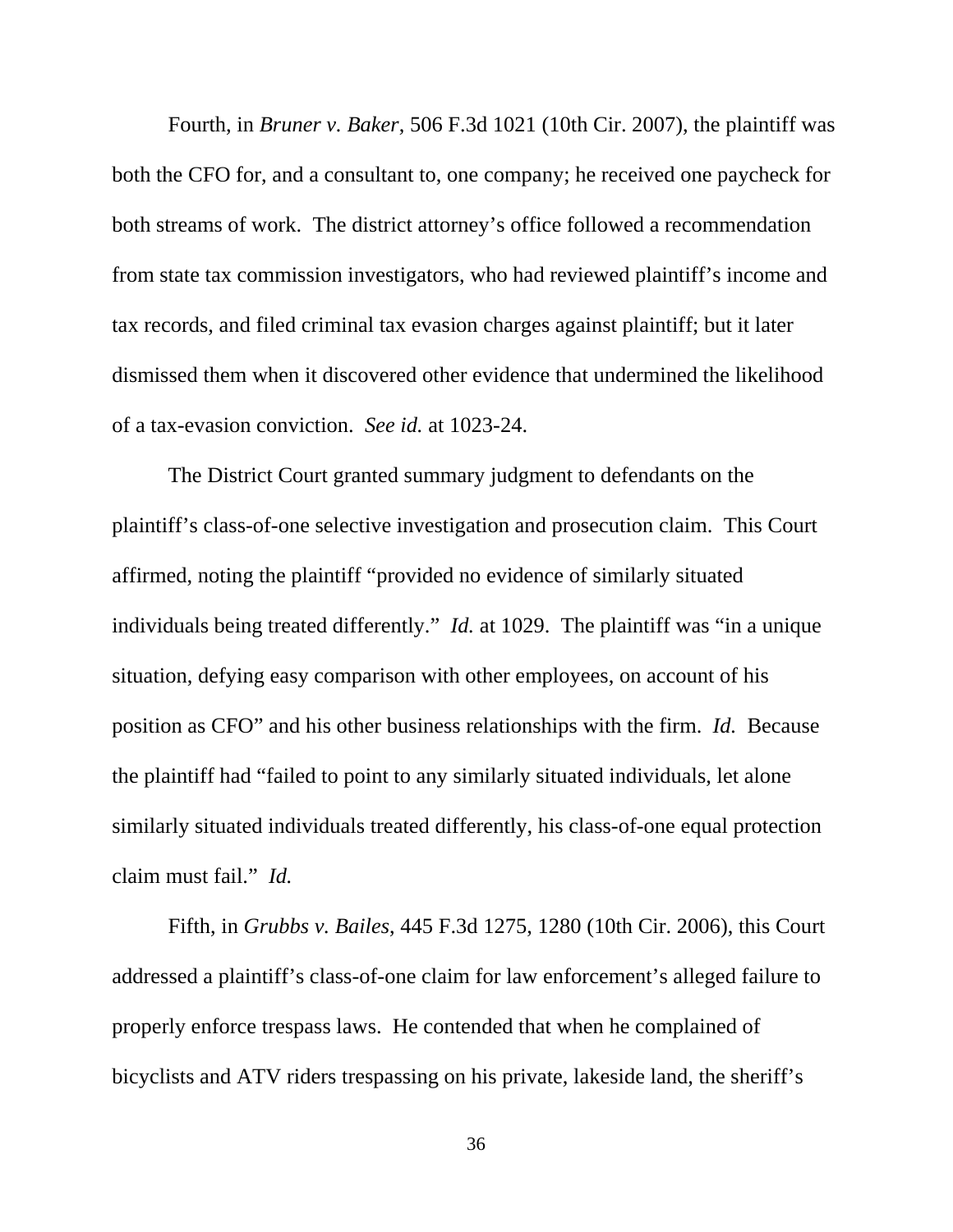Fourth, in *Bruner v. Baker*, 506 F.3d 1021 (10th Cir. 2007), the plaintiff was both the CFO for, and a consultant to, one company; he received one paycheck for both streams of work. The district attorney's office followed a recommendation from state tax commission investigators, who had reviewed plaintiff's income and tax records, and filed criminal tax evasion charges against plaintiff; but it later dismissed them when it discovered other evidence that undermined the likelihood of a tax-evasion conviction. *See id.* at 1023-24.

The District Court granted summary judgment to defendants on the plaintiff's class-of-one selective investigation and prosecution claim. This Court affirmed, noting the plaintiff "provided no evidence of similarly situated individuals being treated differently." *Id.* at 1029. The plaintiff was "in a unique situation, defying easy comparison with other employees, on account of his position as CFO" and his other business relationships with the firm. *Id.* Because the plaintiff had "failed to point to any similarly situated individuals, let alone similarly situated individuals treated differently, his class-of-one equal protection claim must fail." *Id.*

Fifth, in *Grubbs v. Bailes*, 445 F.3d 1275, 1280 (10th Cir. 2006), this Court addressed a plaintiff's class-of-one claim for law enforcement's alleged failure to properly enforce trespass laws. He contended that when he complained of bicyclists and ATV riders trespassing on his private, lakeside land, the sheriff's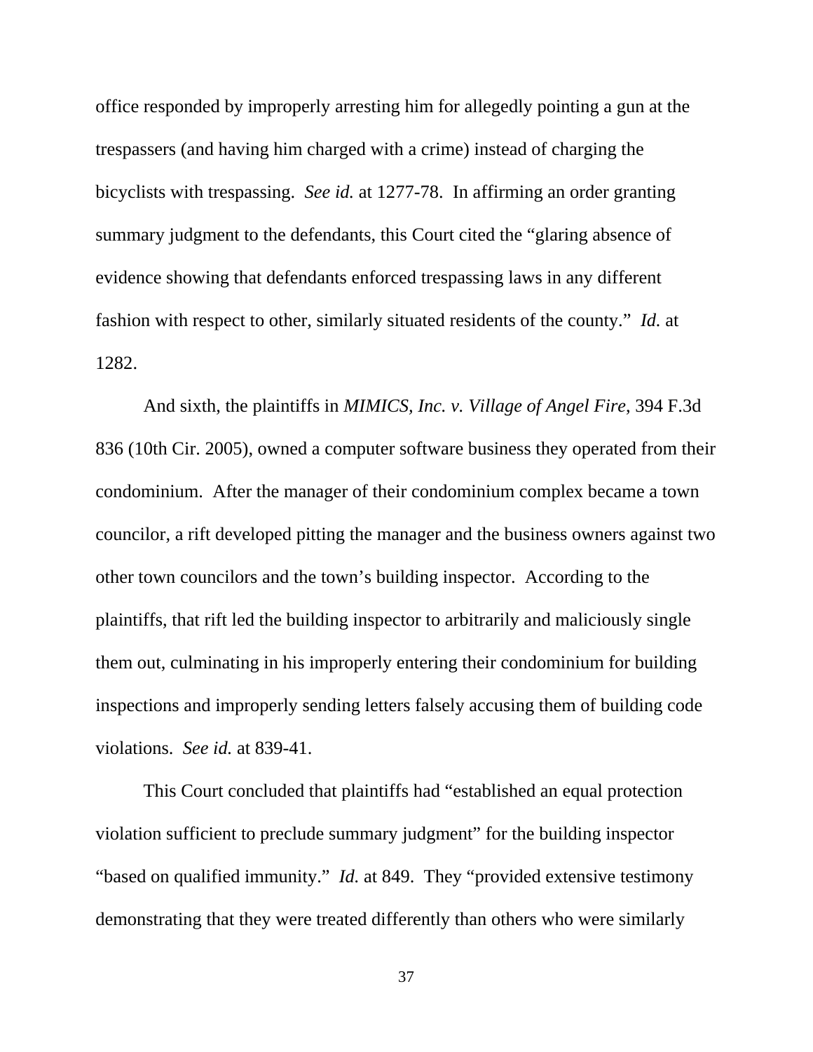office responded by improperly arresting him for allegedly pointing a gun at the trespassers (and having him charged with a crime) instead of charging the bicyclists with trespassing. *See id.* at 1277-78. In affirming an order granting summary judgment to the defendants, this Court cited the "glaring absence of evidence showing that defendants enforced trespassing laws in any different fashion with respect to other, similarly situated residents of the county." *Id.* at 1282.

And sixth, the plaintiffs in *MIMICS, Inc. v. Village of Angel Fire*, 394 F.3d 836 (10th Cir. 2005), owned a computer software business they operated from their condominium. After the manager of their condominium complex became a town councilor, a rift developed pitting the manager and the business owners against two other town councilors and the town's building inspector. According to the plaintiffs, that rift led the building inspector to arbitrarily and maliciously single them out, culminating in his improperly entering their condominium for building inspections and improperly sending letters falsely accusing them of building code violations. *See id.* at 839-41.

This Court concluded that plaintiffs had "established an equal protection violation sufficient to preclude summary judgment" for the building inspector "based on qualified immunity." *Id.* at 849. They "provided extensive testimony demonstrating that they were treated differently than others who were similarly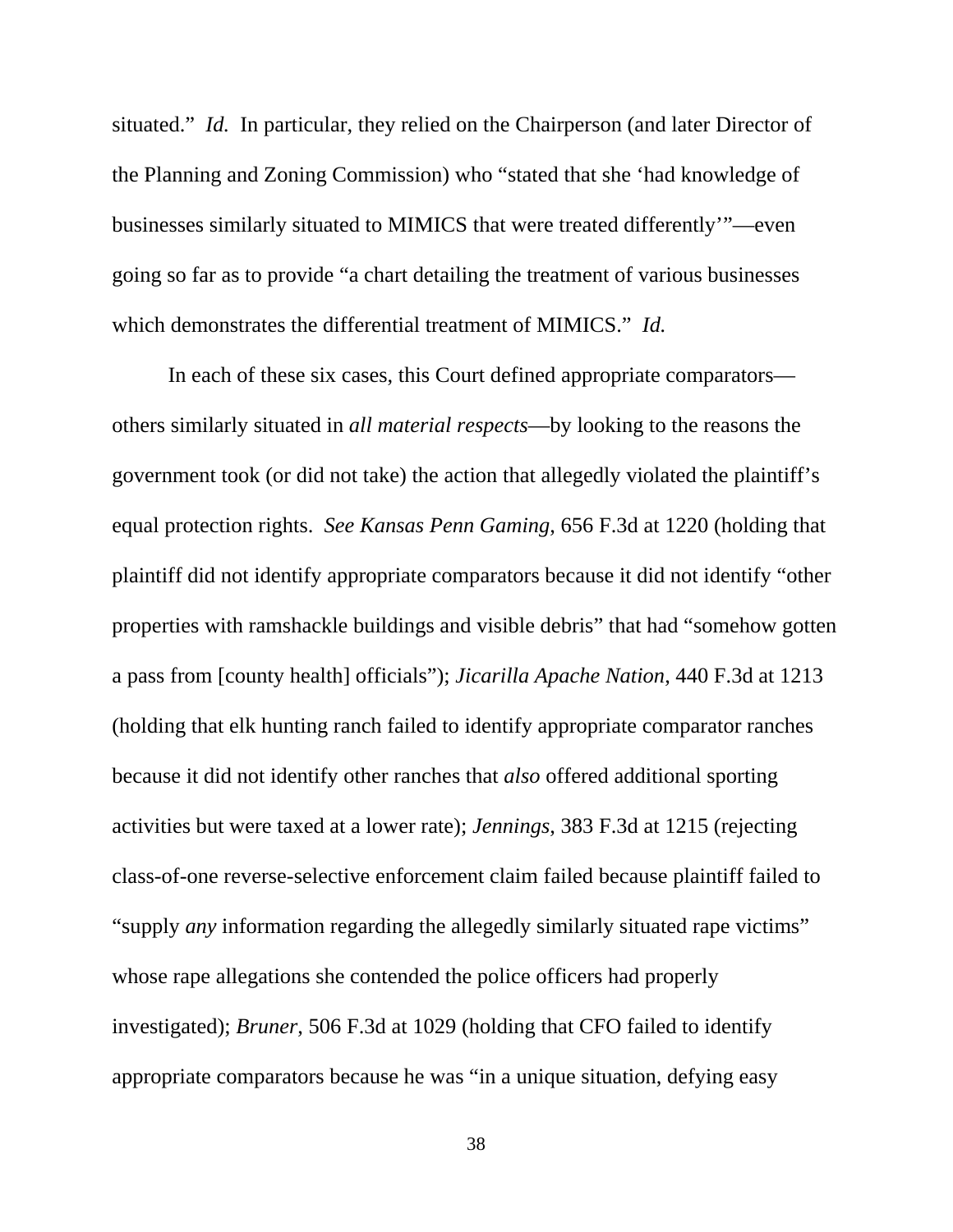situated." *Id.* In particular, they relied on the Chairperson (and later Director of the Planning and Zoning Commission) who "stated that she 'had knowledge of businesses similarly situated to MIMICS that were treated differently'"—even going so far as to provide "a chart detailing the treatment of various businesses which demonstrates the differential treatment of MIMICS." *Id.*

In each of these six cases, this Court defined appropriate comparators—others similarly situated in *all material respects*—by looking to the reasons the government took (or did not take) the action that allegedly violated the plaintiff's equal protection rights. *See Kansas Penn Gaming*, 656 F.3d at 1220 (holding that plaintiff did not identify appropriate comparators because it did not identify "other properties with ramshackle buildings and visible debris" that had "somehow gotten a pass from [county health] officials"); *Jicarilla Apache Nation*, 440 F.3d at 1213 (holding that elk hunting ranch failed to identify appropriate comparator ranches because it did not identify other ranches that *also* offered additional sporting activities but were taxed at a lower rate); *Jennings*, 383 F.3d at 1215 (rejecting class-of-one reverse-selective enforcement claim failed because plaintiff failed to "supply *any* information regarding the allegedly similarly situated rape victims" whose rape allegations she contended the police officers had properly investigated); *Bruner*, 506 F.3d at 1029 (holding that CFO failed to identify appropriate comparators because he was "in a unique situation, defying easy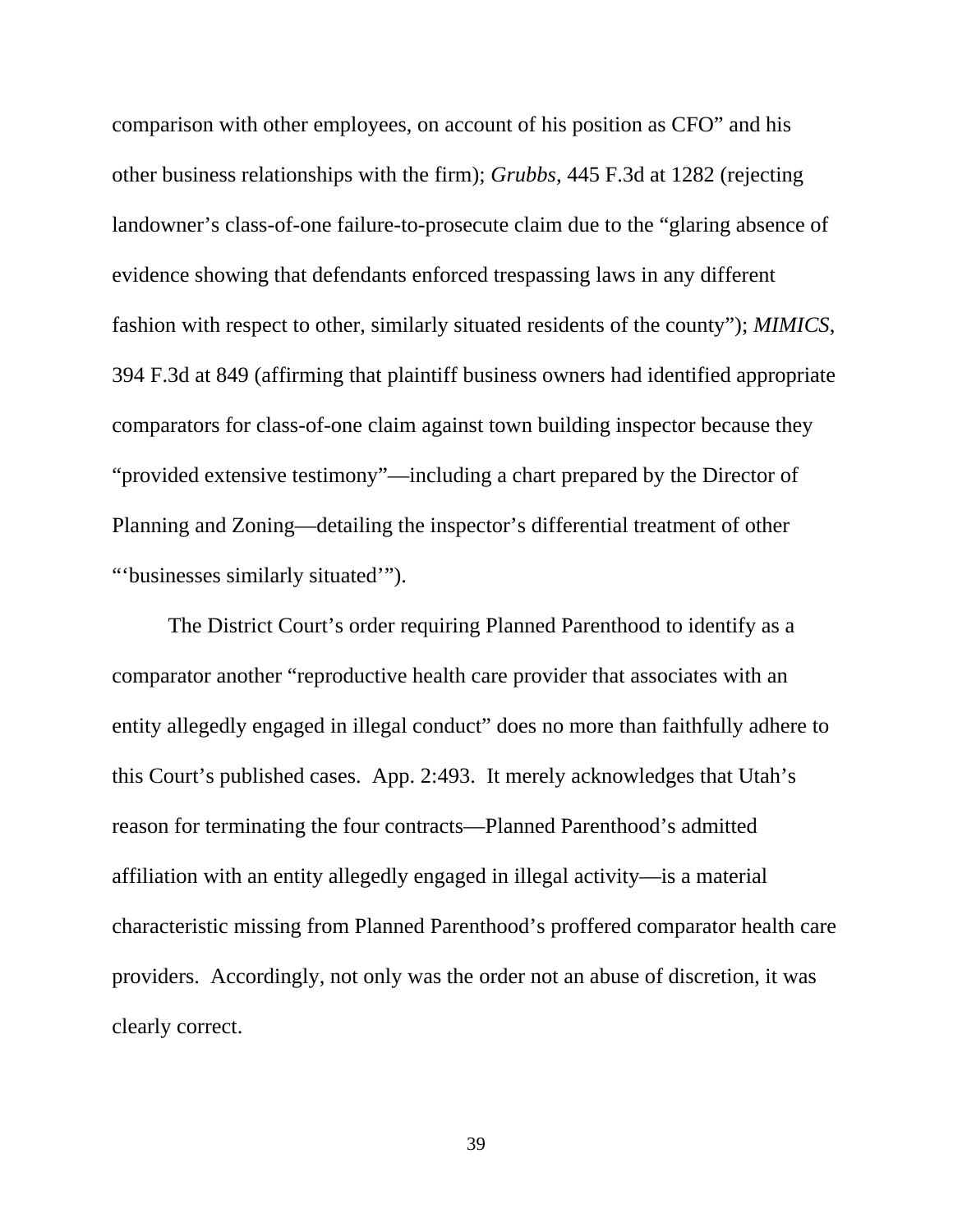comparison with other employees, on account of his position as CFO" and his other business relationships with the firm); *Grubbs*, 445 F.3d at 1282 (rejecting landowner's class-of-one failure-to-prosecute claim due to the "glaring absence of evidence showing that defendants enforced trespassing laws in any different fashion with respect to other, similarly situated residents of the county"); *MIMICS*, 394 F.3d at 849 (affirming that plaintiff business owners had identified appropriate comparators for class-of-one claim against town building inspector because they "provided extensive testimony"—including a chart prepared by the Director of Planning and Zoning—detailing the inspector's differential treatment of other "'businesses similarly situated'").

The District Court's order requiring Planned Parenthood to identify as a comparator another "reproductive health care provider that associates with an entity allegedly engaged in illegal conduct" does no more than faithfully adhere to this Court's published cases. App. 2:493. It merely acknowledges that Utah's reason for terminating the four contracts—Planned Parenthood's admitted affiliation with an entity allegedly engaged in illegal activity—is a material characteristic missing from Planned Parenthood's proffered comparator health care providers. Accordingly, not only was the order not an abuse of discretion, it was clearly correct.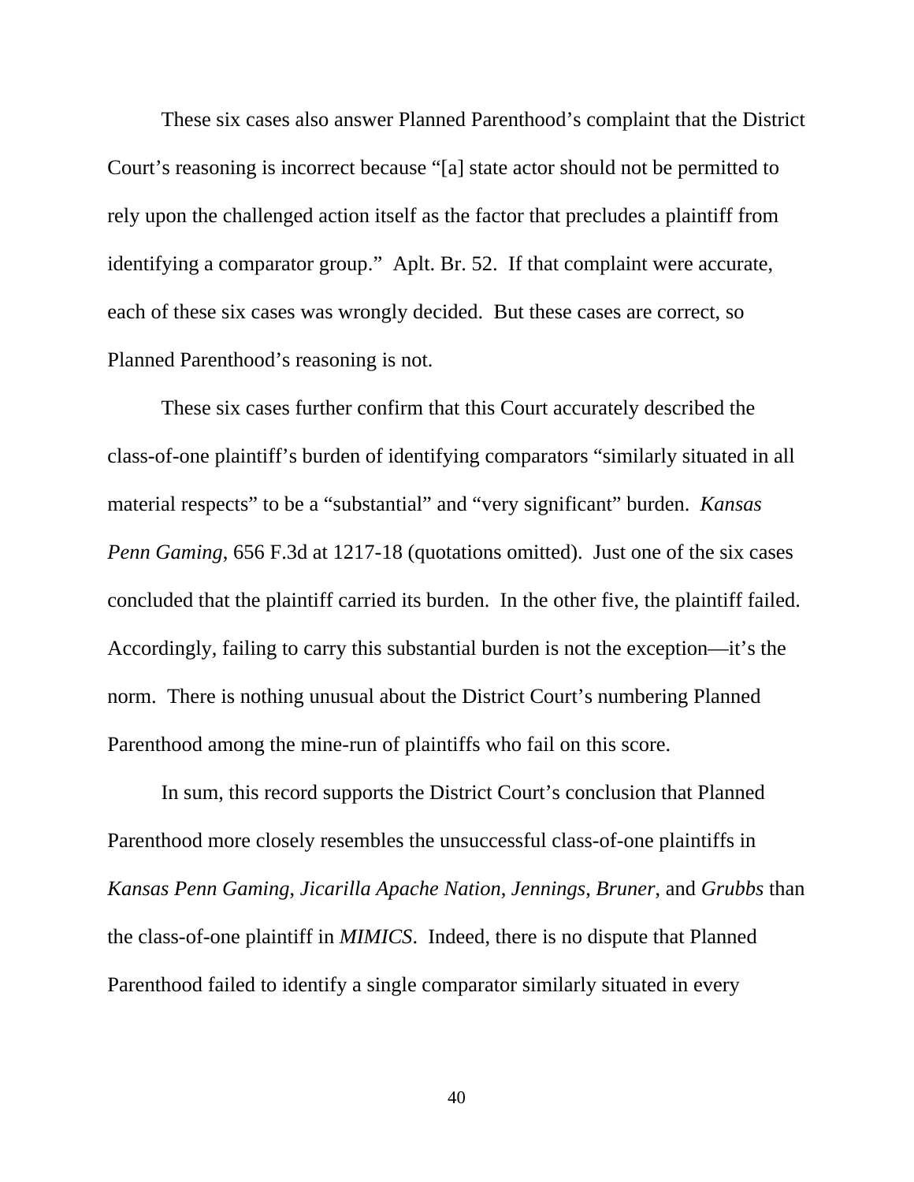These six cases also answer Planned Parenthood's complaint that the District Court's reasoning is incorrect because "[a] state actor should not be permitted to rely upon the challenged action itself as the factor that precludes a plaintiff from identifying a comparator group." Aplt. Br. 52. If that complaint were accurate, each of these six cases was wrongly decided. But these cases are correct, so Planned Parenthood's reasoning is not.

These six cases further confirm that this Court accurately described the class-of-one plaintiff's burden of identifying comparators "similarly situated in all material respects" to be a "substantial" and "very significant" burden. *Kansas Penn Gaming*, 656 F.3d at 1217-18 (quotations omitted). Just one of the six cases concluded that the plaintiff carried its burden. In the other five, the plaintiff failed. Accordingly, failing to carry this substantial burden is not the exception—it's the norm. There is nothing unusual about the District Court's numbering Planned Parenthood among the mine-run of plaintiffs who fail on this score.

In sum, this record supports the District Court's conclusion that Planned Parenthood more closely resembles the unsuccessful class-of-one plaintiffs in *Kansas Penn Gaming*, *Jicarilla Apache Nation*, *Jennings*, *Bruner*, and *Grubbs* than the class-of-one plaintiff in *MIMICS*. Indeed, there is no dispute that Planned Parenthood failed to identify a single comparator similarly situated in every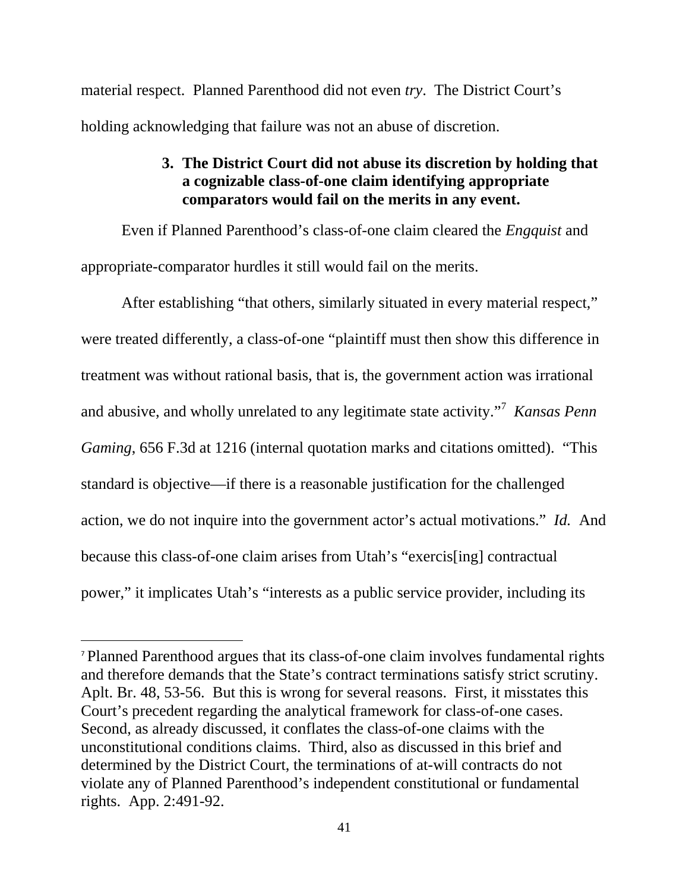material respect. Planned Parenthood did not even *try*. The District Court's holding acknowledging that failure was not an abuse of discretion.

### 3. The District Court did not abuse its discretion by holding that a cognizable class-of-one claim identifying appropriate comparators would fail on the merits in any event.

Even if Planned Parenthood's class-of-one claim cleared the *Engquist* and appropriate-comparator hurdles it still would fail on the merits.

After establishing "that others, similarly situated in every material respect," were treated differently, a class-of-one "plaintiff must then show this difference in treatment was without rational basis, that is, the government action was irrational and abusive, and wholly unrelated to any legitimate state activity."[7] *Kansas Penn Gaming*, 656 F.3d at 1216 (internal quotation marks and citations omitted). "This standard is objective—if there is a reasonable justification for the challenged action, we do not inquire into the government actor's actual motivations." *Id.* And because this class-of-one claim arises from Utah's "exercis[ing] contractual power," it implicates Utah's "interests as a public service provider, including its

---

[7] Planned Parenthood argues that its class-of-one claim involves fundamental rights and therefore demands that the State's contract terminations satisfy strict scrutiny. Aplt. Br. 48, 53-56. But this is wrong for several reasons. First, it misstates this Court's precedent regarding the analytical framework for class-of-one cases. Second, as already discussed, it conflates the class-of-one claims with the unconstitutional conditions claims. Third, also as discussed in this brief and determined by the District Court, the terminations of at-will contracts do not violate any of Planned Parenthood's independent constitutional or fundamental rights. App. 2:491-92.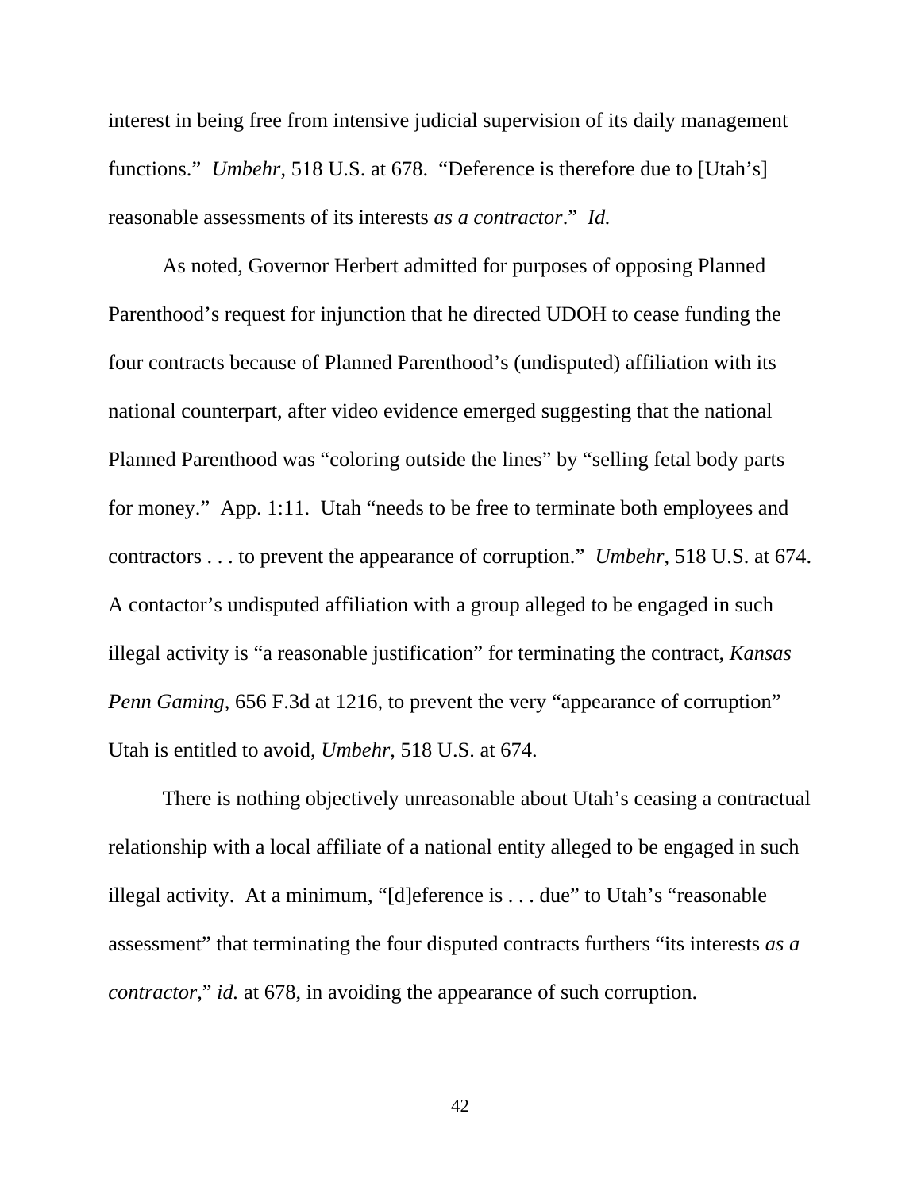interest in being free from intensive judicial supervision of its daily management functions." *Umbehr*, 518 U.S. at 678. "Deference is therefore due to [Utah's] reasonable assessments of its interests *as a contractor*." *Id.*

As noted, Governor Herbert admitted for purposes of opposing Planned Parenthood's request for injunction that he directed UDOH to cease funding the four contracts because of Planned Parenthood's (undisputed) affiliation with its national counterpart, after video evidence emerged suggesting that the national Planned Parenthood was "coloring outside the lines" by "selling fetal body parts for money." App. 1:11. Utah "needs to be free to terminate both employees and contractors . . . to prevent the appearance of corruption." *Umbehr*, 518 U.S. at 674. A contactor's undisputed affiliation with a group alleged to be engaged in such illegal activity is "a reasonable justification" for terminating the contract, *Kansas Penn Gaming*, 656 F.3d at 1216, to prevent the very "appearance of corruption" Utah is entitled to avoid, *Umbehr*, 518 U.S. at 674.

There is nothing objectively unreasonable about Utah's ceasing a contractual relationship with a local affiliate of a national entity alleged to be engaged in such illegal activity. At a minimum, "[d]eference is . . . due" to Utah's "reasonable assessment" that terminating the four disputed contracts furthers "its interests *as a contractor*," *id.* at 678, in avoiding the appearance of such corruption.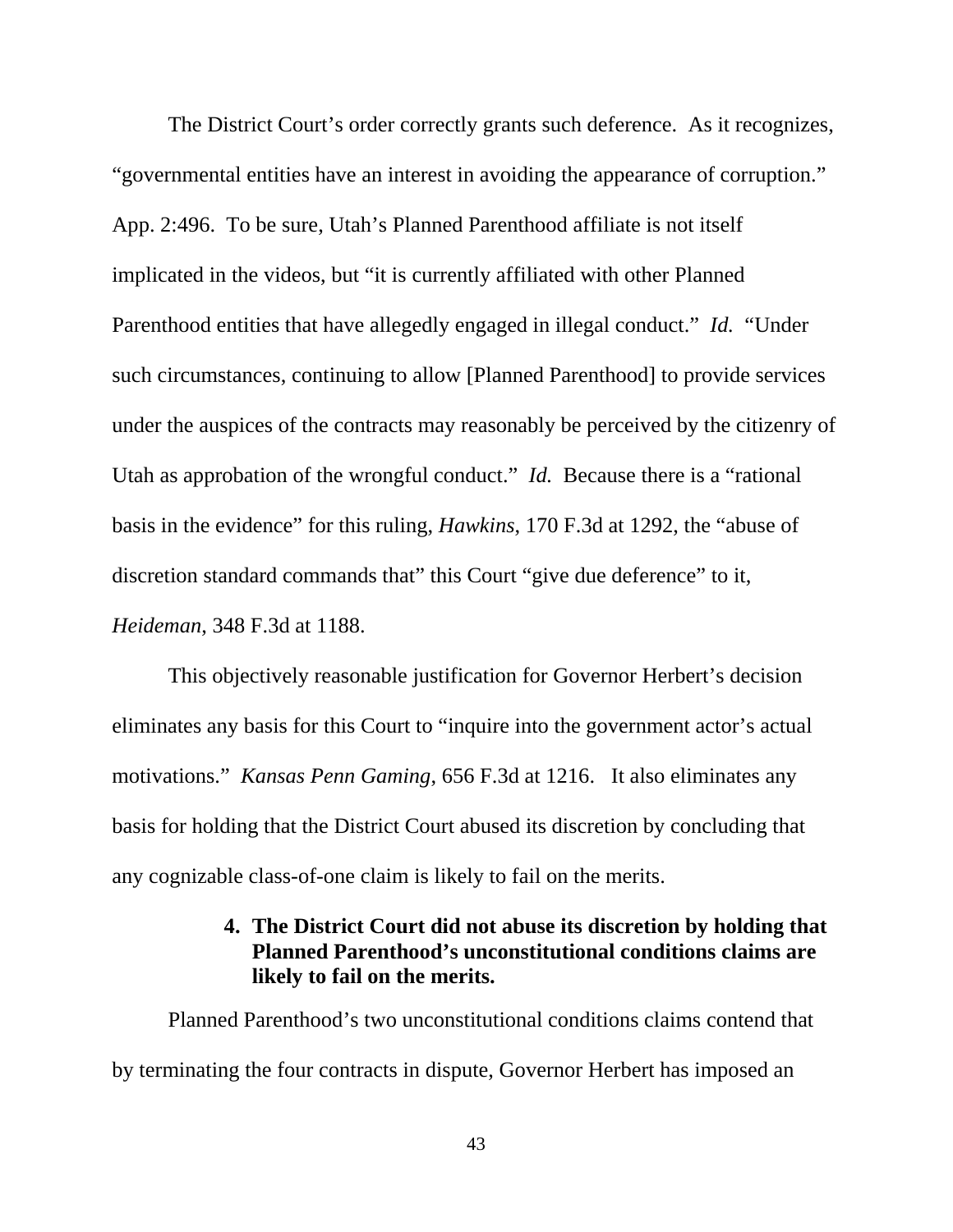The District Court's order correctly grants such deference. As it recognizes, "governmental entities have an interest in avoiding the appearance of corruption." App. 2:496. To be sure, Utah's Planned Parenthood affiliate is not itself implicated in the videos, but "it is currently affiliated with other Planned Parenthood entities that have allegedly engaged in illegal conduct." *Id.* "Under such circumstances, continuing to allow [Planned Parenthood] to provide services under the auspices of the contracts may reasonably be perceived by the citizenry of Utah as approbation of the wrongful conduct." *Id.* Because there is a "rational basis in the evidence" for this ruling, *Hawkins*, 170 F.3d at 1292, the "abuse of discretion standard commands that" this Court "give due deference" to it, *Heideman*, 348 F.3d at 1188.

This objectively reasonable justification for Governor Herbert's decision eliminates any basis for this Court to "inquire into the government actor's actual motivations." *Kansas Penn Gaming*, 656 F.3d at 1216. It also eliminates any basis for holding that the District Court abused its discretion by concluding that any cognizable class-of-one claim is likely to fail on the merits.

#### 4. The District Court did not abuse its discretion by holding that Planned Parenthood's unconstitutional conditions claims are likely to fail on the merits.

Planned Parenthood's two unconstitutional conditions claims contend that by terminating the four contracts in dispute, Governor Herbert has imposed an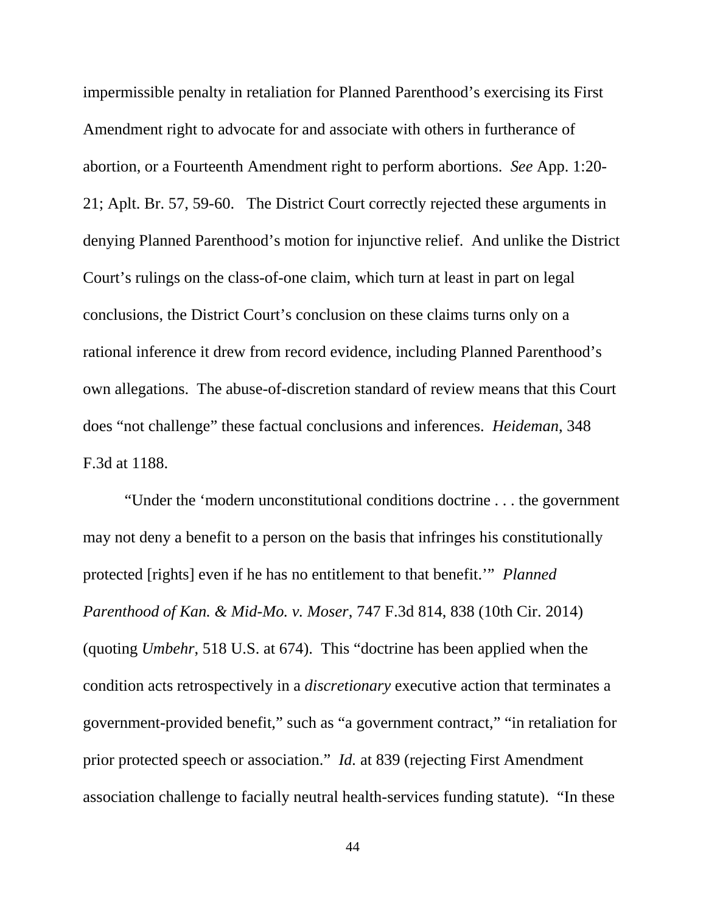impermissible penalty in retaliation for Planned Parenthood's exercising its First Amendment right to advocate for and associate with others in furtherance of abortion, or a Fourteenth Amendment right to perform abortions. *See* App. 1:20-21; Aplt. Br. 57, 59-60. The District Court correctly rejected these arguments in denying Planned Parenthood's motion for injunctive relief. And unlike the District Court's rulings on the class-of-one claim, which turn at least in part on legal conclusions, the District Court's conclusion on these claims turns only on a rational inference it drew from record evidence, including Planned Parenthood's own allegations. The abuse-of-discretion standard of review means that this Court does "not challenge" these factual conclusions and inferences. *Heideman*, 348 F.3d at 1188.

"Under the 'modern unconstitutional conditions doctrine . . . the government may not deny a benefit to a person on the basis that infringes his constitutionally protected [rights] even if he has no entitlement to that benefit.'" *Planned Parenthood of Kan. & Mid-Mo. v. Moser*, 747 F.3d 814, 838 (10th Cir. 2014) (quoting *Umbehr*, 518 U.S. at 674). This "doctrine has been applied when the condition acts retrospectively in a *discretionary* executive action that terminates a government-provided benefit," such as "a government contract," "in retaliation for prior protected speech or association." *Id.* at 839 (rejecting First Amendment association challenge to facially neutral health-services funding statute). "In these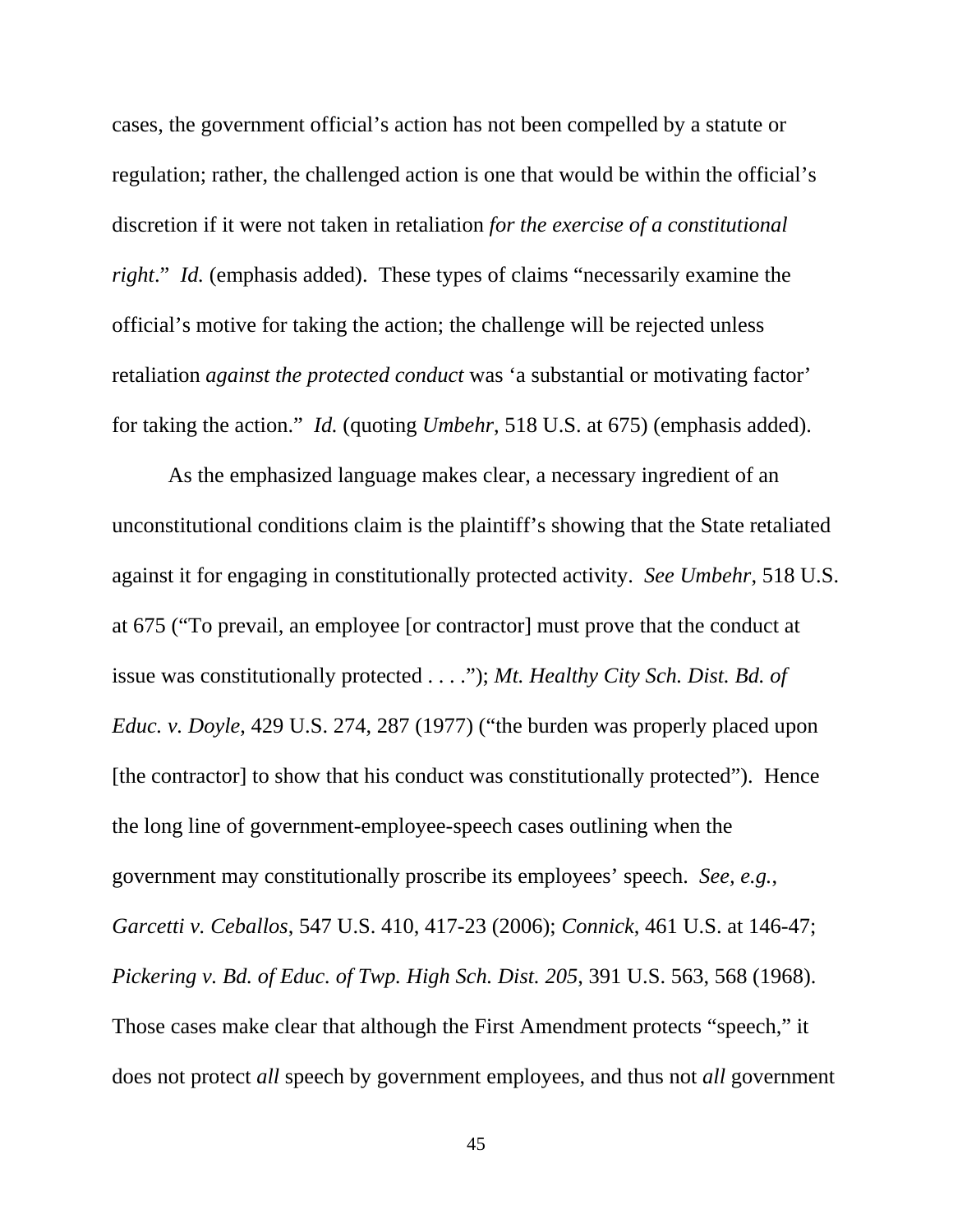cases, the government official's action has not been compelled by a statute or regulation; rather, the challenged action is one that would be within the official's discretion if it were not taken in retaliation *for the exercise of a constitutional right*." *Id.* (emphasis added). These types of claims "necessarily examine the official's motive for taking the action; the challenge will be rejected unless retaliation *against the protected conduct* was 'a substantial or motivating factor' for taking the action." *Id.* (quoting *Umbehr*, 518 U.S. at 675) (emphasis added).

As the emphasized language makes clear, a necessary ingredient of an unconstitutional conditions claim is the plaintiff's showing that the State retaliated against it for engaging in constitutionally protected activity. *See Umbehr*, 518 U.S. at 675 ("To prevail, an employee [or contractor] must prove that the conduct at issue was constitutionally protected . . . ."); *Mt. Healthy City Sch. Dist. Bd. of Educ. v. Doyle*, 429 U.S. 274, 287 (1977) ("the burden was properly placed upon [the contractor] to show that his conduct was constitutionally protected"). Hence the long line of government-employee-speech cases outlining when the government may constitutionally proscribe its employees' speech. *See, e.g.*, *Garcetti v. Ceballos*, 547 U.S. 410, 417-23 (2006); *Connick*, 461 U.S. at 146-47; *Pickering v. Bd. of Educ. of Twp. High Sch. Dist. 205*, 391 U.S. 563, 568 (1968). Those cases make clear that although the First Amendment protects "speech," it does not protect *all* speech by government employees, and thus not *all* government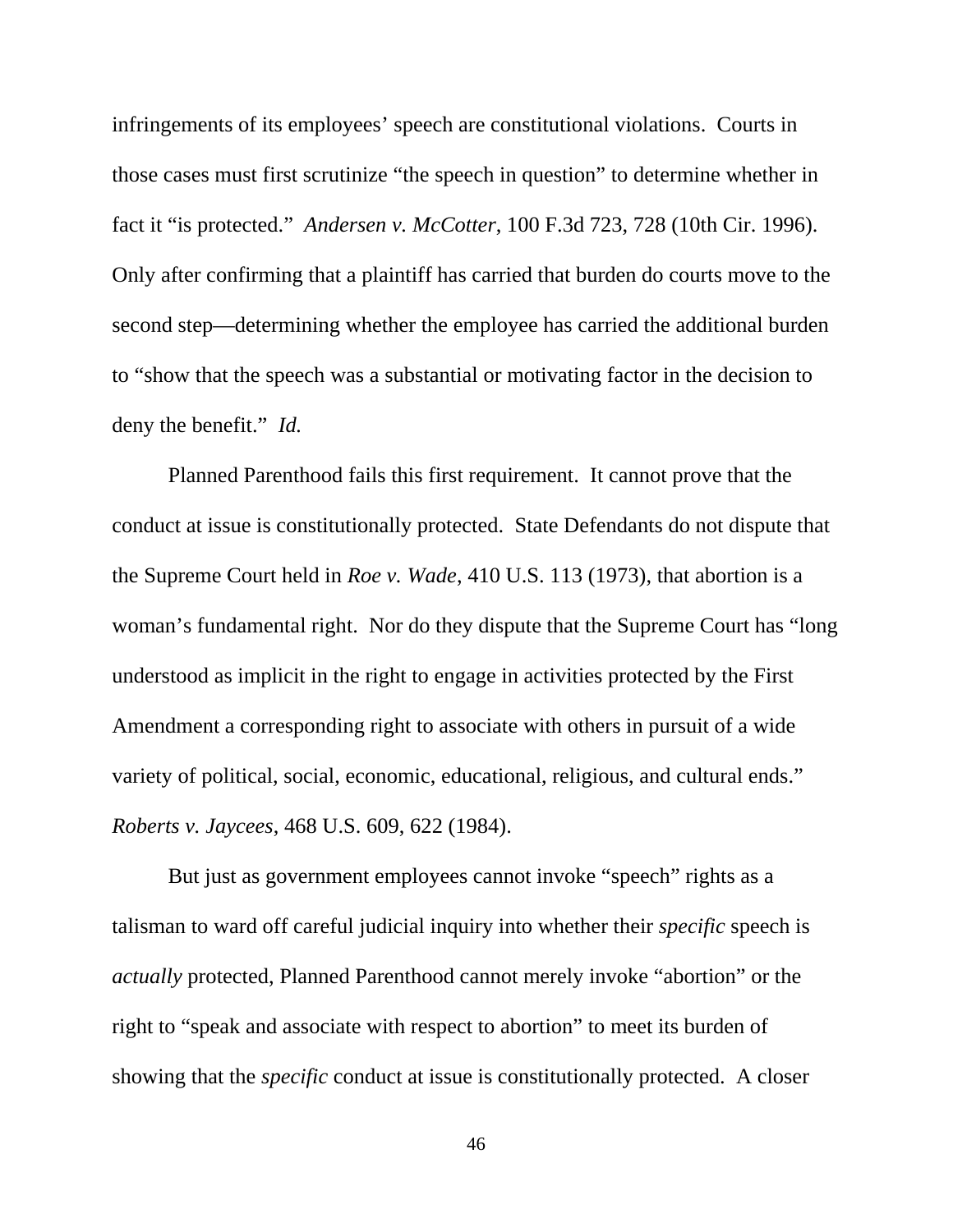infringements of its employees' speech are constitutional violations. Courts in those cases must first scrutinize "the speech in question" to determine whether in fact it "is protected." *Andersen v. McCotter*, 100 F.3d 723, 728 (10th Cir. 1996). Only after confirming that a plaintiff has carried that burden do courts move to the second step—determining whether the employee has carried the additional burden to "show that the speech was a substantial or motivating factor in the decision to deny the benefit." *Id.*

Planned Parenthood fails this first requirement. It cannot prove that the conduct at issue is constitutionally protected. State Defendants do not dispute that the Supreme Court held in *Roe v. Wade*, 410 U.S. 113 (1973), that abortion is a woman's fundamental right. Nor do they dispute that the Supreme Court has "long understood as implicit in the right to engage in activities protected by the First Amendment a corresponding right to associate with others in pursuit of a wide variety of political, social, economic, educational, religious, and cultural ends." *Roberts v. Jaycees*, 468 U.S. 609, 622 (1984).

But just as government employees cannot invoke "speech" rights as a talisman to ward off careful judicial inquiry into whether their *specific* speech is *actually* protected, Planned Parenthood cannot merely invoke "abortion" or the right to "speak and associate with respect to abortion" to meet its burden of showing that the *specific* conduct at issue is constitutionally protected. A closer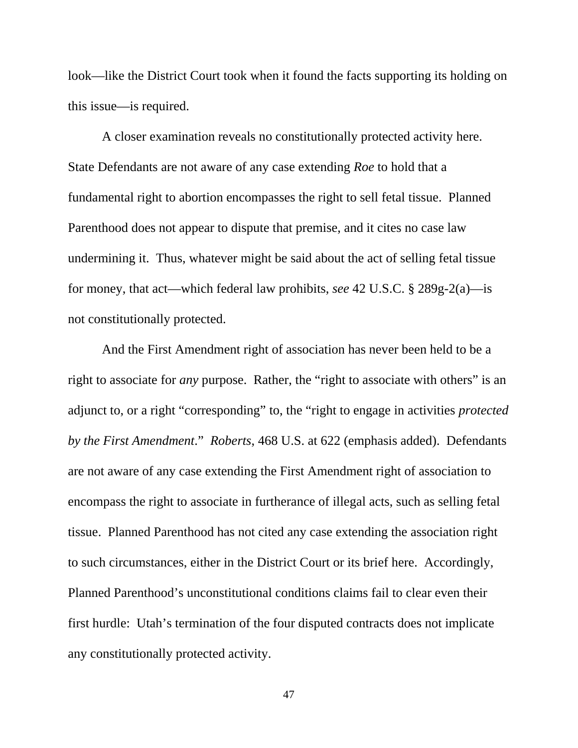look—like the District Court took when it found the facts supporting its holding on this issue—is required.

A closer examination reveals no constitutionally protected activity here. State Defendants are not aware of any case extending *Roe* to hold that a fundamental right to abortion encompasses the right to sell fetal tissue. Planned Parenthood does not appear to dispute that premise, and it cites no case law undermining it. Thus, whatever might be said about the act of selling fetal tissue for money, that act—which federal law prohibits, *see* 42 U.S.C. § 289g-2(a)—is not constitutionally protected.

And the First Amendment right of association has never been held to be a right to associate for *any* purpose. Rather, the "right to associate with others" is an adjunct to, or a right "corresponding" to, the "right to engage in activities *protected by the First Amendment*." *Roberts*, 468 U.S. at 622 (emphasis added). Defendants are not aware of any case extending the First Amendment right of association to encompass the right to associate in furtherance of illegal acts, such as selling fetal tissue. Planned Parenthood has not cited any case extending the association right to such circumstances, either in the District Court or its brief here. Accordingly, Planned Parenthood's unconstitutional conditions claims fail to clear even their first hurdle: Utah's termination of the four disputed contracts does not implicate any constitutionally protected activity.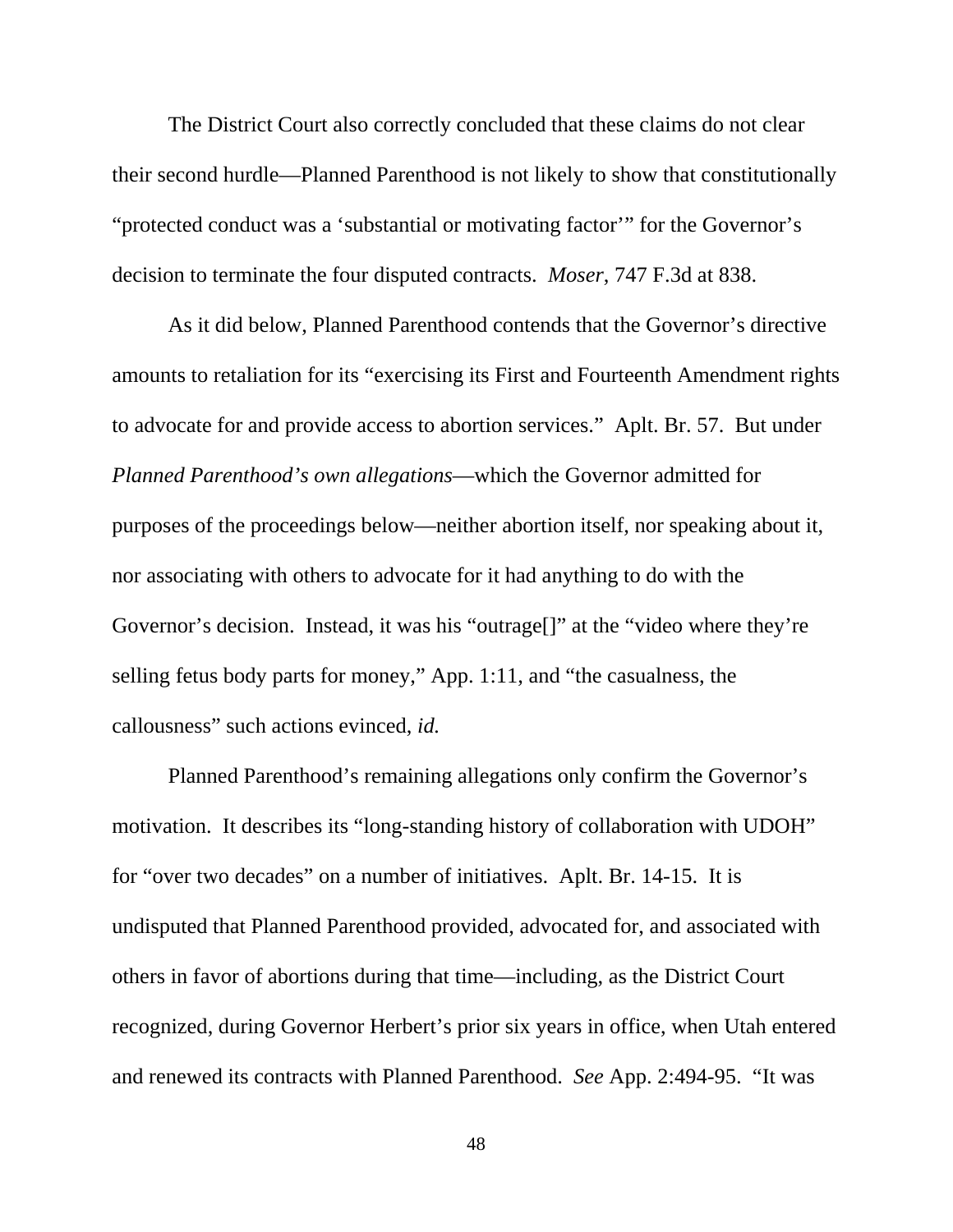The District Court also correctly concluded that these claims do not clear their second hurdle—Planned Parenthood is not likely to show that constitutionally "protected conduct was a 'substantial or motivating factor'" for the Governor's decision to terminate the four disputed contracts. *Moser*, 747 F.3d at 838.

As it did below, Planned Parenthood contends that the Governor's directive amounts to retaliation for its "exercising its First and Fourteenth Amendment rights to advocate for and provide access to abortion services." Aplt. Br. 57. But under *Planned Parenthood's own allegations*—which the Governor admitted for purposes of the proceedings below—neither abortion itself, nor speaking about it, nor associating with others to advocate for it had anything to do with the Governor's decision. Instead, it was his "outrage[]" at the "video where they're selling fetus body parts for money," App. 1:11, and "the casualness, the callousness" such actions evinced, *id.*

Planned Parenthood's remaining allegations only confirm the Governor's motivation. It describes its "long-standing history of collaboration with UDOH" for "over two decades" on a number of initiatives. Aplt. Br. 14-15. It is undisputed that Planned Parenthood provided, advocated for, and associated with others in favor of abortions during that time—including, as the District Court recognized, during Governor Herbert's prior six years in office, when Utah entered and renewed its contracts with Planned Parenthood. *See* App. 2:494-95. "It was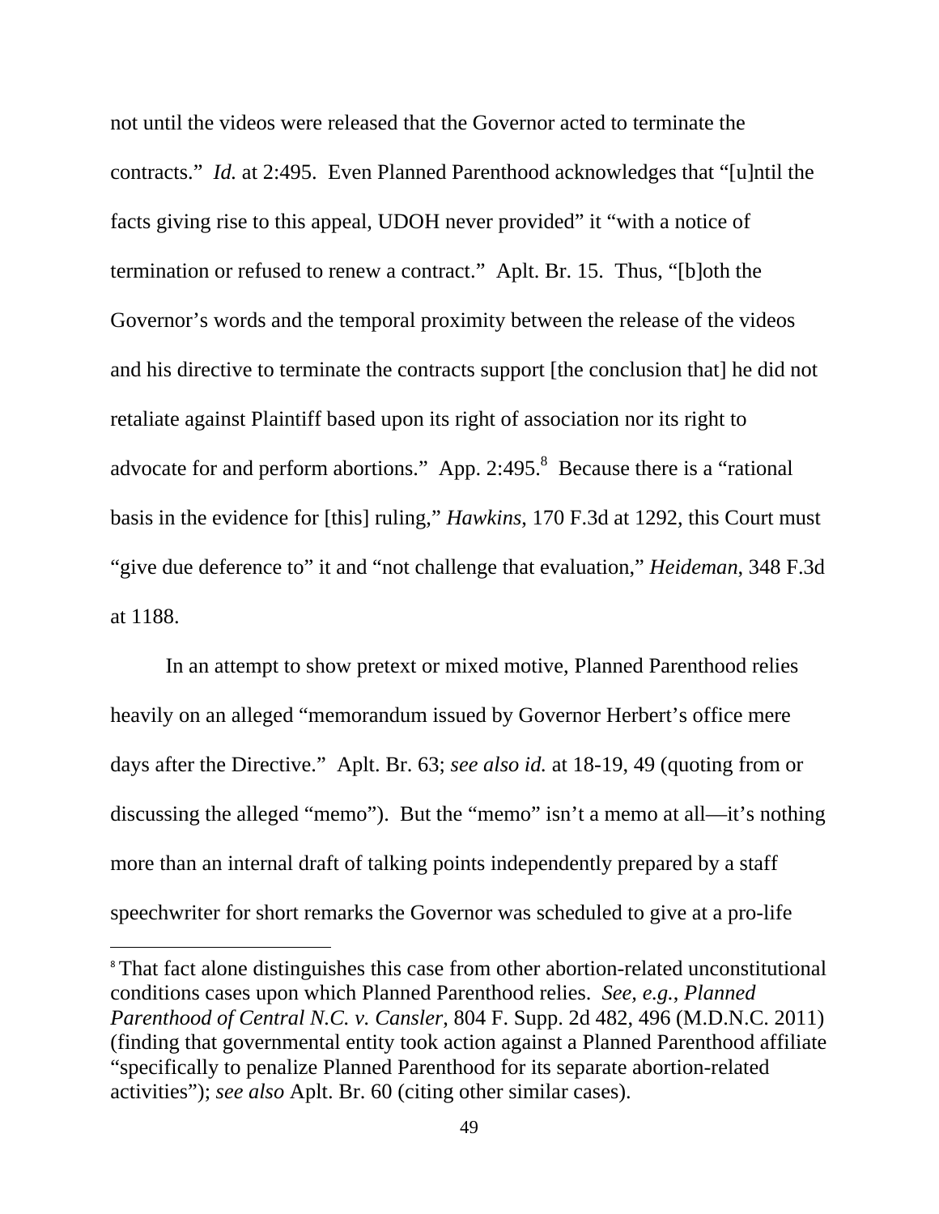not until the videos were released that the Governor acted to terminate the contracts." *Id.* at 2:495. Even Planned Parenthood acknowledges that "[u]ntil the facts giving rise to this appeal, UDOH never provided" it "with a notice of termination or refused to renew a contract." Aplt. Br. 15. Thus, "[b]oth the Governor's words and the temporal proximity between the release of the videos and his directive to terminate the contracts support [the conclusion that] he did not retaliate against Plaintiff based upon its right of association nor its right to advocate for and perform abortions." App. 2:495.[8] Because there is a "rational basis in the evidence for [this] ruling," *Hawkins*, 170 F.3d at 1292, this Court must "give due deference to" it and "not challenge that evaluation," *Heideman*, 348 F.3d at 1188.

In an attempt to show pretext or mixed motive, Planned Parenthood relies heavily on an alleged "memorandum issued by Governor Herbert's office mere days after the Directive." Aplt. Br. 63; *see also id.* at 18-19, 49 (quoting from or discussing the alleged "memo"). But the "memo" isn't a memo at all—it's nothing more than an internal draft of talking points independently prepared by a staff speechwriter for short remarks the Governor was scheduled to give at a pro-life

---

[8] That fact alone distinguishes this case from other abortion-related unconstitutional conditions cases upon which Planned Parenthood relies. *See, e.g.*, *Planned Parenthood of Central N.C. v. Cansler*, 804 F. Supp. 2d 482, 496 (M.D.N.C. 2011) (finding that governmental entity took action against a Planned Parenthood affiliate "specifically to penalize Planned Parenthood for its separate abortion-related activities"); *see also* Aplt. Br. 60 (citing other similar cases).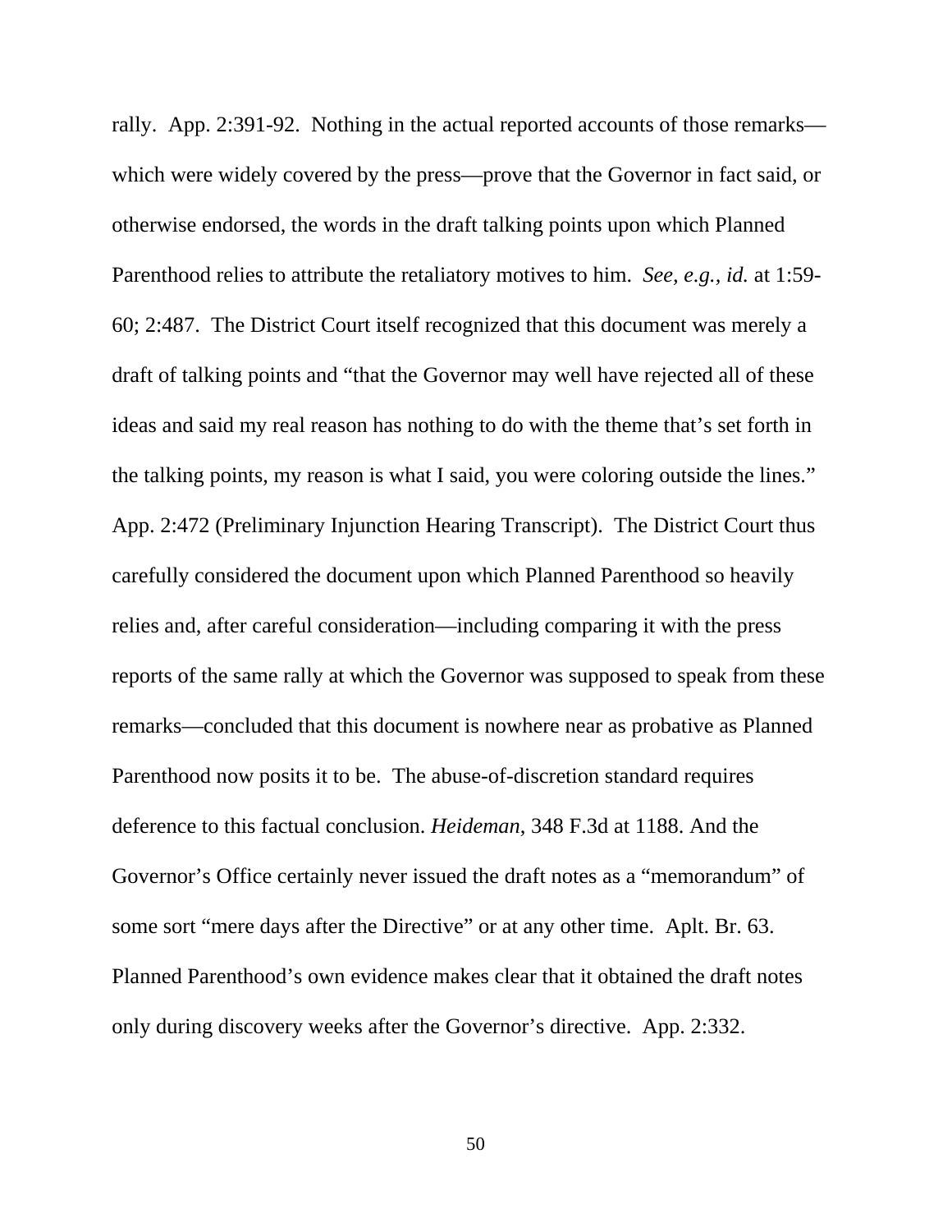rally. App. 2:391-92. Nothing in the actual reported accounts of those remarks—which were widely covered by the press—prove that the Governor in fact said, or otherwise endorsed, the words in the draft talking points upon which Planned Parenthood relies to attribute the retaliatory motives to him. *See, e.g., id.* at 1:59-60; 2:487. The District Court itself recognized that this document was merely a draft of talking points and "that the Governor may well have rejected all of these ideas and said my real reason has nothing to do with the theme that's set forth in the talking points, my reason is what I said, you were coloring outside the lines." App. 2:472 (Preliminary Injunction Hearing Transcript). The District Court thus carefully considered the document upon which Planned Parenthood so heavily relies and, after careful consideration—including comparing it with the press reports of the same rally at which the Governor was supposed to speak from these remarks—concluded that this document is nowhere near as probative as Planned Parenthood now posits it to be. The abuse-of-discretion standard requires deference to this factual conclusion. *Heideman*, 348 F.3d at 1188. And the Governor's Office certainly never issued the draft notes as a "memorandum" of some sort "mere days after the Directive" or at any other time. Aplt. Br. 63. Planned Parenthood's own evidence makes clear that it obtained the draft notes only during discovery weeks after the Governor's directive. App. 2:332.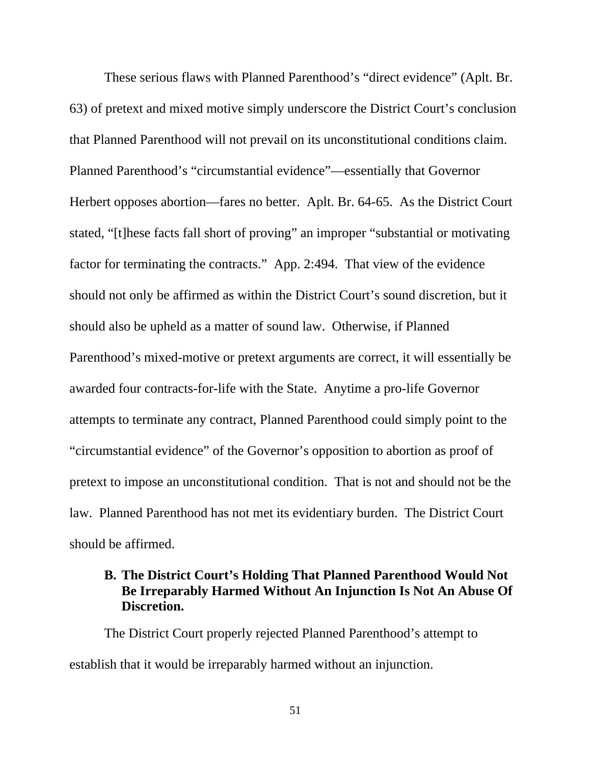These serious flaws with Planned Parenthood's "direct evidence" (Aplt. Br. 63) of pretext and mixed motive simply underscore the District Court's conclusion that Planned Parenthood will not prevail on its unconstitutional conditions claim. Planned Parenthood's "circumstantial evidence"—essentially that Governor Herbert opposes abortion—fares no better. Aplt. Br. 64-65. As the District Court stated, "[t]hese facts fall short of proving" an improper "substantial or motivating factor for terminating the contracts." App. 2:494. That view of the evidence should not only be affirmed as within the District Court's sound discretion, but it should also be upheld as a matter of sound law. Otherwise, if Planned Parenthood's mixed-motive or pretext arguments are correct, it will essentially be awarded four contracts-for-life with the State. Anytime a pro-life Governor attempts to terminate any contract, Planned Parenthood could simply point to the "circumstantial evidence" of the Governor's opposition to abortion as proof of pretext to impose an unconstitutional condition. That is not and should not be the law. Planned Parenthood has not met its evidentiary burden. The District Court should be affirmed.

### B. The District Court's Holding That Planned Parenthood Would Not Be Irreparably Harmed Without An Injunction Is Not An Abuse Of Discretion.

The District Court properly rejected Planned Parenthood's attempt to establish that it would be irreparably harmed without an injunction.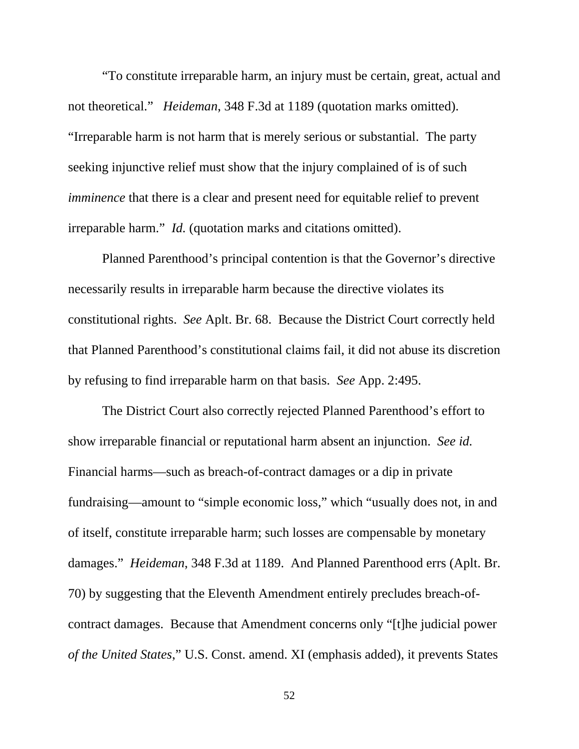"To constitute irreparable harm, an injury must be certain, great, actual and not theoretical." *Heideman*, 348 F.3d at 1189 (quotation marks omitted). "Irreparable harm is not harm that is merely serious or substantial. The party seeking injunctive relief must show that the injury complained of is of such *imminence* that there is a clear and present need for equitable relief to prevent irreparable harm." *Id.* (quotation marks and citations omitted).

Planned Parenthood's principal contention is that the Governor's directive necessarily results in irreparable harm because the directive violates its constitutional rights. *See* Aplt. Br. 68. Because the District Court correctly held that Planned Parenthood's constitutional claims fail, it did not abuse its discretion by refusing to find irreparable harm on that basis. *See* App. 2:495.

The District Court also correctly rejected Planned Parenthood's effort to show irreparable financial or reputational harm absent an injunction. *See id.* Financial harms—such as breach-of-contract damages or a dip in private fundraising—amount to "simple economic loss," which "usually does not, in and of itself, constitute irreparable harm; such losses are compensable by monetary damages." *Heideman*, 348 F.3d at 1189. And Planned Parenthood errs (Aplt. Br. 70) by suggesting that the Eleventh Amendment entirely precludes breach-of-contract damages. Because that Amendment concerns only "[t]he judicial power *of the United States*," U.S. Const. amend. XI (emphasis added), it prevents States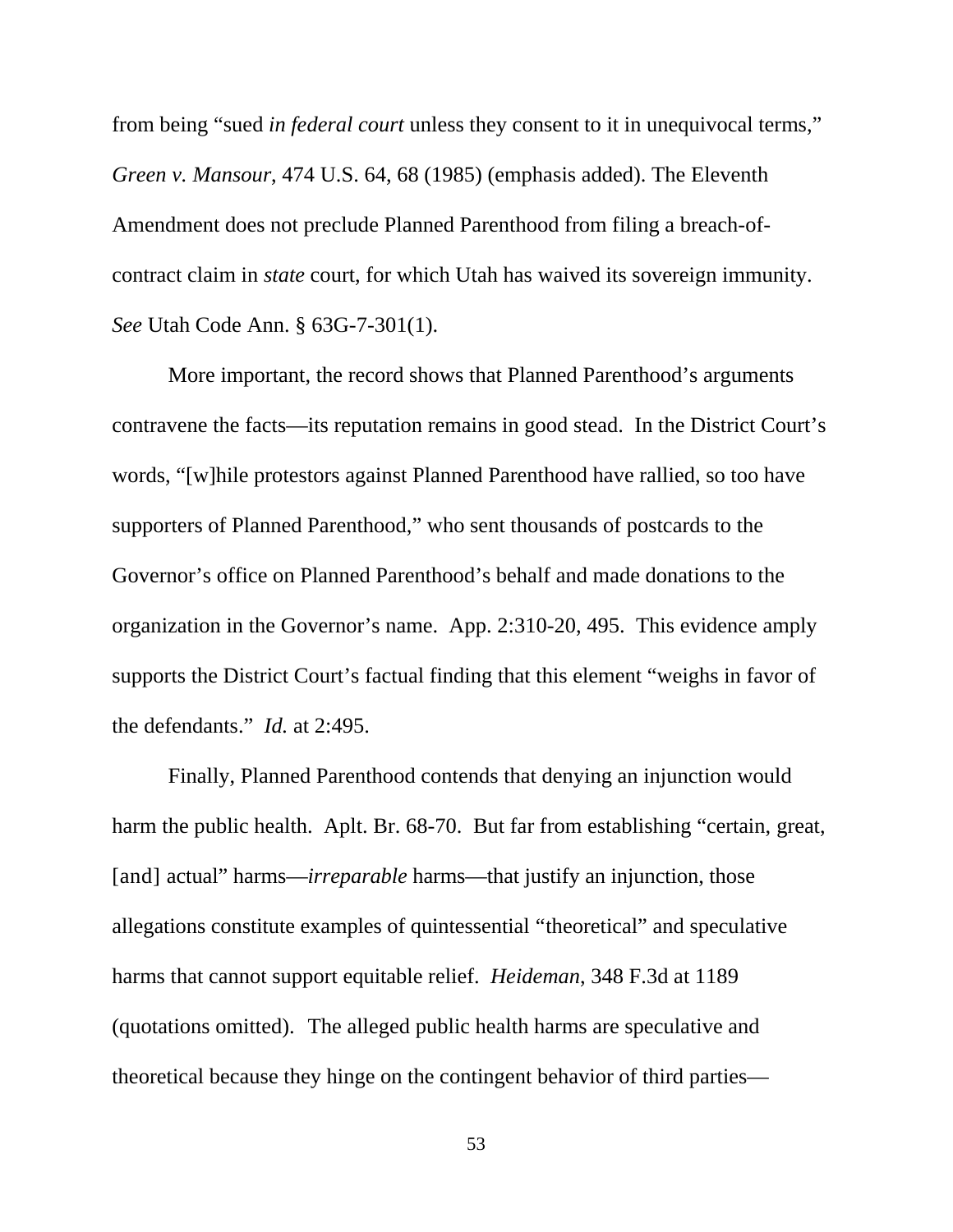from being "sued *in federal court* unless they consent to it in unequivocal terms," *Green v. Mansour*, 474 U.S. 64, 68 (1985) (emphasis added). The Eleventh Amendment does not preclude Planned Parenthood from filing a breach-of-contract claim in *state* court, for which Utah has waived its sovereign immunity. *See* Utah Code Ann. § 63G-7-301(1).

More important, the record shows that Planned Parenthood's arguments contravene the facts—its reputation remains in good stead. In the District Court's words, "[w]hile protestors against Planned Parenthood have rallied, so too have supporters of Planned Parenthood," who sent thousands of postcards to the Governor's office on Planned Parenthood's behalf and made donations to the organization in the Governor's name. App. 2:310-20, 495. This evidence amply supports the District Court's factual finding that this element "weighs in favor of the defendants." *Id.* at 2:495.

Finally, Planned Parenthood contends that denying an injunction would harm the public health. Aplt. Br. 68-70. But far from establishing "certain, great, [and] actual" harms—*irreparable* harms—that justify an injunction, those allegations constitute examples of quintessential "theoretical" and speculative harms that cannot support equitable relief. *Heideman*, 348 F.3d at 1189 (quotations omitted). The alleged public health harms are speculative and theoretical because they hinge on the contingent behavior of third parties—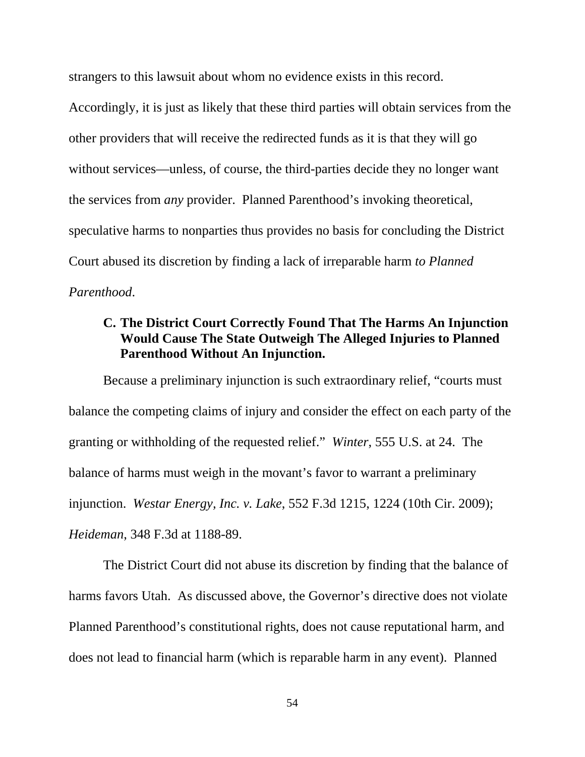strangers to this lawsuit about whom no evidence exists in this record. Accordingly, it is just as likely that these third parties will obtain services from the other providers that will receive the redirected funds as it is that they will go without services—unless, of course, the third-parties decide they no longer want the services from *any* provider. Planned Parenthood's invoking theoretical, speculative harms to nonparties thus provides no basis for concluding the District Court abused its discretion by finding a lack of irreparable harm *to Planned Parenthood*.

### C. The District Court Correctly Found That The Harms An Injunction Would Cause The State Outweigh The Alleged Injuries to Planned Parenthood Without An Injunction.

Because a preliminary injunction is such extraordinary relief, "courts must balance the competing claims of injury and consider the effect on each party of the granting or withholding of the requested relief." *Winter*, 555 U.S. at 24. The balance of harms must weigh in the movant's favor to warrant a preliminary injunction. *Westar Energy, Inc. v. Lake*, 552 F.3d 1215, 1224 (10th Cir. 2009); *Heideman*, 348 F.3d at 1188-89.

The District Court did not abuse its discretion by finding that the balance of harms favors Utah. As discussed above, the Governor's directive does not violate Planned Parenthood's constitutional rights, does not cause reputational harm, and does not lead to financial harm (which is reparable harm in any event). Planned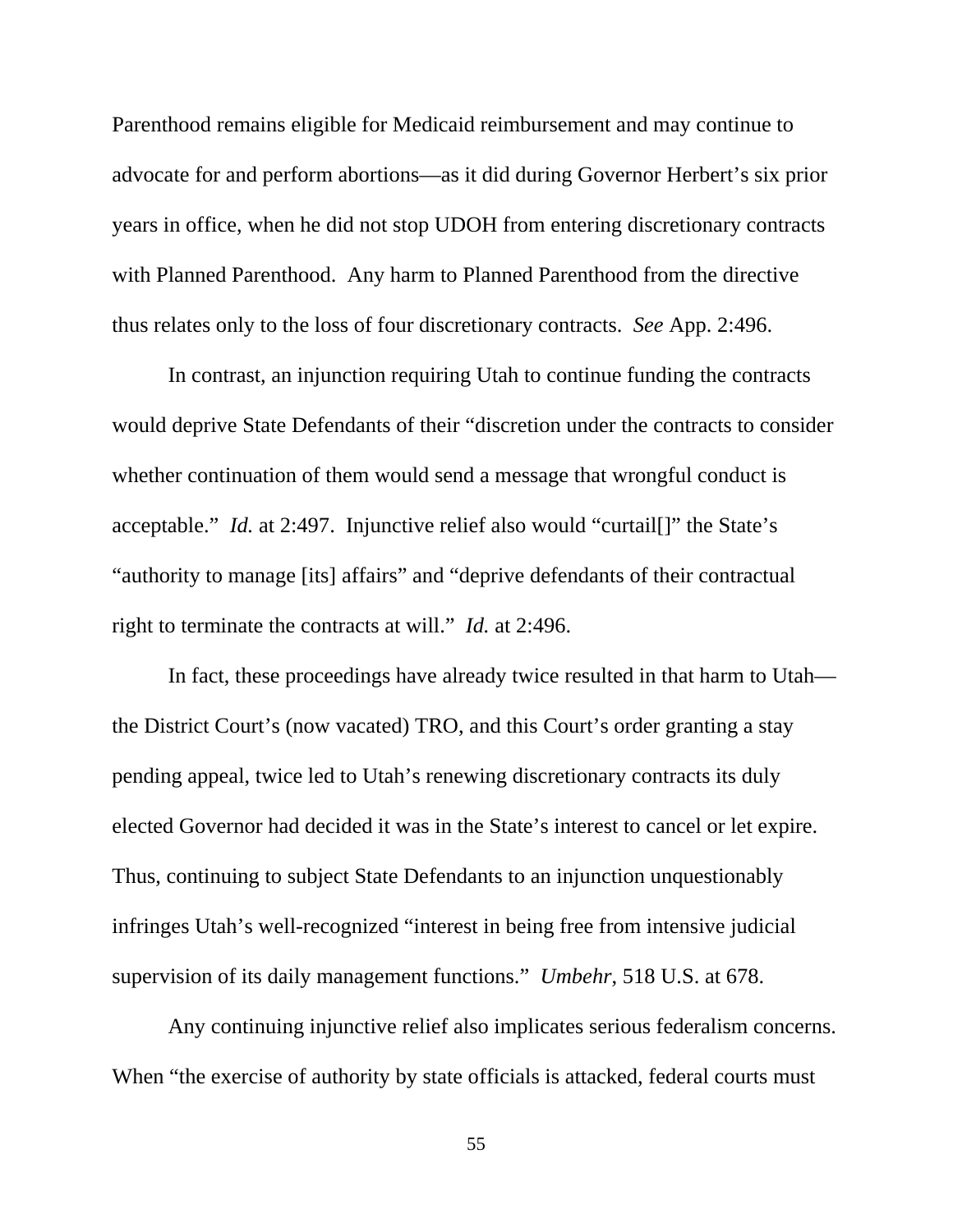Parenthood remains eligible for Medicaid reimbursement and may continue to advocate for and perform abortions—as it did during Governor Herbert's six prior years in office, when he did not stop UDOH from entering discretionary contracts with Planned Parenthood. Any harm to Planned Parenthood from the directive thus relates only to the loss of four discretionary contracts. *See* App. 2:496.

In contrast, an injunction requiring Utah to continue funding the contracts would deprive State Defendants of their "discretion under the contracts to consider whether continuation of them would send a message that wrongful conduct is acceptable." *Id.* at 2:497. Injunctive relief also would "curtail[]" the State's "authority to manage [its] affairs" and "deprive defendants of their contractual right to terminate the contracts at will." *Id.* at 2:496.

In fact, these proceedings have already twice resulted in that harm to Utah—the District Court's (now vacated) TRO, and this Court's order granting a stay pending appeal, twice led to Utah's renewing discretionary contracts its duly elected Governor had decided it was in the State's interest to cancel or let expire. Thus, continuing to subject State Defendants to an injunction unquestionably infringes Utah's well-recognized "interest in being free from intensive judicial supervision of its daily management functions." *Umbehr*, 518 U.S. at 678.

Any continuing injunctive relief also implicates serious federalism concerns. When "the exercise of authority by state officials is attacked, federal courts must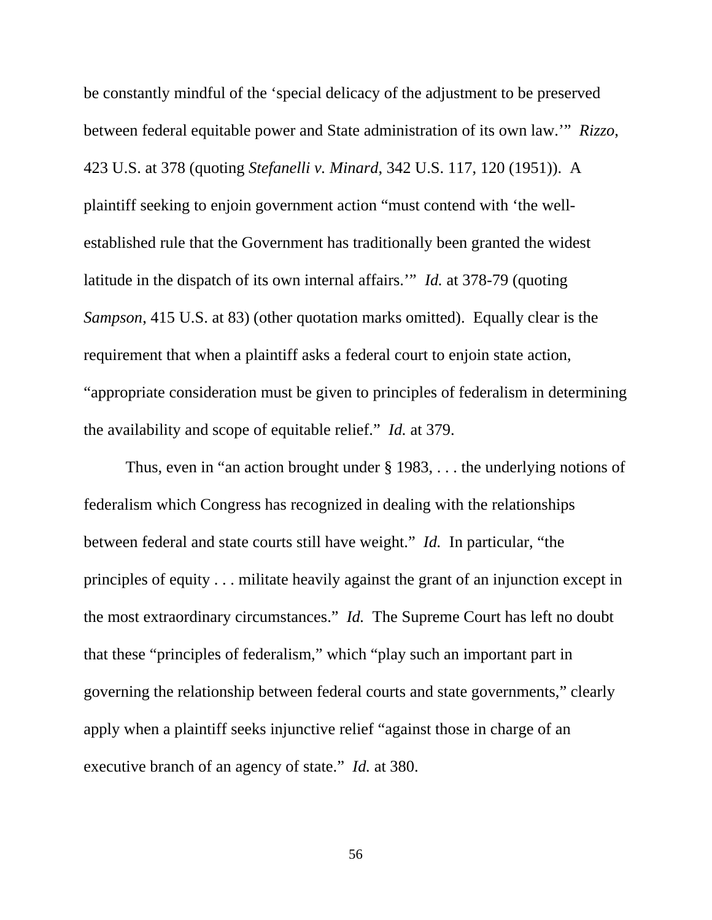be constantly mindful of the 'special delicacy of the adjustment to be preserved between federal equitable power and State administration of its own law.'" *Rizzo*, 423 U.S. at 378 (quoting *Stefanelli v. Minard*, 342 U.S. 117, 120 (1951)). A plaintiff seeking to enjoin government action "must contend with 'the well-established rule that the Government has traditionally been granted the widest latitude in the dispatch of its own internal affairs.'" *Id.* at 378-79 (quoting *Sampson*, 415 U.S. at 83) (other quotation marks omitted). Equally clear is the requirement that when a plaintiff asks a federal court to enjoin state action, "appropriate consideration must be given to principles of federalism in determining the availability and scope of equitable relief." *Id.* at 379.

Thus, even in "an action brought under § 1983, . . . the underlying notions of federalism which Congress has recognized in dealing with the relationships between federal and state courts still have weight." *Id.* In particular, "the principles of equity . . . militate heavily against the grant of an injunction except in the most extraordinary circumstances." *Id.* The Supreme Court has left no doubt that these "principles of federalism," which "play such an important part in governing the relationship between federal courts and state governments," clearly apply when a plaintiff seeks injunctive relief "against those in charge of an executive branch of an agency of state." *Id.* at 380.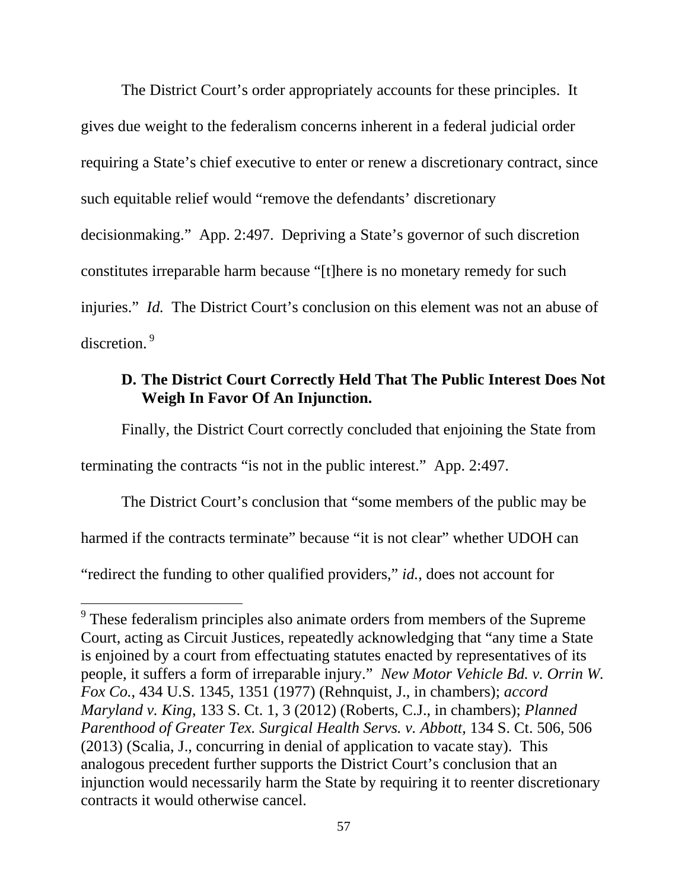The District Court's order appropriately accounts for these principles. It gives due weight to the federalism concerns inherent in a federal judicial order requiring a State's chief executive to enter or renew a discretionary contract, since such equitable relief would "remove the defendants' discretionary decisionmaking." App. 2:497. Depriving a State's governor of such discretion constitutes irreparable harm because "[t]here is no monetary remedy for such injuries." *Id.* The District Court's conclusion on this element was not an abuse of discretion.[9]

### D. The District Court Correctly Held That The Public Interest Does Not Weigh In Favor Of An Injunction.

Finally, the District Court correctly concluded that enjoining the State from terminating the contracts "is not in the public interest." App. 2:497.

The District Court's conclusion that "some members of the public may be harmed if the contracts terminate" because "it is not clear" whether UDOH can "redirect the funding to other qualified providers," *id.*, does not account for

---

[9] These federalism principles also animate orders from members of the Supreme Court, acting as Circuit Justices, repeatedly acknowledging that "any time a State is enjoined by a court from effectuating statutes enacted by representatives of its people, it suffers a form of irreparable injury." *New Motor Vehicle Bd. v. Orrin W. Fox Co.*, 434 U.S. 1345, 1351 (1977) (Rehnquist, J., in chambers); *accord Maryland v. King*, 133 S. Ct. 1, 3 (2012) (Roberts, C.J., in chambers); *Planned Parenthood of Greater Tex. Surgical Health Servs. v. Abbott*, 134 S. Ct. 506, 506 (2013) (Scalia, J., concurring in denial of application to vacate stay). This analogous precedent further supports the District Court's conclusion that an injunction would necessarily harm the State by requiring it to reenter discretionary contracts it would otherwise cancel.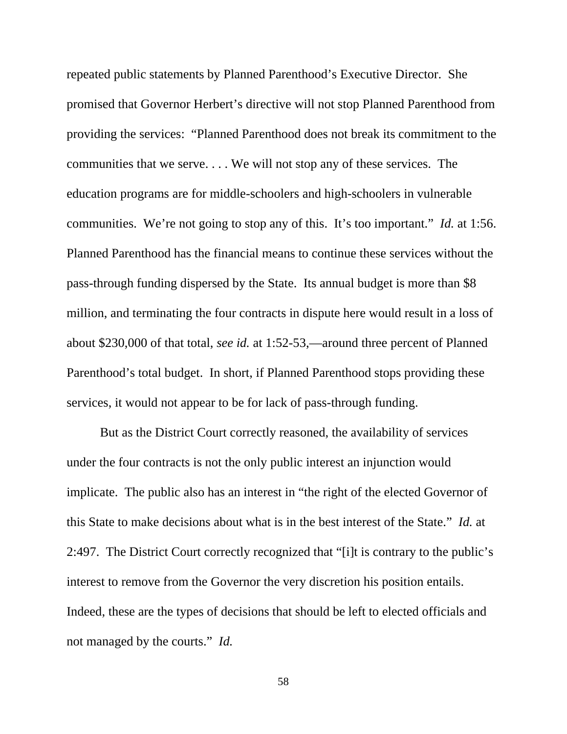repeated public statements by Planned Parenthood's Executive Director. She promised that Governor Herbert's directive will not stop Planned Parenthood from providing the services: "Planned Parenthood does not break its commitment to the communities that we serve. . . . We will not stop any of these services. The education programs are for middle-schoolers and high-schoolers in vulnerable communities. We're not going to stop any of this. It's too important." *Id.* at 1:56. Planned Parenthood has the financial means to continue these services without the pass-through funding dispersed by the State. Its annual budget is more than $8 million, and terminating the four contracts in dispute here would result in a loss of about $230,000 of that total, *see id.* at 1:52-53,—around three percent of Planned Parenthood's total budget. In short, if Planned Parenthood stops providing these services, it would not appear to be for lack of pass-through funding.

But as the District Court correctly reasoned, the availability of services under the four contracts is not the only public interest an injunction would implicate. The public also has an interest in "the right of the elected Governor of this State to make decisions about what is in the best interest of the State." *Id.* at 2:497. The District Court correctly recognized that "[i]t is contrary to the public's interest to remove from the Governor the very discretion his position entails. Indeed, these are the types of decisions that should be left to elected officials and not managed by the courts." *Id.*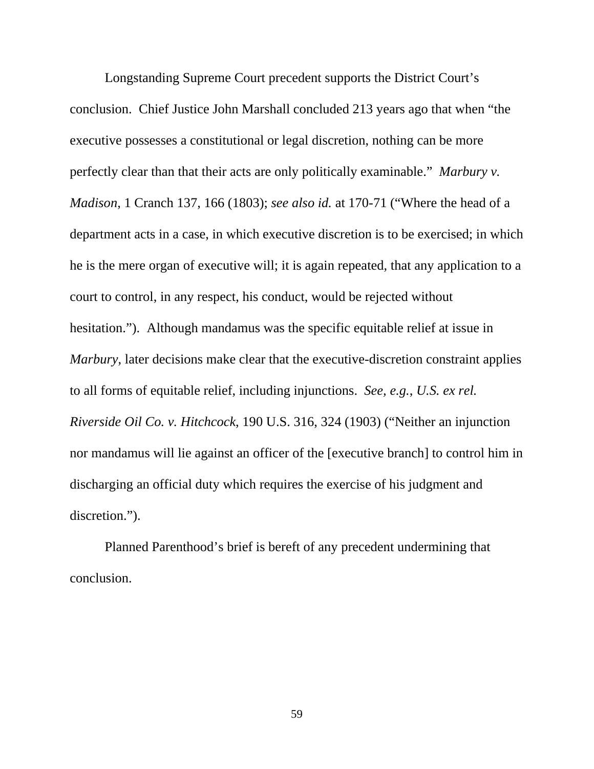Longstanding Supreme Court precedent supports the District Court's conclusion. Chief Justice John Marshall concluded 213 years ago that when "the executive possesses a constitutional or legal discretion, nothing can be more perfectly clear than that their acts are only politically examinable." *Marbury v. Madison*, 1 Cranch 137, 166 (1803); *see also id.* at 170-71 ("Where the head of a department acts in a case, in which executive discretion is to be exercised; in which he is the mere organ of executive will; it is again repeated, that any application to a court to control, in any respect, his conduct, would be rejected without hesitation."). Although mandamus was the specific equitable relief at issue in *Marbury*, later decisions make clear that the executive-discretion constraint applies to all forms of equitable relief, including injunctions. *See, e.g.*, *U.S. ex rel. Riverside Oil Co. v. Hitchcock*, 190 U.S. 316, 324 (1903) ("Neither an injunction nor mandamus will lie against an officer of the [executive branch] to control him in discharging an official duty which requires the exercise of his judgment and discretion.").

Planned Parenthood's brief is bereft of any precedent undermining that conclusion.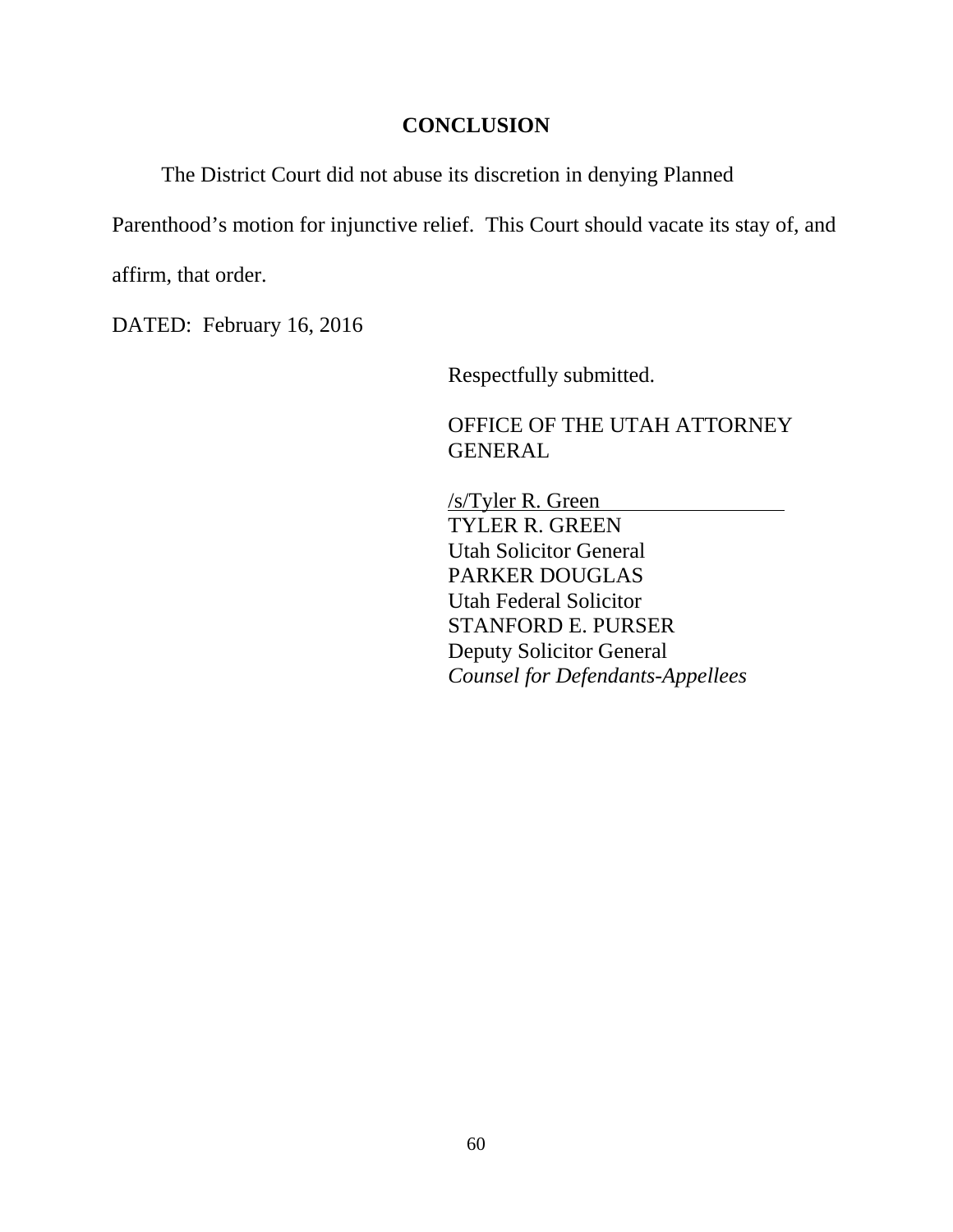## CONCLUSION

The District Court did not abuse its discretion in denying Planned Parenthood's motion for injunctive relief. This Court should vacate its stay of, and affirm, that order.

DATED: February 16, 2016

Respectfully submitted.

OFFICE OF THE UTAH ATTORNEY GENERAL

/s/Tyler R. Green
TYLER R. GREEN
Utah Solicitor General
PARKER DOUGLAS
Utah Federal Solicitor
STANFORD E. PURSER
Deputy Solicitor General
*Counsel for Defendants-Appellees*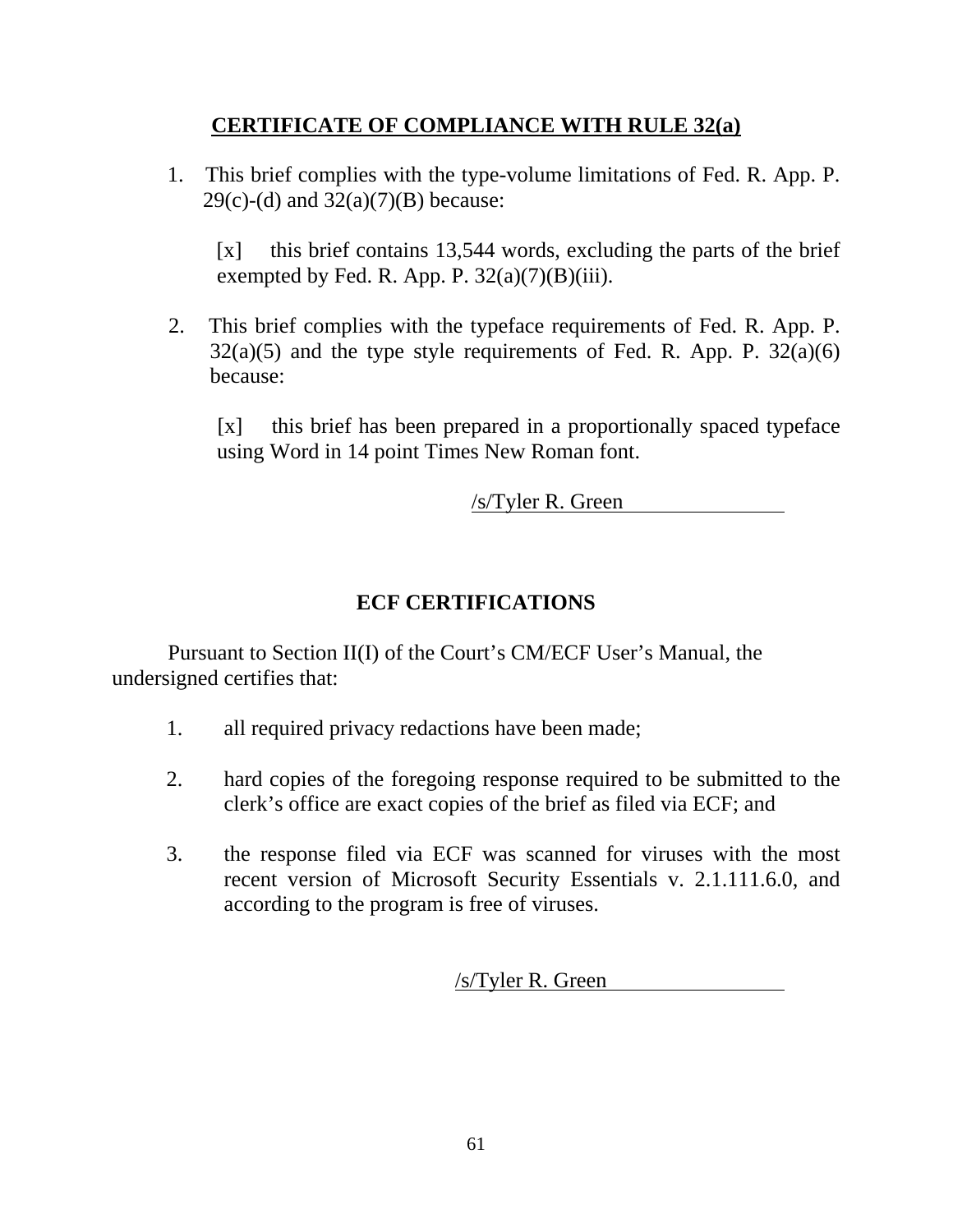## CERTIFICATE OF COMPLIANCE WITH RULE 32(a)

1. This brief complies with the type-volume limitations of Fed. R. App. P. 29(c)-(d) and 32(a)(7)(B) because:

   [x] this brief contains 13,544 words, excluding the parts of the brief exempted by Fed. R. App. P. 32(a)(7)(B)(iii).

2. This brief complies with the typeface requirements of Fed. R. App. P. 32(a)(5) and the type style requirements of Fed. R. App. P. 32(a)(6) because:

   [x] this brief has been prepared in a proportionally spaced typeface using Word in 14 point Times New Roman font.

/s/Tyler R. Green

## ECF CERTIFICATIONS

Pursuant to Section II(I) of the Court's CM/ECF User's Manual, the undersigned certifies that:

1. all required privacy redactions have been made;

2. hard copies of the foregoing response required to be submitted to the clerk's office are exact copies of the brief as filed via ECF; and

3. the response filed via ECF was scanned for viruses with the most recent version of Microsoft Security Essentials v. 2.1.111.6.0, and according to the program is free of viruses.

/s/Tyler R. Green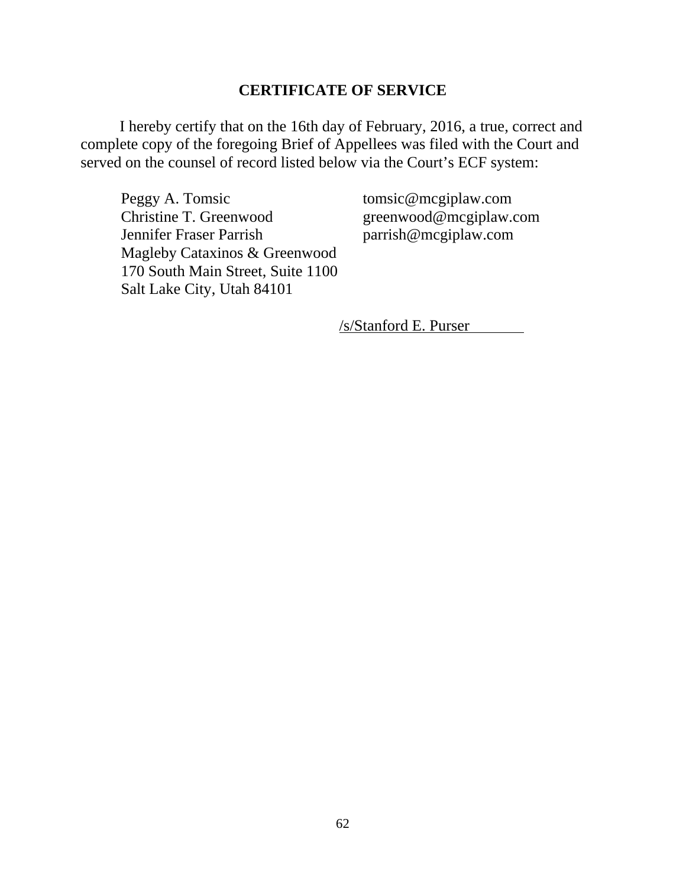## CERTIFICATE OF SERVICE

I hereby certify that on the 16th day of February, 2016, a true, correct and complete copy of the foregoing Brief of Appellees was filed with the Court and served on the counsel of record listed below via the Court's ECF system:

| | |
|---|---|
| Peggy A. Tomsic | tomsic@mcgiplaw.com |
| Christine T. Greenwood | greenwood@mcgiplaw.com |
| Jennifer Fraser Parrish | parrish@mcgiplaw.com |
| Magleby Cataxinos & Greenwood | |
| 170 South Main Street, Suite 1100 | |
| Salt Lake City, Utah 84101 | |

/s/Stanford E. Purser